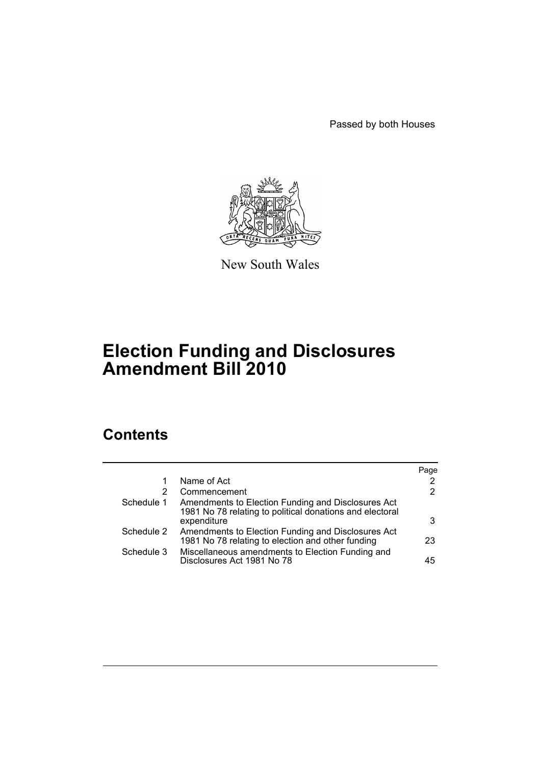Passed by both Houses

New South Wales

# Election Funding and Disclosures Amendment Bill 2010

## Contents

| | | Page |
|---|---|---|
| 1 | Name of Act | 2 |
| 2 | Commencement | 2 |
| Schedule 1 | Amendments to Election Funding and Disclosures Act 1981 No 78 relating to political donations and electoral expenditure | 3 |
| Schedule 2 | Amendments to Election Funding and Disclosures Act 1981 No 78 relating to election and other funding | 23 |
| Schedule 3 | Miscellaneous amendments to Election Funding and Disclosures Act 1981 No 78 | 45 |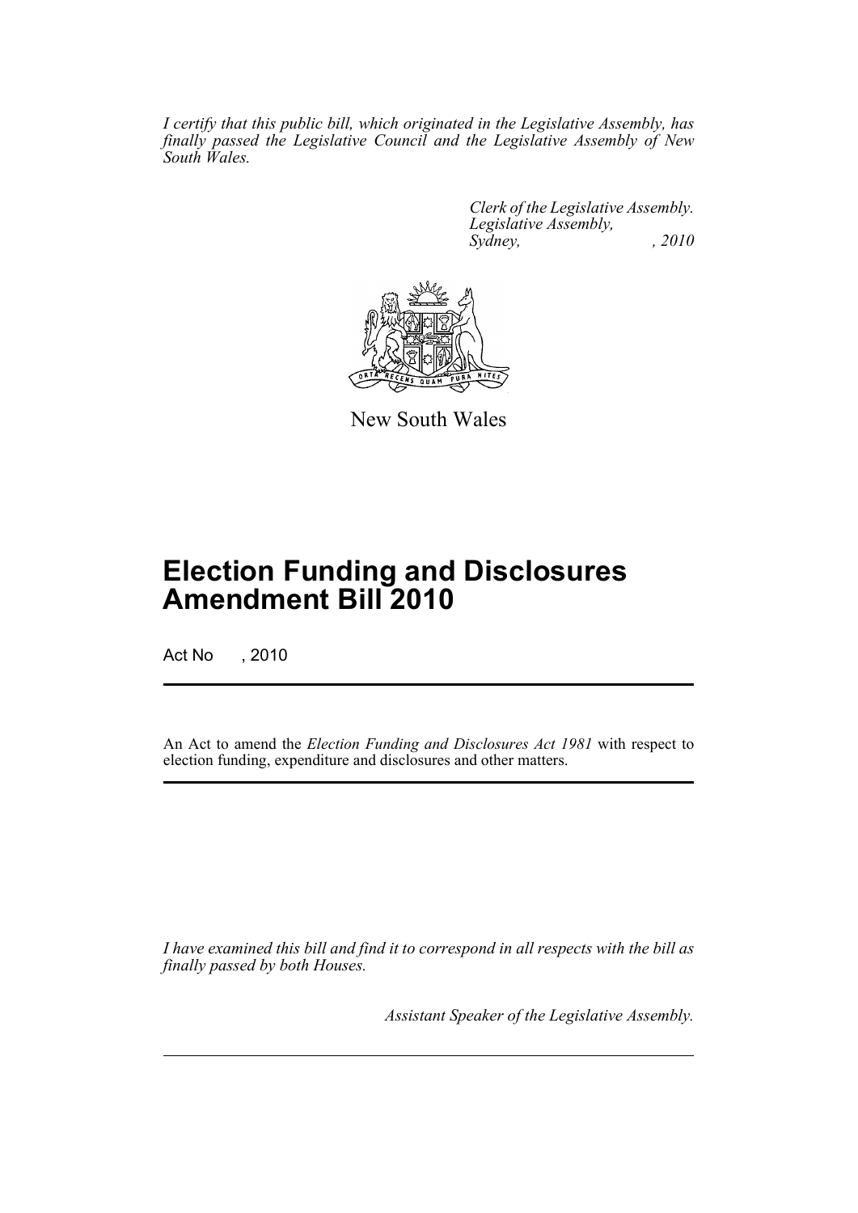*I certify that this public bill, which originated in the Legislative Assembly, has finally passed the Legislative Council and the Legislative Assembly of New South Wales.*

*Clerk of the Legislative Assembly.*
*Legislative Assembly,*
*Sydney, , 2010*

New South Wales

# Election Funding and Disclosures Amendment Bill 2010

Act No , 2010

An Act to amend the *Election Funding and Disclosures Act 1981* with respect to election funding, expenditure and disclosures and other matters.

*I have examined this bill and find it to correspond in all respects with the bill as finally passed by both Houses.*

*Assistant Speaker of the Legislative Assembly.*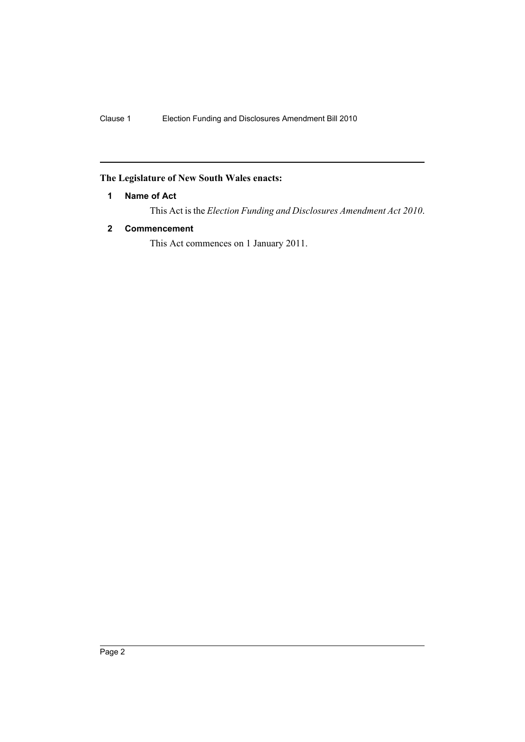**The Legislature of New South Wales enacts:**

### 1 Name of Act

This Act is the *Election Funding and Disclosures Amendment Act 2010*.

### 2 Commencement

This Act commences on 1 January 2011.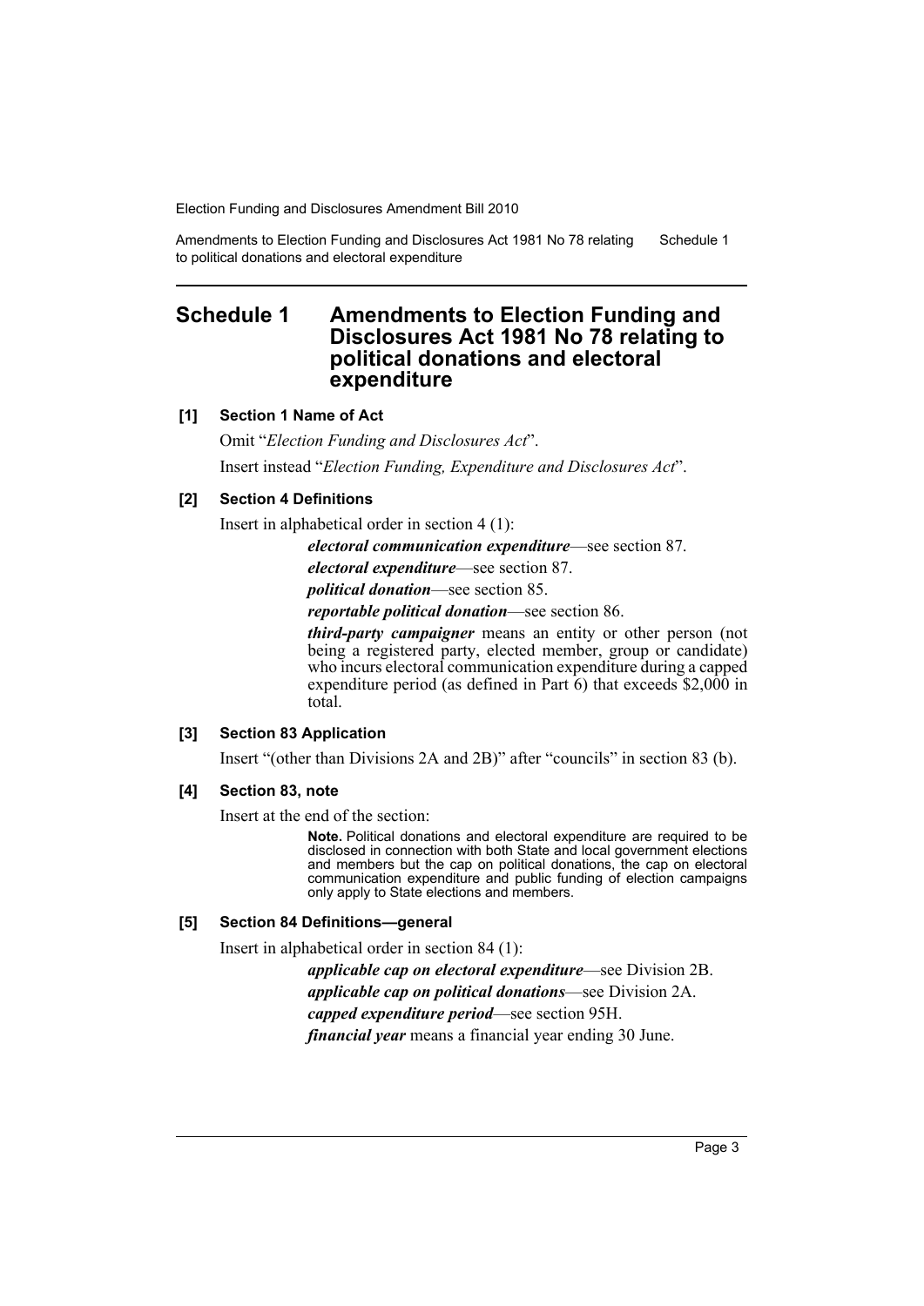# Schedule 1 Amendments to Election Funding and Disclosures Act 1981 No 78 relating to political donations and electoral expenditure

### [1] Section 1 Name of Act

Omit "*Election Funding and Disclosures Act*".

Insert instead "*Election Funding, Expenditure and Disclosures Act*".

### [2] Section 4 Definitions

Insert in alphabetical order in section 4 (1):

> ***electoral communication expenditure***—see section 87.
>
> ***electoral expenditure***—see section 87.
>
> ***political donation***—see section 85.
>
> ***reportable political donation***—see section 86.
>
> ***third-party campaigner*** means an entity or other person (not being a registered party, elected member, group or candidate) who incurs electoral communication expenditure during a capped expenditure period (as defined in Part 6) that exceeds $2,000 in total.

### [3] Section 83 Application

Insert "(other than Divisions 2A and 2B)" after "councils" in section 83 (b).

### [4] Section 83, note

Insert at the end of the section:

> **Note.** Political donations and electoral expenditure are required to be disclosed in connection with both State and local government elections and members but the cap on political donations, the cap on electoral communication expenditure and public funding of election campaigns only apply to State elections and members.

### [5] Section 84 Definitions—general

Insert in alphabetical order in section 84 (1):

> ***applicable cap on electoral expenditure***—see Division 2B.
>
> ***applicable cap on political donations***—see Division 2A.
>
> ***capped expenditure period***—see section 95H.
>
> ***financial year*** means a financial year ending 30 June.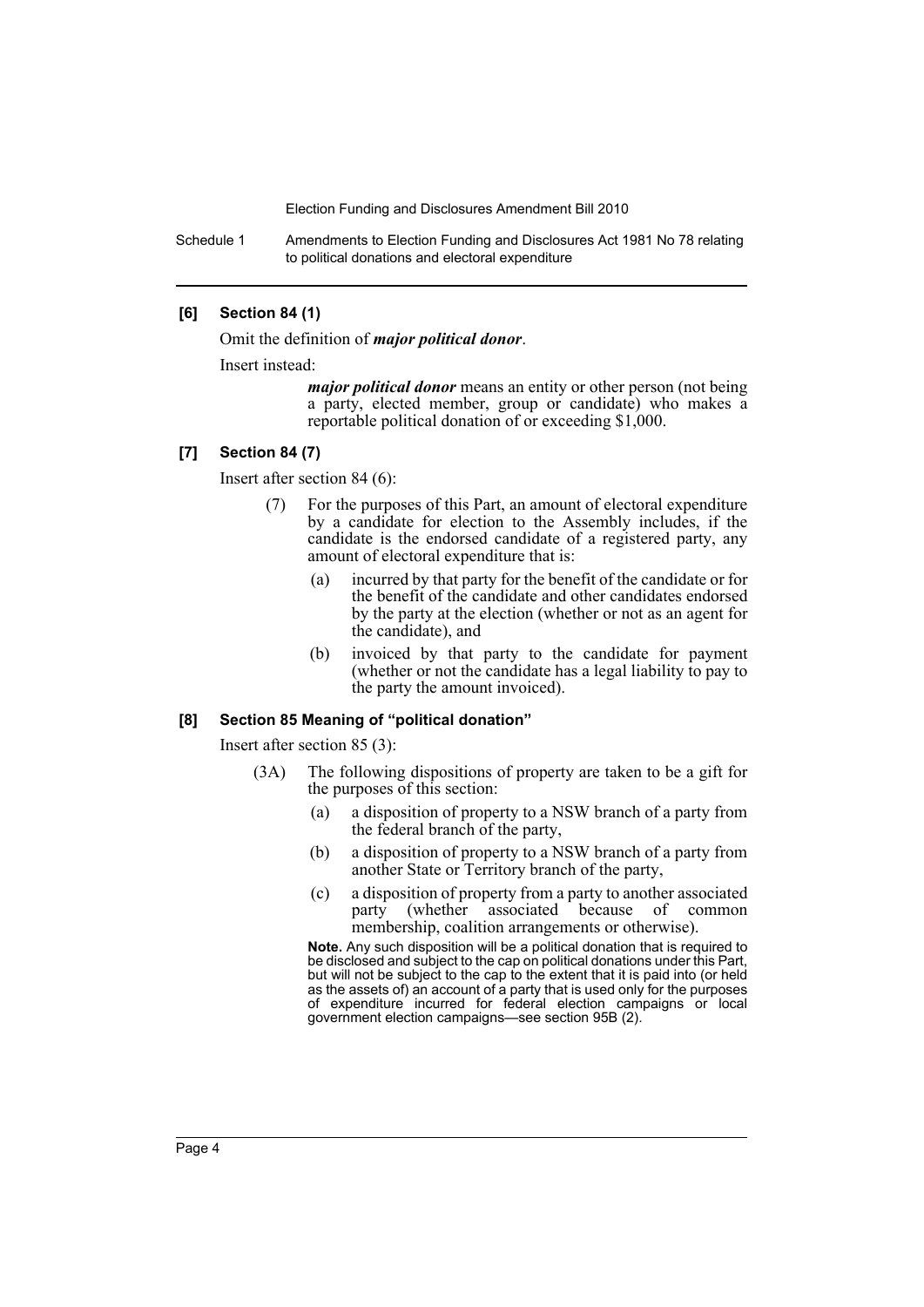**[6] Section 84 (1)**

Omit the definition of ***major political donor***.

Insert instead:

> ***major political donor*** means an entity or other person (not being a party, elected member, group or candidate) who makes a reportable political donation of or exceeding $1,000.

**[7] Section 84 (7)**

Insert after section 84 (6):

> (7) For the purposes of this Part, an amount of electoral expenditure by a candidate for election to the Assembly includes, if the candidate is the endorsed candidate of a registered party, any amount of electoral expenditure that is:
>
> (a) incurred by that party for the benefit of the candidate or for the benefit of the candidate and other candidates endorsed by the party at the election (whether or not as an agent for the candidate), and
>
> (b) invoiced by that party to the candidate for payment (whether or not the candidate has a legal liability to pay to the party the amount invoiced).

**[8] Section 85 Meaning of "political donation"**

Insert after section 85 (3):

> (3A) The following dispositions of property are taken to be a gift for the purposes of this section:
>
> (a) a disposition of property to a NSW branch of a party from the federal branch of the party,
>
> (b) a disposition of property to a NSW branch of a party from another State or Territory branch of the party,
>
> (c) a disposition of property from a party to another associated party (whether associated because of common membership, coalition arrangements or otherwise).
>
> **Note.** Any such disposition will be a political donation that is required to be disclosed and subject to the cap on political donations under this Part, but will not be subject to the cap to the extent that it is paid into (or held as the assets of) an account of a party that is used only for the purposes of expenditure incurred for federal election campaigns or local government election campaigns—see section 95B (2).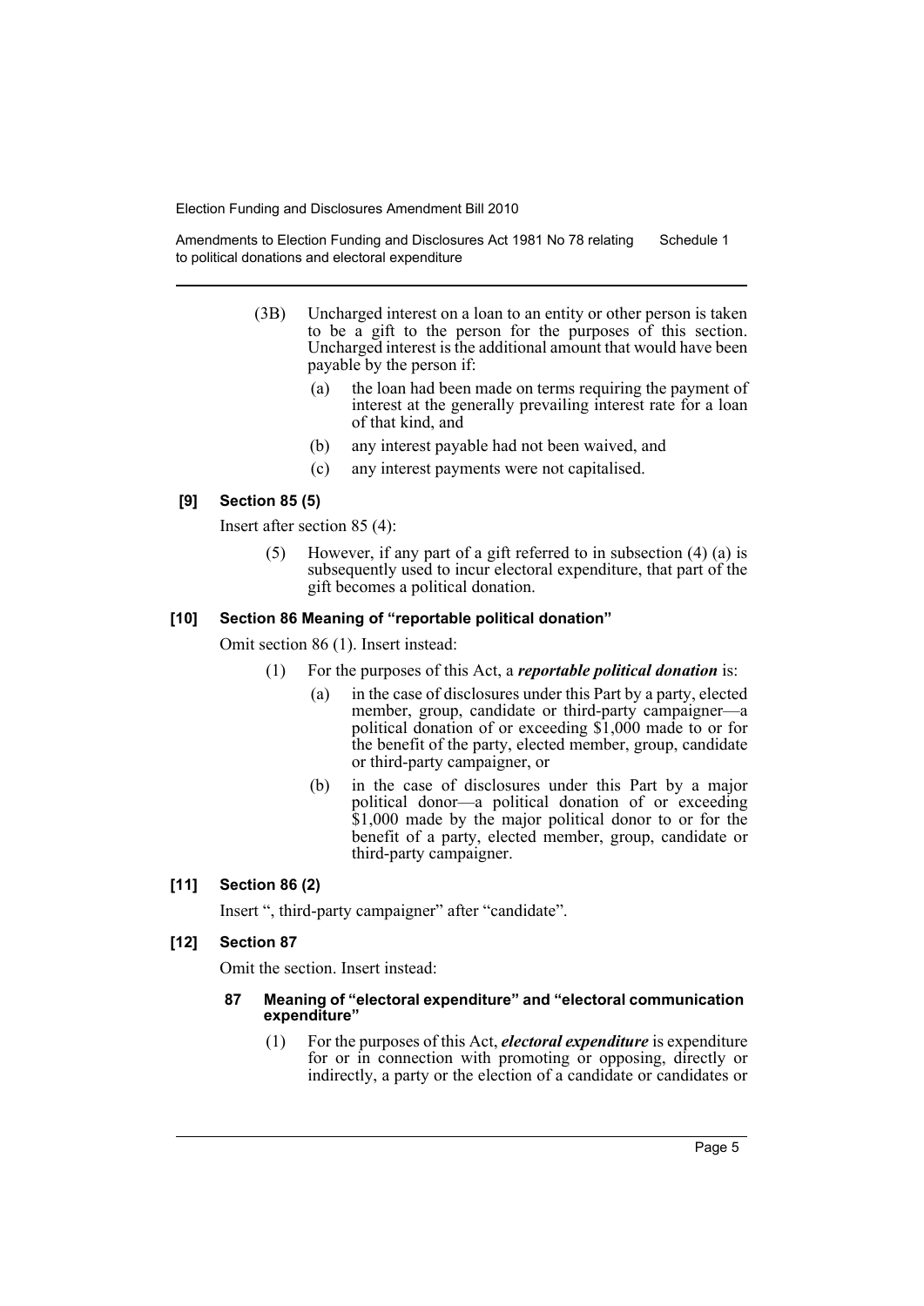(3B) Uncharged interest on a loan to an entity or other person is taken to be a gift to the person for the purposes of this section. Uncharged interest is the additional amount that would have been payable by the person if:

(a) the loan had been made on terms requiring the payment of interest at the generally prevailing interest rate for a loan of that kind, and

(b) any interest payable had not been waived, and

(c) any interest payments were not capitalised.

**[9] Section 85 (5)**

Insert after section 85 (4):

(5) However, if any part of a gift referred to in subsection (4) (a) is subsequently used to incur electoral expenditure, that part of the gift becomes a political donation.

**[10] Section 86 Meaning of "reportable political donation"**

Omit section 86 (1). Insert instead:

(1) For the purposes of this Act, a ***reportable political donation*** is:

(a) in the case of disclosures under this Part by a party, elected member, group, candidate or third-party campaigner—a political donation of or exceeding $1,000 made to or for the benefit of the party, elected member, group, candidate or third-party campaigner, or

(b) in the case of disclosures under this Part by a major political donor—a political donation of or exceeding $1,000 made by the major political donor to or for the benefit of a party, elected member, group, candidate or third-party campaigner.

**[11] Section 86 (2)**

Insert ", third-party campaigner" after "candidate".

**[12] Section 87**

Omit the section. Insert instead:

**87 Meaning of "electoral expenditure" and "electoral communication expenditure"**

(1) For the purposes of this Act, ***electoral expenditure*** is expenditure for or in connection with promoting or opposing, directly or indirectly, a party or the election of a candidate or candidates or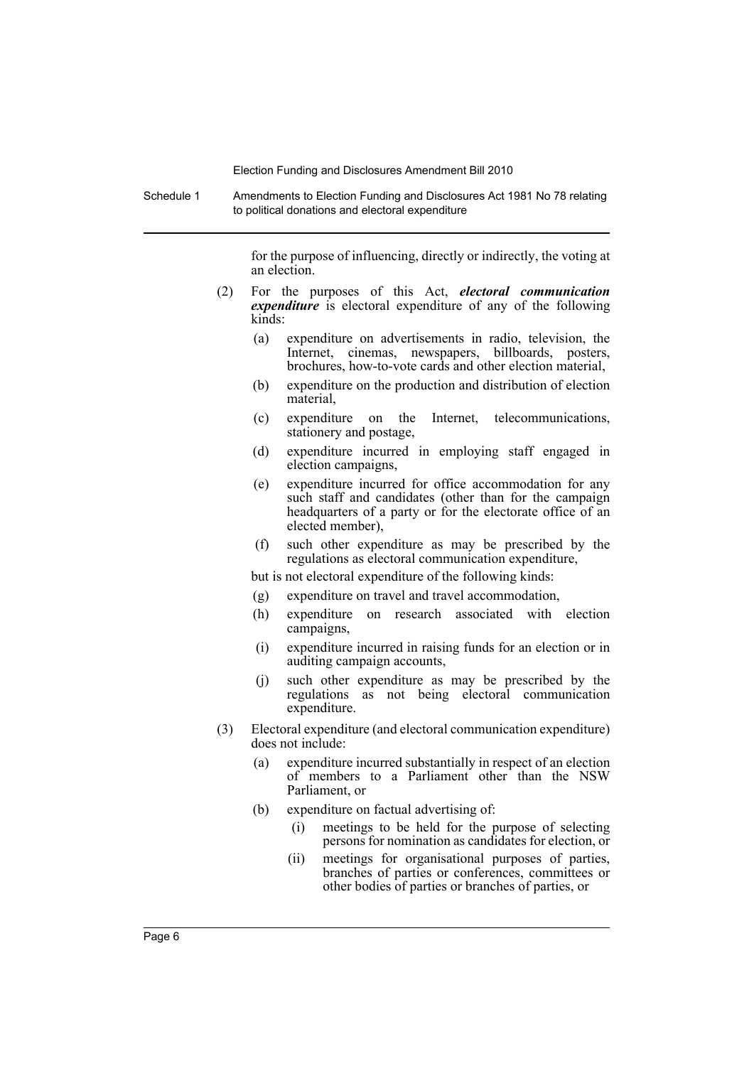for the purpose of influencing, directly or indirectly, the voting at an election.

(2) For the purposes of this Act, ***electoral communication expenditure*** is electoral expenditure of any of the following kinds:

(a) expenditure on advertisements in radio, television, the Internet, cinemas, newspapers, billboards, posters, brochures, how-to-vote cards and other election material,

(b) expenditure on the production and distribution of election material,

(c) expenditure on the Internet, telecommunications, stationery and postage,

(d) expenditure incurred in employing staff engaged in election campaigns,

(e) expenditure incurred for office accommodation for any such staff and candidates (other than for the campaign headquarters of a party or for the electorate office of an elected member),

(f) such other expenditure as may be prescribed by the regulations as electoral communication expenditure,

but is not electoral expenditure of the following kinds:

(g) expenditure on travel and travel accommodation,

(h) expenditure on research associated with election campaigns,

(i) expenditure incurred in raising funds for an election or in auditing campaign accounts,

(j) such other expenditure as may be prescribed by the regulations as not being electoral communication expenditure.

(3) Electoral expenditure (and electoral communication expenditure) does not include:

(a) expenditure incurred substantially in respect of an election of members to a Parliament other than the NSW Parliament, or

(b) expenditure on factual advertising of:

(i) meetings to be held for the purpose of selecting persons for nomination as candidates for election, or

(ii) meetings for organisational purposes of parties, branches of parties or conferences, committees or other bodies of parties or branches of parties, or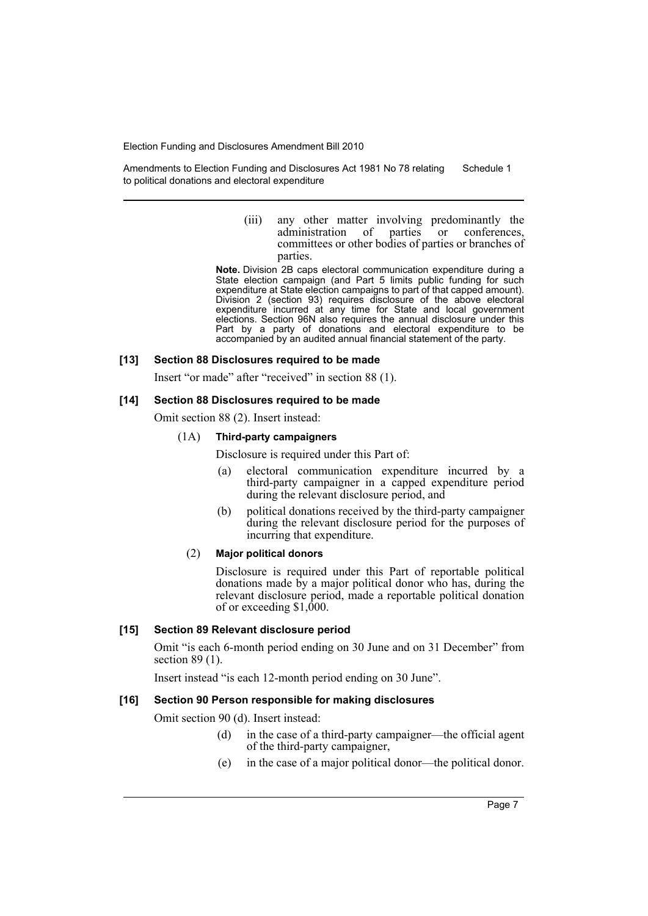(iii) any other matter involving predominantly the administration of parties or conferences, committees or other bodies of parties or branches of parties.

**Note.** Division 2B caps electoral communication expenditure during a State election campaign (and Part 5 limits public funding for such expenditure at State election campaigns to part of that capped amount). Division 2 (section 93) requires disclosure of the above electoral expenditure incurred at any time for State and local government elections. Section 96N also requires the annual disclosure under this Part by a party of donations and electoral expenditure to be accompanied by an audited annual financial statement of the party.

#### [13] Section 88 Disclosures required to be made

Insert "or made" after "received" in section 88 (1).

#### [14] Section 88 Disclosures required to be made

Omit section 88 (2). Insert instead:

(1A) **Third-party campaigners**

Disclosure is required under this Part of:

(a) electoral communication expenditure incurred by a third-party campaigner in a capped expenditure period during the relevant disclosure period, and

(b) political donations received by the third-party campaigner during the relevant disclosure period for the purposes of incurring that expenditure.

(2) **Major political donors**

Disclosure is required under this Part of reportable political donations made by a major political donor who has, during the relevant disclosure period, made a reportable political donation of or exceeding $1,000.

#### [15] Section 89 Relevant disclosure period

Omit "is each 6-month period ending on 30 June and on 31 December" from section 89 (1).

Insert instead "is each 12-month period ending on 30 June".

#### [16] Section 90 Person responsible for making disclosures

Omit section 90 (d). Insert instead:

(d) in the case of a third-party campaigner—the official agent of the third-party campaigner,

(e) in the case of a major political donor—the political donor.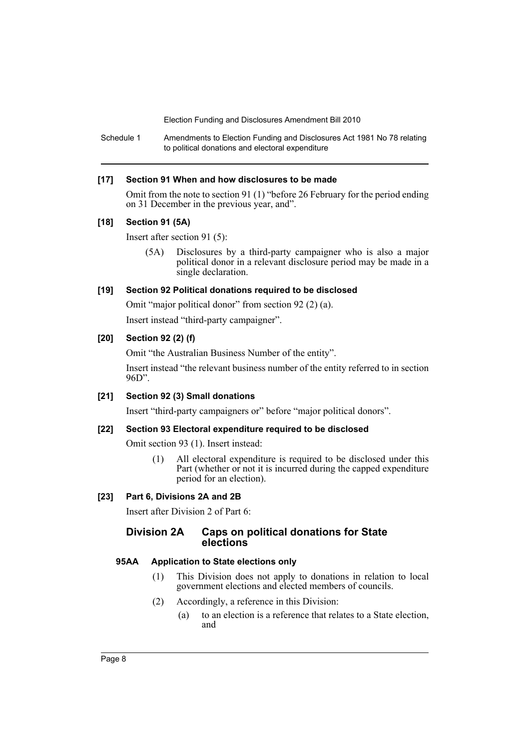**[17] Section 91 When and how disclosures to be made**

Omit from the note to section 91 (1) "before 26 February for the period ending on 31 December in the previous year, and".

**[18] Section 91 (5A)**

Insert after section 91 (5):

(5A) Disclosures by a third-party campaigner who is also a major political donor in a relevant disclosure period may be made in a single declaration.

**[19] Section 92 Political donations required to be disclosed**

Omit "major political donor" from section 92 (2) (a).

Insert instead "third-party campaigner".

**[20] Section 92 (2) (f)**

Omit "the Australian Business Number of the entity".

Insert instead "the relevant business number of the entity referred to in section 96D".

**[21] Section 92 (3) Small donations**

Insert "third-party campaigners or" before "major political donors".

**[22] Section 93 Electoral expenditure required to be disclosed**

Omit section 93 (1). Insert instead:

(1) All electoral expenditure is required to be disclosed under this Part (whether or not it is incurred during the capped expenditure period for an election).

**[23] Part 6, Divisions 2A and 2B**

Insert after Division 2 of Part 6:

## Division 2A Caps on political donations for State elections

### 95AA Application to State elections only

(1) This Division does not apply to donations in relation to local government elections and elected members of councils.

(2) Accordingly, a reference in this Division:

(a) to an election is a reference that relates to a State election, and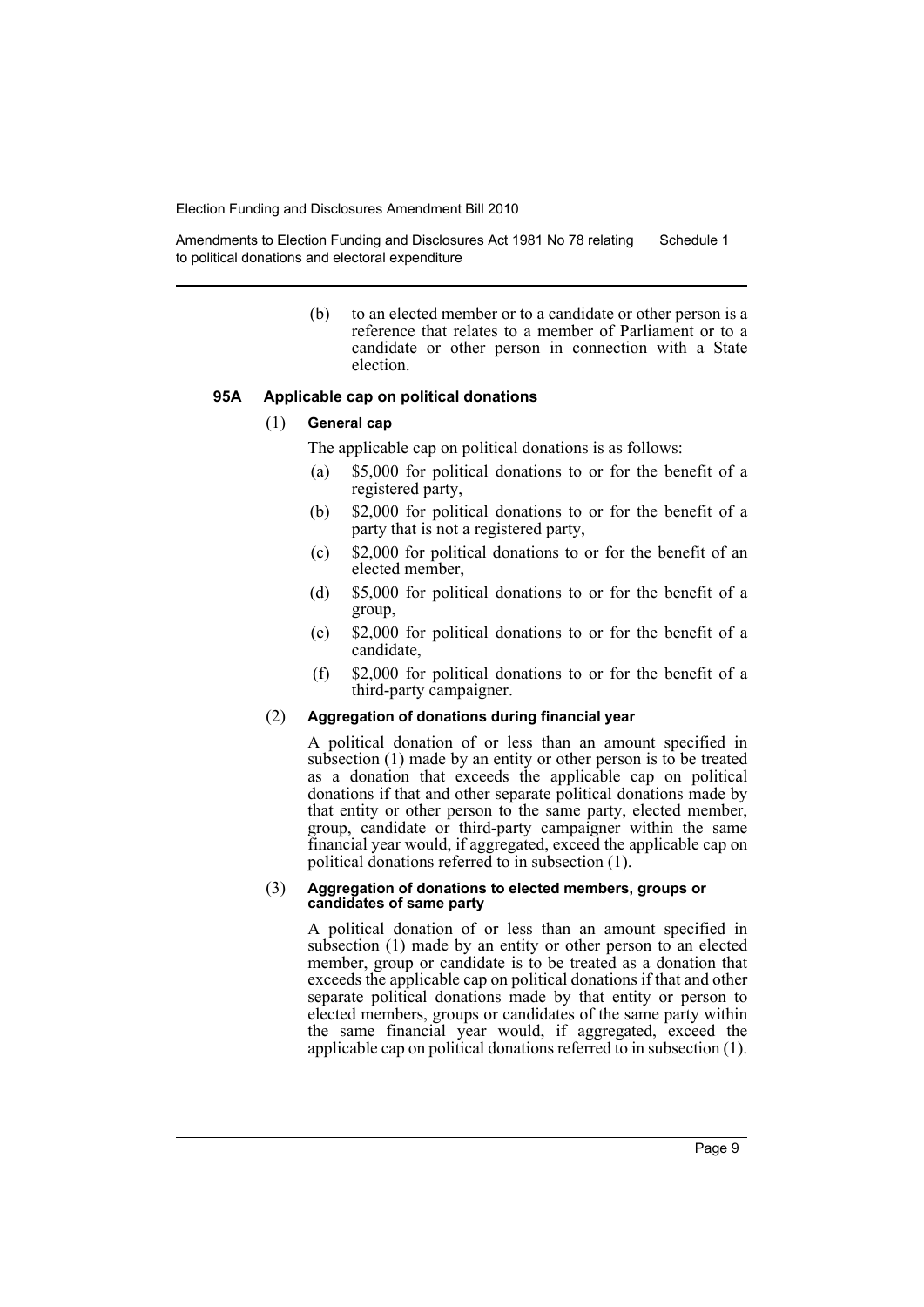(b) to an elected member or to a candidate or other person is a reference that relates to a member of Parliament or to a candidate or other person in connection with a State election.

#### 95A Applicable cap on political donations

(1) **General cap**

The applicable cap on political donations is as follows:

(a) $5,000 for political donations to or for the benefit of a registered party,

(b) $2,000 for political donations to or for the benefit of a party that is not a registered party,

(c) $2,000 for political donations to or for the benefit of an elected member,

(d) $5,000 for political donations to or for the benefit of a group,

(e) $2,000 for political donations to or for the benefit of a candidate,

(f) $2,000 for political donations to or for the benefit of a third-party campaigner.

(2) **Aggregation of donations during financial year**

A political donation of or less than an amount specified in subsection (1) made by an entity or other person is to be treated as a donation that exceeds the applicable cap on political donations if that and other separate political donations made by that entity or other person to the same party, elected member, group, candidate or third-party campaigner within the same financial year would, if aggregated, exceed the applicable cap on political donations referred to in subsection (1).

(3) **Aggregation of donations to elected members, groups or candidates of same party**

A political donation of or less than an amount specified in subsection (1) made by an entity or other person to an elected member, group or candidate is to be treated as a donation that exceeds the applicable cap on political donations if that and other separate political donations made by that entity or person to elected members, groups or candidates of the same party within the same financial year would, if aggregated, exceed the applicable cap on political donations referred to in subsection (1).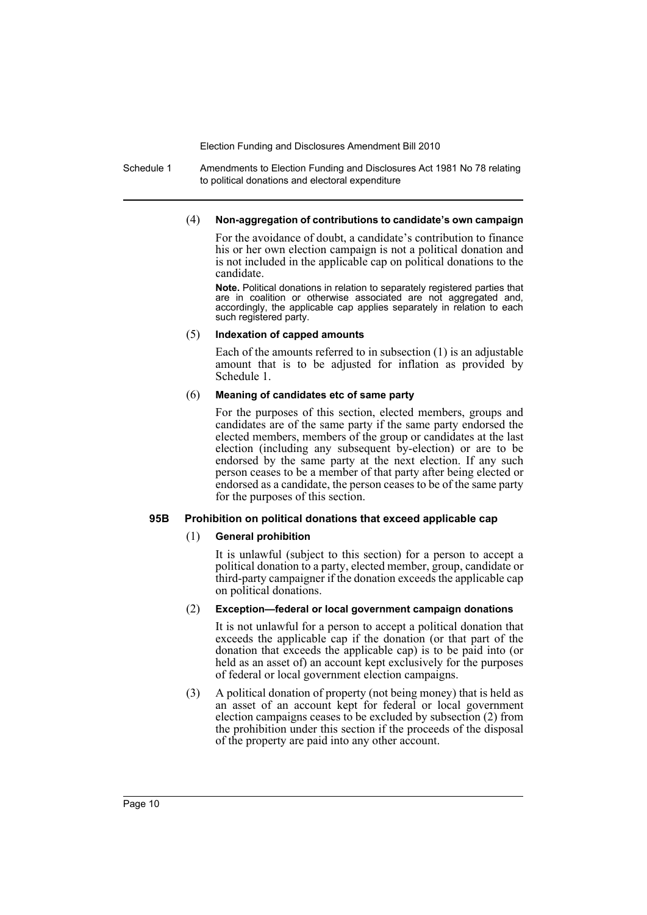(4) **Non-aggregation of contributions to candidate's own campaign**

For the avoidance of doubt, a candidate's contribution to finance his or her own election campaign is not a political donation and is not included in the applicable cap on political donations to the candidate.

**Note.** Political donations in relation to separately registered parties that are in coalition or otherwise associated are not aggregated and, accordingly, the applicable cap applies separately in relation to each such registered party.

(5) **Indexation of capped amounts**

Each of the amounts referred to in subsection (1) is an adjustable amount that is to be adjusted for inflation as provided by Schedule 1.

(6) **Meaning of candidates etc of same party**

For the purposes of this section, elected members, groups and candidates are of the same party if the same party endorsed the elected members, members of the group or candidates at the last election (including any subsequent by-election) or are to be endorsed by the same party at the next election. If any such person ceases to be a member of that party after being elected or endorsed as a candidate, the person ceases to be of the same party for the purposes of this section.

### 95B Prohibition on political donations that exceed applicable cap

(1) **General prohibition**

It is unlawful (subject to this section) for a person to accept a political donation to a party, elected member, group, candidate or third-party campaigner if the donation exceeds the applicable cap on political donations.

(2) **Exception—federal or local government campaign donations**

It is not unlawful for a person to accept a political donation that exceeds the applicable cap if the donation (or that part of the donation that exceeds the applicable cap) is to be paid into (or held as an asset of) an account kept exclusively for the purposes of federal or local government election campaigns.

(3) A political donation of property (not being money) that is held as an asset of an account kept for federal or local government election campaigns ceases to be excluded by subsection (2) from the prohibition under this section if the proceeds of the disposal of the property are paid into any other account.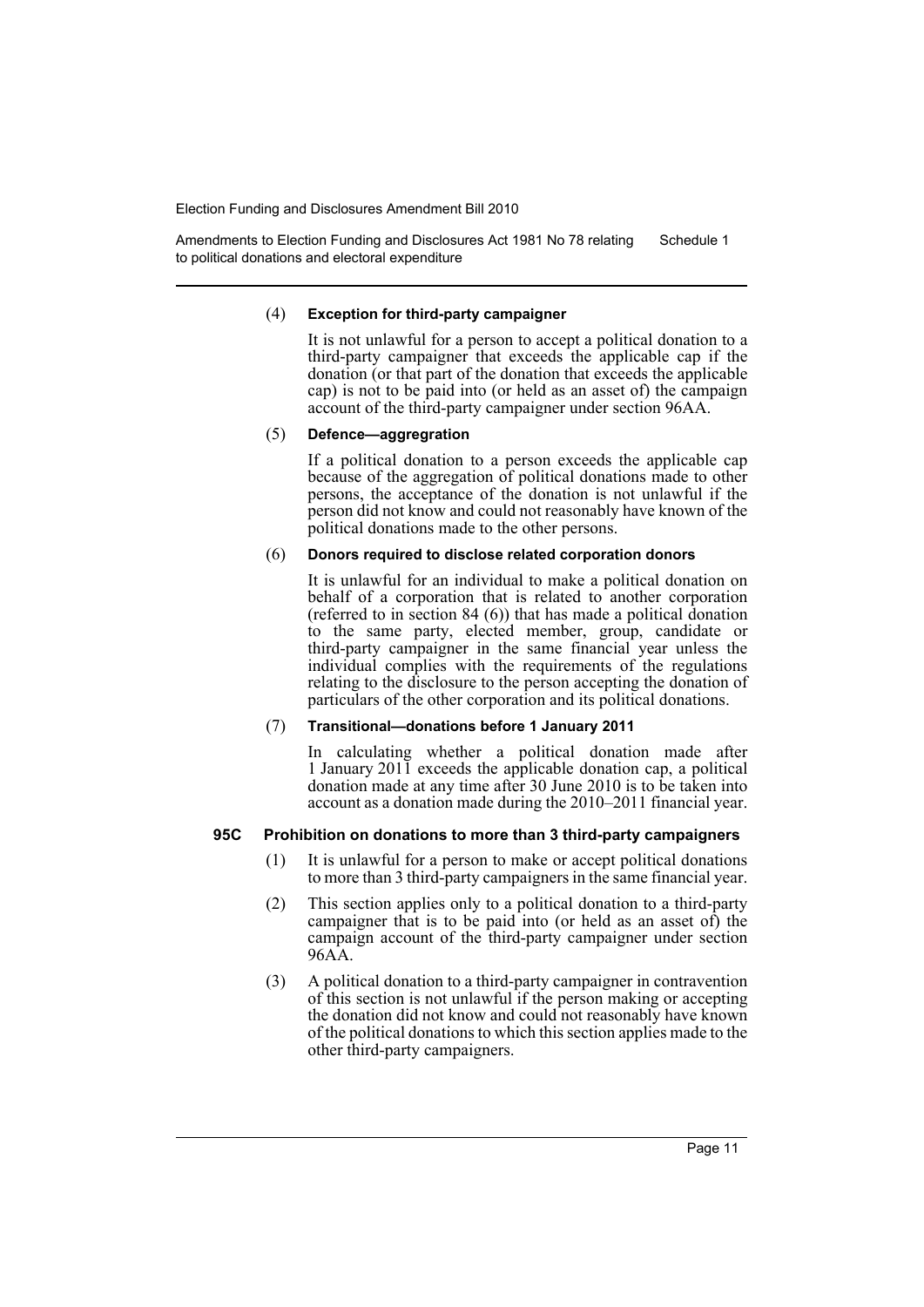(4) **Exception for third-party campaigner**

It is not unlawful for a person to accept a political donation to a third-party campaigner that exceeds the applicable cap if the donation (or that part of the donation that exceeds the applicable cap) is not to be paid into (or held as an asset of) the campaign account of the third-party campaigner under section 96AA.

(5) **Defence—aggregration**

If a political donation to a person exceeds the applicable cap because of the aggregation of political donations made to other persons, the acceptance of the donation is not unlawful if the person did not know and could not reasonably have known of the political donations made to the other persons.

(6) **Donors required to disclose related corporation donors**

It is unlawful for an individual to make a political donation on behalf of a corporation that is related to another corporation (referred to in section 84 (6)) that has made a political donation to the same party, elected member, group, candidate or third-party campaigner in the same financial year unless the individual complies with the requirements of the regulations relating to the disclosure to the person accepting the donation of particulars of the other corporation and its political donations.

(7) **Transitional—donations before 1 January 2011**

In calculating whether a political donation made after 1 January 2011 exceeds the applicable donation cap, a political donation made at any time after 30 June 2010 is to be taken into account as a donation made during the 2010–2011 financial year.

**95C Prohibition on donations to more than 3 third-party campaigners**

(1) It is unlawful for a person to make or accept political donations to more than 3 third-party campaigners in the same financial year.

(2) This section applies only to a political donation to a third-party campaigner that is to be paid into (or held as an asset of) the campaign account of the third-party campaigner under section 96AA.

(3) A political donation to a third-party campaigner in contravention of this section is not unlawful if the person making or accepting the donation did not know and could not reasonably have known of the political donations to which this section applies made to the other third-party campaigners.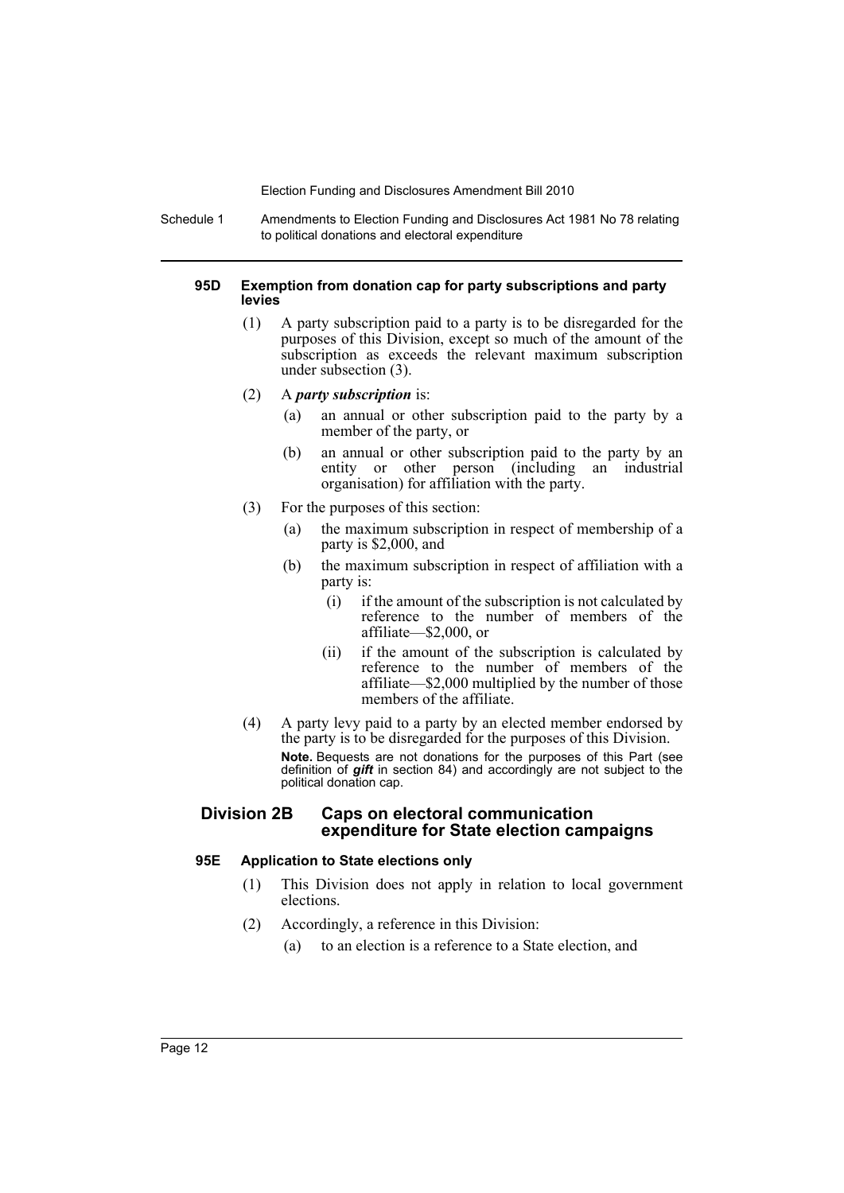#### 95D Exemption from donation cap for party subscriptions and party levies

(1) A party subscription paid to a party is to be disregarded for the purposes of this Division, except so much of the amount of the subscription as exceeds the relevant maximum subscription under subsection (3).

(2) A ***party subscription*** is:

- (a) an annual or other subscription paid to the party by a member of the party, or
- (b) an annual or other subscription paid to the party by an entity or other person (including an industrial organisation) for affiliation with the party.

(3) For the purposes of this section:

- (a) the maximum subscription in respect of membership of a party is $2,000, and
- (b) the maximum subscription in respect of affiliation with a party is:
  - (i) if the amount of the subscription is not calculated by reference to the number of members of the affiliate—$2,000, or
  - (ii) if the amount of the subscription is calculated by reference to the number of members of the affiliate—$2,000 multiplied by the number of those members of the affiliate.

(4) A party levy paid to a party by an elected member endorsed by the party is to be disregarded for the purposes of this Division.

**Note.** Bequests are not donations for the purposes of this Part (see definition of ***gift*** in section 84) and accordingly are not subject to the political donation cap.

### Division 2B Caps on electoral communication expenditure for State election campaigns

#### 95E Application to State elections only

(1) This Division does not apply in relation to local government elections.

(2) Accordingly, a reference in this Division:

- (a) to an election is a reference to a State election, and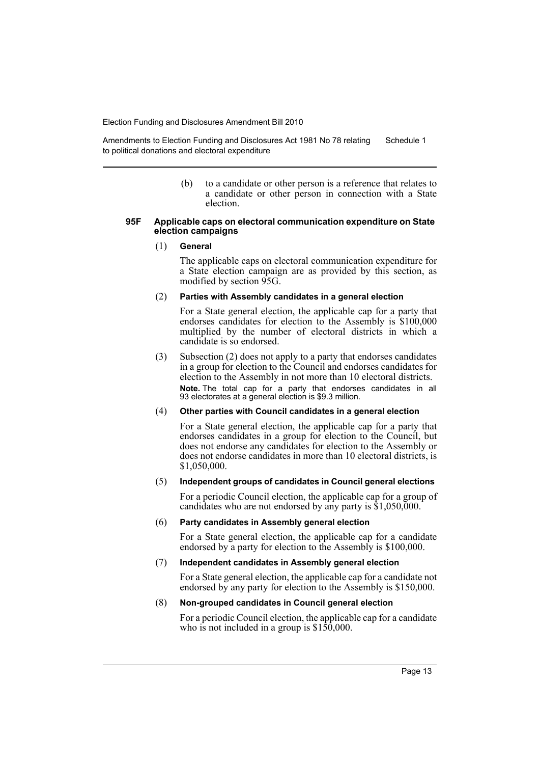(b) to a candidate or other person is a reference that relates to a candidate or other person in connection with a State election.

#### 95F Applicable caps on electoral communication expenditure on State election campaigns

(1) **General**

The applicable caps on electoral communication expenditure for a State election campaign are as provided by this section, as modified by section 95G.

(2) **Parties with Assembly candidates in a general election**

For a State general election, the applicable cap for a party that endorses candidates for election to the Assembly is $100,000 multiplied by the number of electoral districts in which a candidate is so endorsed.

(3) Subsection (2) does not apply to a party that endorses candidates in a group for election to the Council and endorses candidates for election to the Assembly in not more than 10 electoral districts.

**Note.** The total cap for a party that endorses candidates in all 93 electorates at a general election is $9.3 million.

(4) **Other parties with Council candidates in a general election**

For a State general election, the applicable cap for a party that endorses candidates in a group for election to the Council, but does not endorse any candidates for election to the Assembly or does not endorse candidates in more than 10 electoral districts, is $1,050,000.

(5) **Independent groups of candidates in Council general elections**

For a periodic Council election, the applicable cap for a group of candidates who are not endorsed by any party is $1,050,000.

(6) **Party candidates in Assembly general election**

For a State general election, the applicable cap for a candidate endorsed by a party for election to the Assembly is $100,000.

(7) **Independent candidates in Assembly general election**

For a State general election, the applicable cap for a candidate not endorsed by any party for election to the Assembly is $150,000.

(8) **Non-grouped candidates in Council general election**

For a periodic Council election, the applicable cap for a candidate who is not included in a group is $150,000.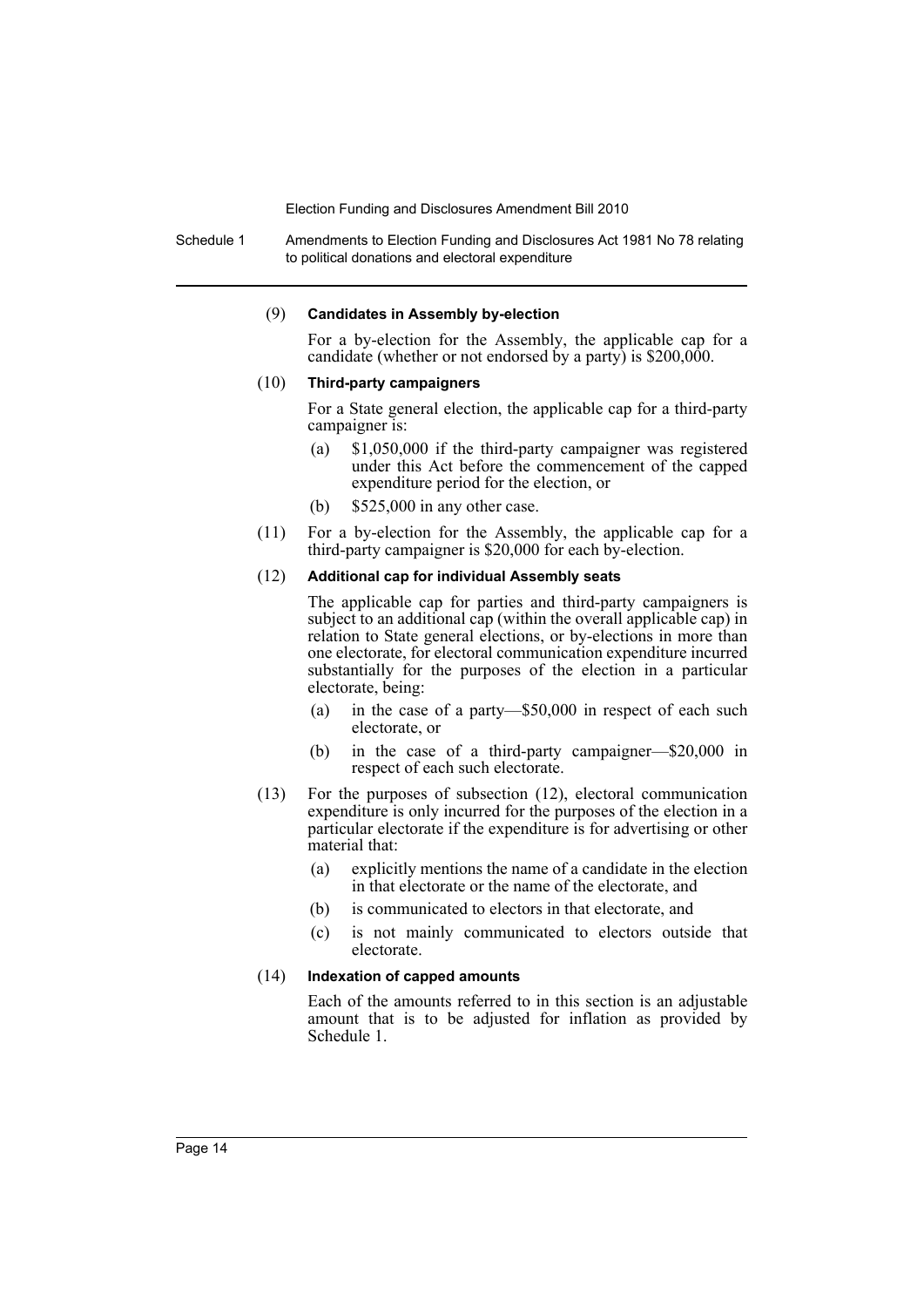(9) **Candidates in Assembly by-election**

For a by-election for the Assembly, the applicable cap for a candidate (whether or not endorsed by a party) is $200,000.

(10) **Third-party campaigners**

For a State general election, the applicable cap for a third-party campaigner is:

- (a) $1,050,000 if the third-party campaigner was registered under this Act before the commencement of the capped expenditure period for the election, or
- (b) $525,000 in any other case.

(11) For a by-election for the Assembly, the applicable cap for a third-party campaigner is $20,000 for each by-election.

(12) **Additional cap for individual Assembly seats**

The applicable cap for parties and third-party campaigners is subject to an additional cap (within the overall applicable cap) in relation to State general elections, or by-elections in more than one electorate, for electoral communication expenditure incurred substantially for the purposes of the election in a particular electorate, being:

- (a) in the case of a party—$50,000 in respect of each such electorate, or
- (b) in the case of a third-party campaigner—$20,000 in respect of each such electorate.

(13) For the purposes of subsection (12), electoral communication expenditure is only incurred for the purposes of the election in a particular electorate if the expenditure is for advertising or other material that:

- (a) explicitly mentions the name of a candidate in the election in that electorate or the name of the electorate, and
- (b) is communicated to electors in that electorate, and
- (c) is not mainly communicated to electors outside that electorate.

(14) **Indexation of capped amounts**

Each of the amounts referred to in this section is an adjustable amount that is to be adjusted for inflation as provided by Schedule 1.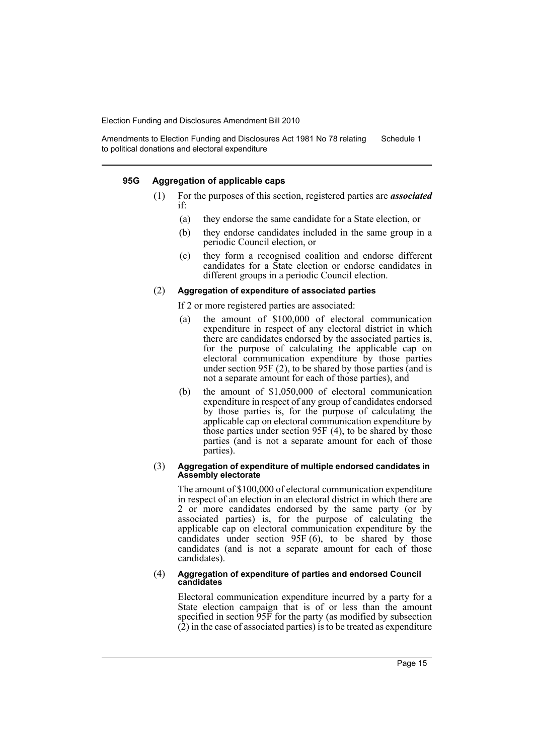#### 95G Aggregation of applicable caps

(1) For the purposes of this section, registered parties are ***associated*** if:

- (a) they endorse the same candidate for a State election, or
- (b) they endorse candidates included in the same group in a periodic Council election, or
- (c) they form a recognised coalition and endorse different candidates for a State election or endorse candidates in different groups in a periodic Council election.

(2) **Aggregation of expenditure of associated parties**

If 2 or more registered parties are associated:

- (a) the amount of $100,000 of electoral communication expenditure in respect of any electoral district in which there are candidates endorsed by the associated parties is, for the purpose of calculating the applicable cap on electoral communication expenditure by those parties under section 95F (2), to be shared by those parties (and is not a separate amount for each of those parties), and
- (b) the amount of $1,050,000 of electoral communication expenditure in respect of any group of candidates endorsed by those parties is, for the purpose of calculating the applicable cap on electoral communication expenditure by those parties under section 95F (4), to be shared by those parties (and is not a separate amount for each of those parties).

(3) **Aggregation of expenditure of multiple endorsed candidates in Assembly electorate**

The amount of $100,000 of electoral communication expenditure in respect of an election in an electoral district in which there are 2 or more candidates endorsed by the same party (or by associated parties) is, for the purpose of calculating the applicable cap on electoral communication expenditure by the candidates under section 95F (6), to be shared by those candidates (and is not a separate amount for each of those candidates).

(4) **Aggregation of expenditure of parties and endorsed Council candidates**

Electoral communication expenditure incurred by a party for a State election campaign that is of or less than the amount specified in section 95F for the party (as modified by subsection (2) in the case of associated parties) is to be treated as expenditure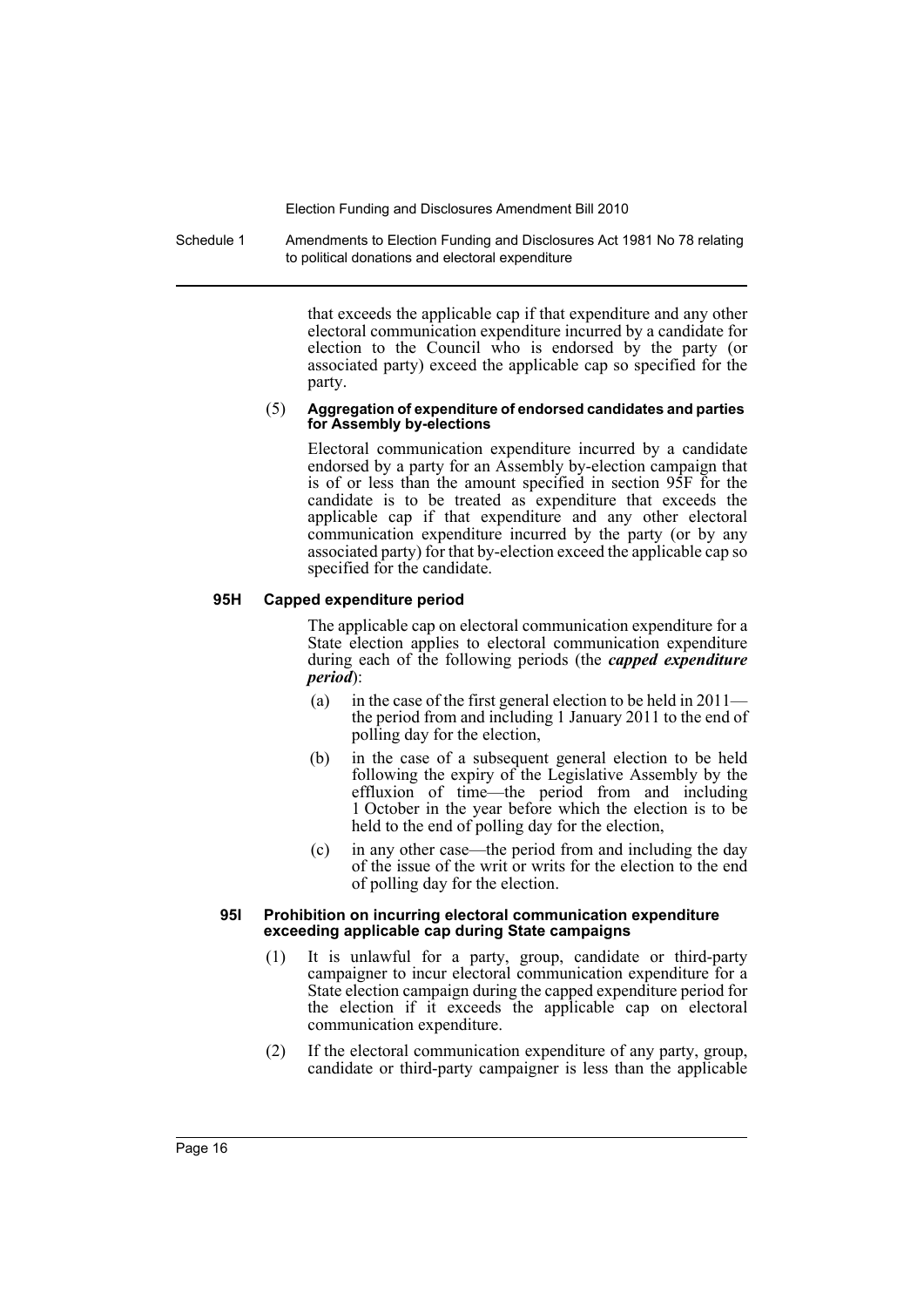that exceeds the applicable cap if that expenditure and any other electoral communication expenditure incurred by a candidate for election to the Council who is endorsed by the party (or associated party) exceed the applicable cap so specified for the party.

(5) **Aggregation of expenditure of endorsed candidates and parties for Assembly by-elections**

Electoral communication expenditure incurred by a candidate endorsed by a party for an Assembly by-election campaign that is of or less than the amount specified in section 95F for the candidate is to be treated as expenditure that exceeds the applicable cap if that expenditure and any other electoral communication expenditure incurred by the party (or by any associated party) for that by-election exceed the applicable cap so specified for the candidate.

#### 95H Capped expenditure period

The applicable cap on electoral communication expenditure for a State election applies to electoral communication expenditure during each of the following periods (the ***capped expenditure period***):

(a) in the case of the first general election to be held in 2011—the period from and including 1 January 2011 to the end of polling day for the election,

(b) in the case of a subsequent general election to be held following the expiry of the Legislative Assembly by the effluxion of time—the period from and including 1 October in the year before which the election is to be held to the end of polling day for the election,

(c) in any other case—the period from and including the day of the issue of the writ or writs for the election to the end of polling day for the election.

#### 95I Prohibition on incurring electoral communication expenditure exceeding applicable cap during State campaigns

(1) It is unlawful for a party, group, candidate or third-party campaigner to incur electoral communication expenditure for a State election campaign during the capped expenditure period for the election if it exceeds the applicable cap on electoral communication expenditure.

(2) If the electoral communication expenditure of any party, group, candidate or third-party campaigner is less than the applicable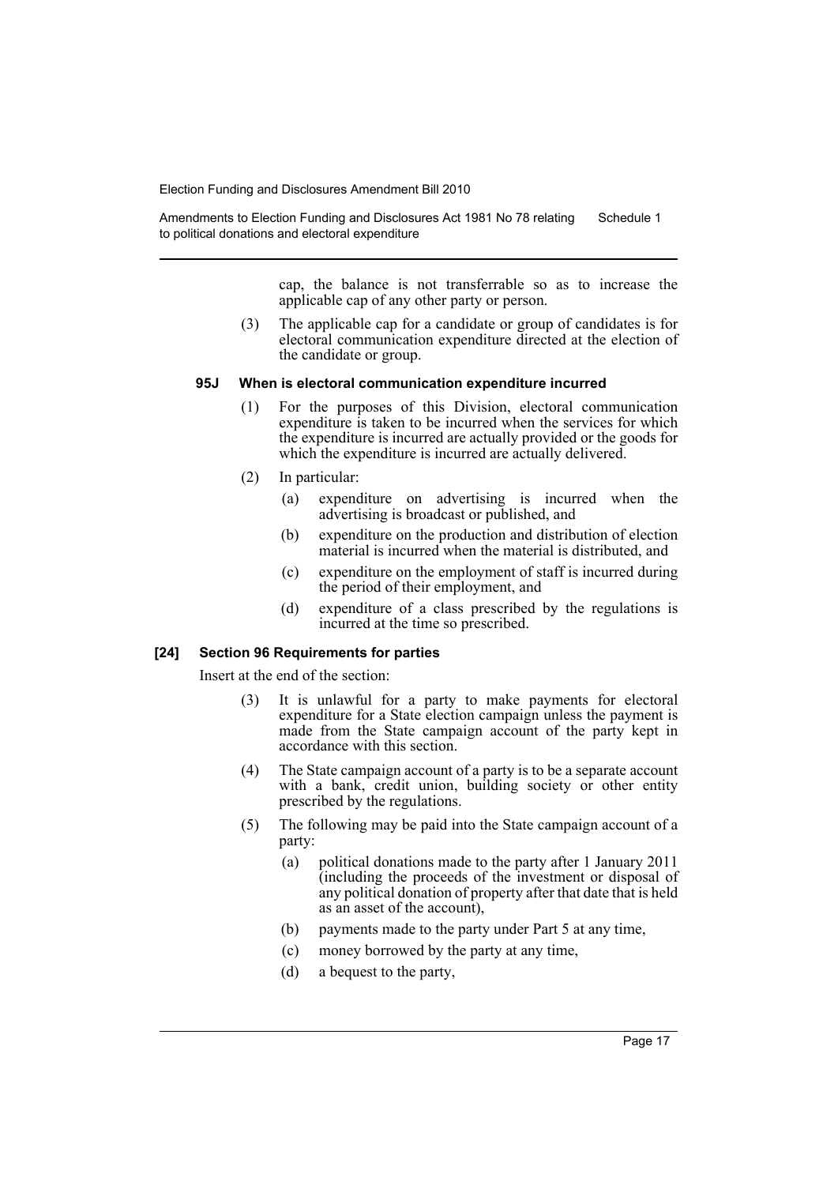cap, the balance is not transferrable so as to increase the applicable cap of any other party or person.

(3) The applicable cap for a candidate or group of candidates is for electoral communication expenditure directed at the election of the candidate or group.

#### 95J When is electoral communication expenditure incurred

(1) For the purposes of this Division, electoral communication expenditure is taken to be incurred when the services for which the expenditure is incurred are actually provided or the goods for which the expenditure is incurred are actually delivered.

(2) In particular:

- (a) expenditure on advertising is incurred when the advertising is broadcast or published, and
- (b) expenditure on the production and distribution of election material is incurred when the material is distributed, and
- (c) expenditure on the employment of staff is incurred during the period of their employment, and
- (d) expenditure of a class prescribed by the regulations is incurred at the time so prescribed.

#### [24] Section 96 Requirements for parties

Insert at the end of the section:

(3) It is unlawful for a party to make payments for electoral expenditure for a State election campaign unless the payment is made from the State campaign account of the party kept in accordance with this section.

(4) The State campaign account of a party is to be a separate account with a bank, credit union, building society or other entity prescribed by the regulations.

(5) The following may be paid into the State campaign account of a party:

- (a) political donations made to the party after 1 January 2011 (including the proceeds of the investment or disposal of any political donation of property after that date that is held as an asset of the account),
- (b) payments made to the party under Part 5 at any time,
- (c) money borrowed by the party at any time,
- (d) a bequest to the party,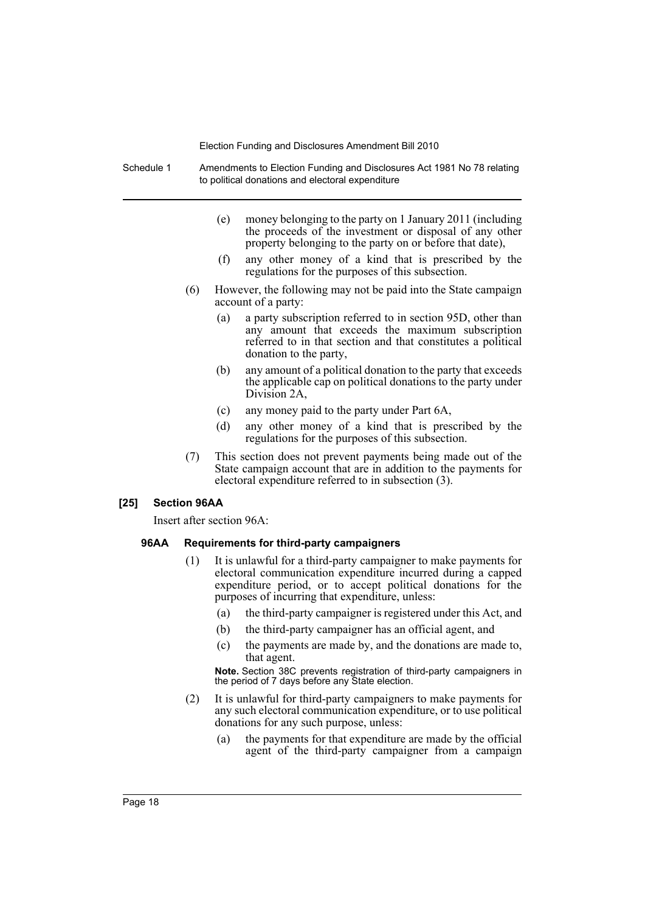(e) money belonging to the party on 1 January 2011 (including the proceeds of the investment or disposal of any other property belonging to the party on or before that date),

(f) any other money of a kind that is prescribed by the regulations for the purposes of this subsection.

(6) However, the following may not be paid into the State campaign account of a party:

(a) a party subscription referred to in section 95D, other than any amount that exceeds the maximum subscription referred to in that section and that constitutes a political donation to the party,

(b) any amount of a political donation to the party that exceeds the applicable cap on political donations to the party under Division 2A,

(c) any money paid to the party under Part 6A,

(d) any other money of a kind that is prescribed by the regulations for the purposes of this subsection.

(7) This section does not prevent payments being made out of the State campaign account that are in addition to the payments for electoral expenditure referred to in subsection (3).

### [25] Section 96AA

Insert after section 96A:

#### 96AA Requirements for third-party campaigners

(1) It is unlawful for a third-party campaigner to make payments for electoral communication expenditure incurred during a capped expenditure period, or to accept political donations for the purposes of incurring that expenditure, unless:

(a) the third-party campaigner is registered under this Act, and

(b) the third-party campaigner has an official agent, and

(c) the payments are made by, and the donations are made to, that agent.

**Note.** Section 38C prevents registration of third-party campaigners in the period of 7 days before any State election.

(2) It is unlawful for third-party campaigners to make payments for any such electoral communication expenditure, or to use political donations for any such purpose, unless:

(a) the payments for that expenditure are made by the official agent of the third-party campaigner from a campaign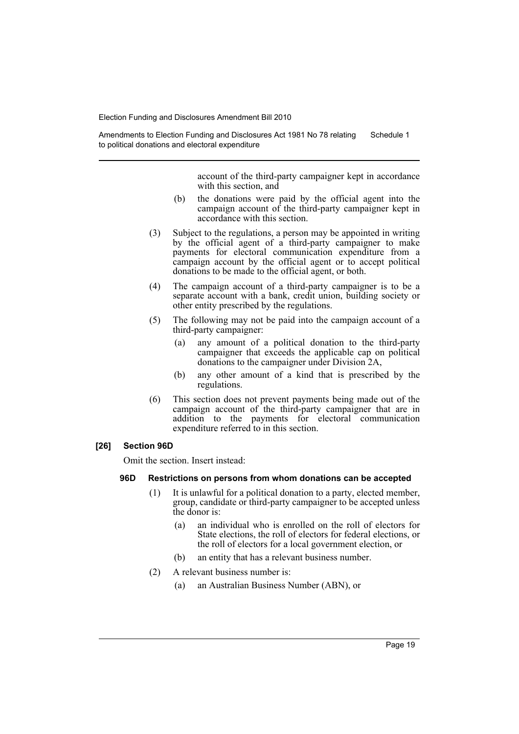account of the third-party campaigner kept in accordance with this section, and

(b) the donations were paid by the official agent into the campaign account of the third-party campaigner kept in accordance with this section.

(3) Subject to the regulations, a person may be appointed in writing by the official agent of a third-party campaigner to make payments for electoral communication expenditure from a campaign account by the official agent or to accept political donations to be made to the official agent, or both.

(4) The campaign account of a third-party campaigner is to be a separate account with a bank, credit union, building society or other entity prescribed by the regulations.

(5) The following may not be paid into the campaign account of a third-party campaigner:

(a) any amount of a political donation to the third-party campaigner that exceeds the applicable cap on political donations to the campaigner under Division 2A,

(b) any other amount of a kind that is prescribed by the regulations.

(6) This section does not prevent payments being made out of the campaign account of the third-party campaigner that are in addition to the payments for electoral communication expenditure referred to in this section.

**[26] Section 96D**

Omit the section. Insert instead:

**96D Restrictions on persons from whom donations can be accepted**

(1) It is unlawful for a political donation to a party, elected member, group, candidate or third-party campaigner to be accepted unless the donor is:

(a) an individual who is enrolled on the roll of electors for State elections, the roll of electors for federal elections, or the roll of electors for a local government election, or

(b) an entity that has a relevant business number.

(2) A relevant business number is:

(a) an Australian Business Number (ABN), or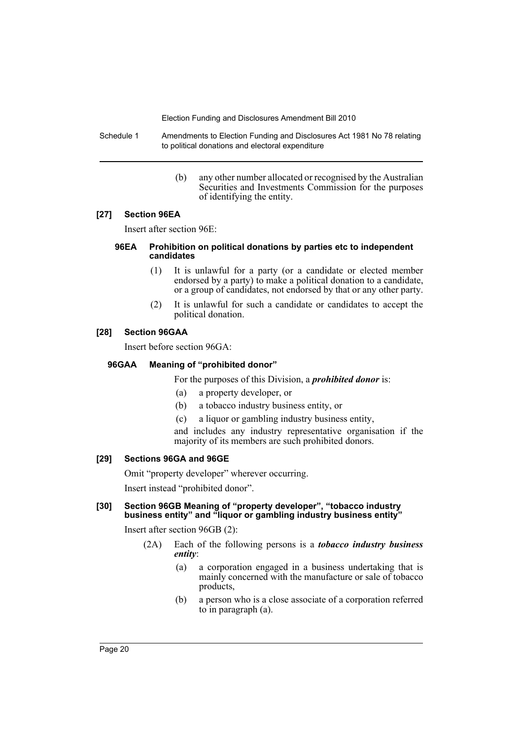(b) any other number allocated or recognised by the Australian Securities and Investments Commission for the purposes of identifying the entity.

### [27] Section 96EA

Insert after section 96E:

#### 96EA Prohibition on political donations by parties etc to independent candidates

(1) It is unlawful for a party (or a candidate or elected member endorsed by a party) to make a political donation to a candidate, or a group of candidates, not endorsed by that or any other party.

(2) It is unlawful for such a candidate or candidates to accept the political donation.

### [28] Section 96GAA

Insert before section 96GA:

#### 96GAA Meaning of "prohibited donor"

For the purposes of this Division, a ***prohibited donor*** is:

(a) a property developer, or

(b) a tobacco industry business entity, or

(c) a liquor or gambling industry business entity,

and includes any industry representative organisation if the majority of its members are such prohibited donors.

### [29] Sections 96GA and 96GE

Omit "property developer" wherever occurring.

Insert instead "prohibited donor".

### [30] Section 96GB Meaning of "property developer", "tobacco industry business entity" and "liquor or gambling industry business entity"

Insert after section 96GB (2):

(2A) Each of the following persons is a ***tobacco industry business entity***:

(a) a corporation engaged in a business undertaking that is mainly concerned with the manufacture or sale of tobacco products,

(b) a person who is a close associate of a corporation referred to in paragraph (a).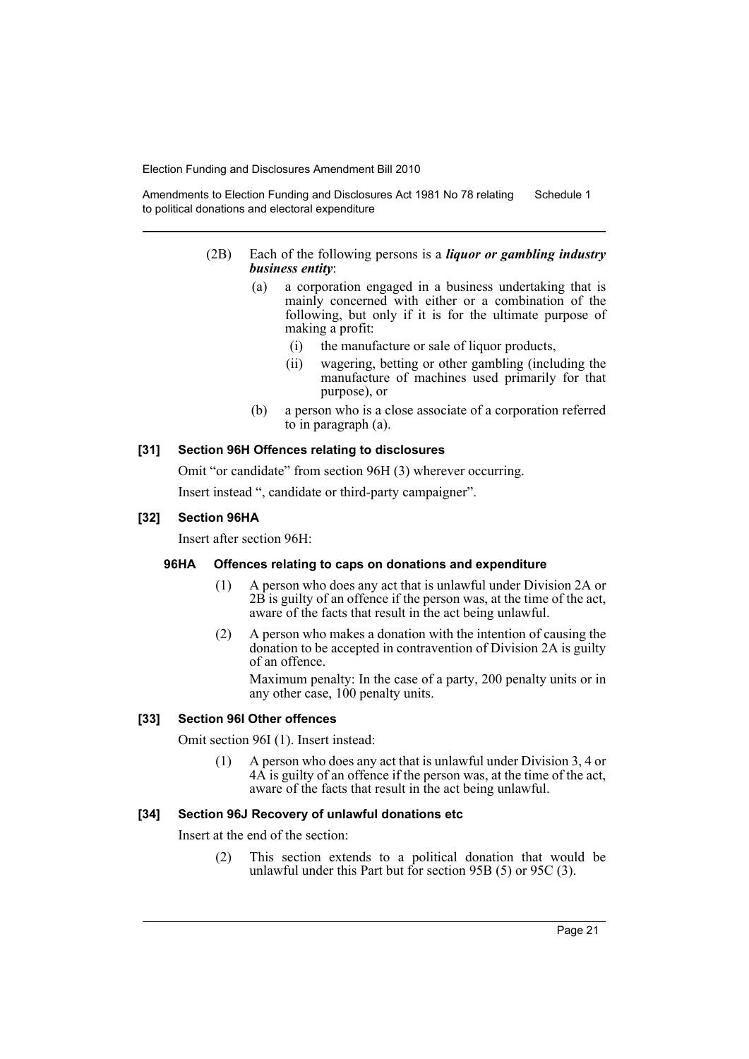(2B) Each of the following persons is a ***liquor or gambling industry business entity***:

(a) a corporation engaged in a business undertaking that is mainly concerned with either or a combination of the following, but only if it is for the ultimate purpose of making a profit:

(i) the manufacture or sale of liquor products,

(ii) wagering, betting or other gambling (including the manufacture of machines used primarily for that purpose), or

(b) a person who is a close associate of a corporation referred to in paragraph (a).

#### [31] Section 96H Offences relating to disclosures

Omit "or candidate" from section 96H (3) wherever occurring.

Insert instead ", candidate or third-party campaigner".

#### [32] Section 96HA

Insert after section 96H:

##### 96HA Offences relating to caps on donations and expenditure

(1) A person who does any act that is unlawful under Division 2A or 2B is guilty of an offence if the person was, at the time of the act, aware of the facts that result in the act being unlawful.

(2) A person who makes a donation with the intention of causing the donation to be accepted in contravention of Division 2A is guilty of an offence.

Maximum penalty: In the case of a party, 200 penalty units or in any other case, 100 penalty units.

#### [33] Section 96I Other offences

Omit section 96I (1). Insert instead:

(1) A person who does any act that is unlawful under Division 3, 4 or 4A is guilty of an offence if the person was, at the time of the act, aware of the facts that result in the act being unlawful.

#### [34] Section 96J Recovery of unlawful donations etc

Insert at the end of the section:

(2) This section extends to a political donation that would be unlawful under this Part but for section 95B (5) or 95C (3).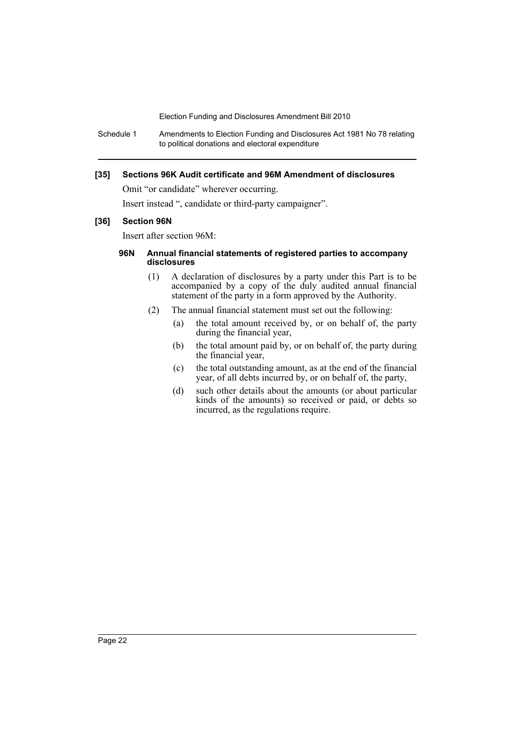**[35] Sections 96K Audit certificate and 96M Amendment of disclosures**

Omit "or candidate" wherever occurring.

Insert instead ", candidate or third-party campaigner".

**[36] Section 96N**

Insert after section 96M:

**96N Annual financial statements of registered parties to accompany disclosures**

(1) A declaration of disclosures by a party under this Part is to be accompanied by a copy of the duly audited annual financial statement of the party in a form approved by the Authority.

(2) The annual financial statement must set out the following:

(a) the total amount received by, or on behalf of, the party during the financial year,

(b) the total amount paid by, or on behalf of, the party during the financial year,

(c) the total outstanding amount, as at the end of the financial year, of all debts incurred by, or on behalf of, the party,

(d) such other details about the amounts (or about particular kinds of the amounts) so received or paid, or debts so incurred, as the regulations require.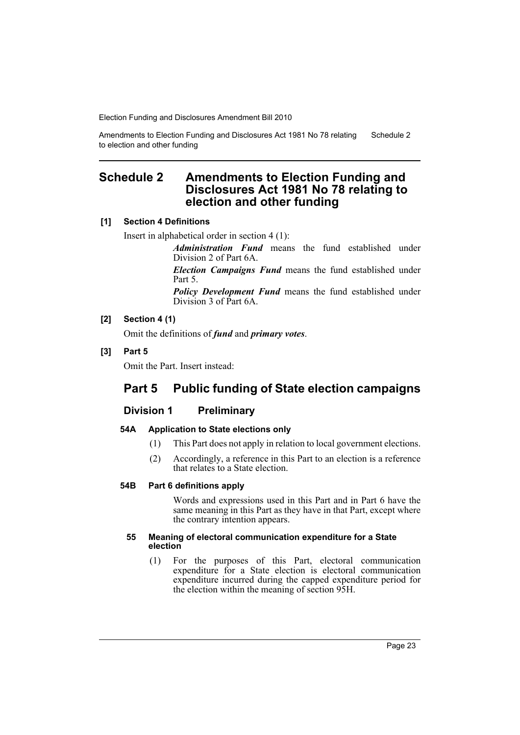# Schedule 2 Amendments to Election Funding and Disclosures Act 1981 No 78 relating to election and other funding

**[1] Section 4 Definitions**

Insert in alphabetical order in section 4 (1):

> ***Administration Fund*** means the fund established under Division 2 of Part 6A.
>
> ***Election Campaigns Fund*** means the fund established under Part 5.
>
> ***Policy Development Fund*** means the fund established under Division 3 of Part 6A.

**[2] Section 4 (1)**

Omit the definitions of ***fund*** and ***primary votes***.

**[3] Part 5**

Omit the Part. Insert instead:

## Part 5 Public funding of State election campaigns

### Division 1 Preliminary

**54A Application to State elections only**

(1) This Part does not apply in relation to local government elections.

(2) Accordingly, a reference in this Part to an election is a reference that relates to a State election.

**54B Part 6 definitions apply**

Words and expressions used in this Part and in Part 6 have the same meaning in this Part as they have in that Part, except where the contrary intention appears.

**55 Meaning of electoral communication expenditure for a State election**

(1) For the purposes of this Part, electoral communication expenditure for a State election is electoral communication expenditure incurred during the capped expenditure period for the election within the meaning of section 95H.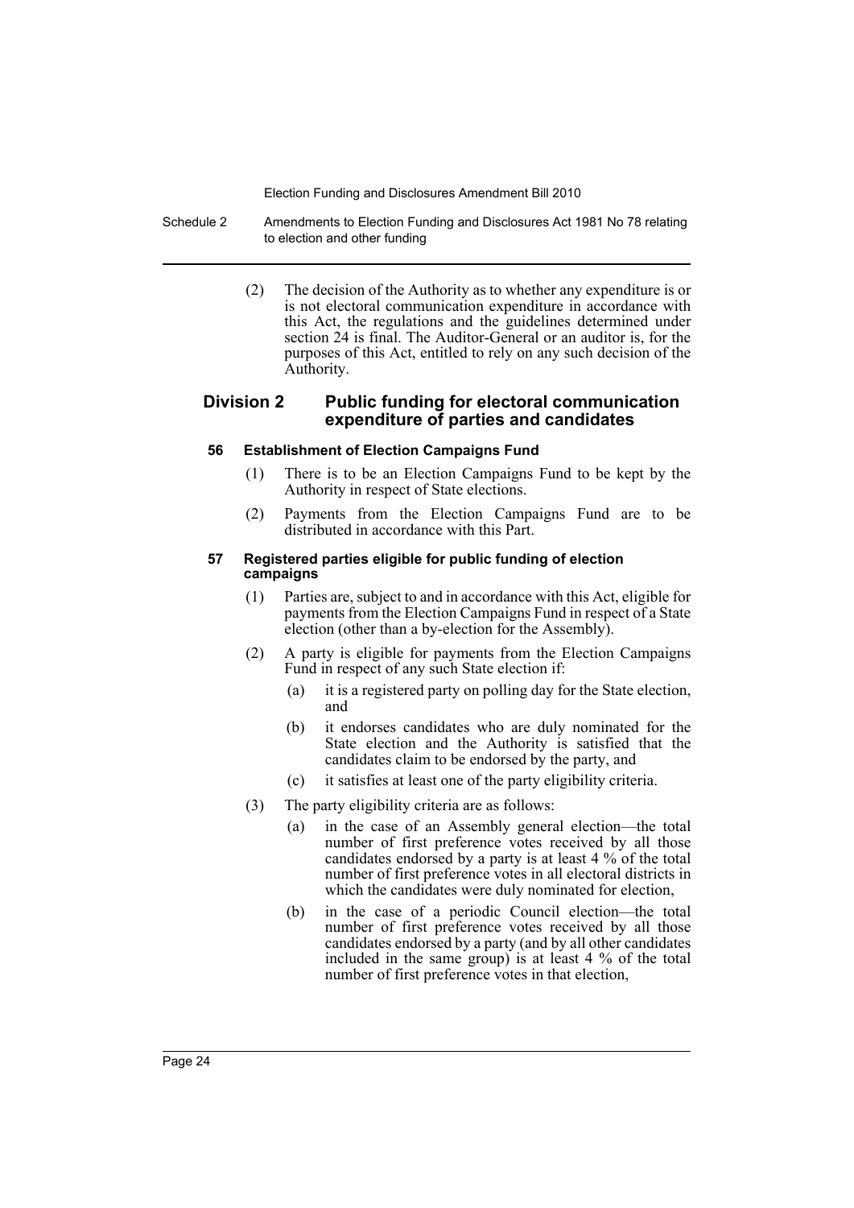(2) The decision of the Authority as to whether any expenditure is or is not electoral communication expenditure in accordance with this Act, the regulations and the guidelines determined under section 24 is final. The Auditor-General or an auditor is, for the purposes of this Act, entitled to rely on any such decision of the Authority.

## Division 2 Public funding for electoral communication expenditure of parties and candidates

### 56 Establishment of Election Campaigns Fund

(1) There is to be an Election Campaigns Fund to be kept by the Authority in respect of State elections.

(2) Payments from the Election Campaigns Fund are to be distributed in accordance with this Part.

### 57 Registered parties eligible for public funding of election campaigns

(1) Parties are, subject to and in accordance with this Act, eligible for payments from the Election Campaigns Fund in respect of a State election (other than a by-election for the Assembly).

(2) A party is eligible for payments from the Election Campaigns Fund in respect of any such State election if:

- (a) it is a registered party on polling day for the State election, and
- (b) it endorses candidates who are duly nominated for the State election and the Authority is satisfied that the candidates claim to be endorsed by the party, and
- (c) it satisfies at least one of the party eligibility criteria.

(3) The party eligibility criteria are as follows:

- (a) in the case of an Assembly general election—the total number of first preference votes received by all those candidates endorsed by a party is at least 4 % of the total number of first preference votes in all electoral districts in which the candidates were duly nominated for election,
- (b) in the case of a periodic Council election—the total number of first preference votes received by all those candidates endorsed by a party (and by all other candidates included in the same group) is at least 4 % of the total number of first preference votes in that election,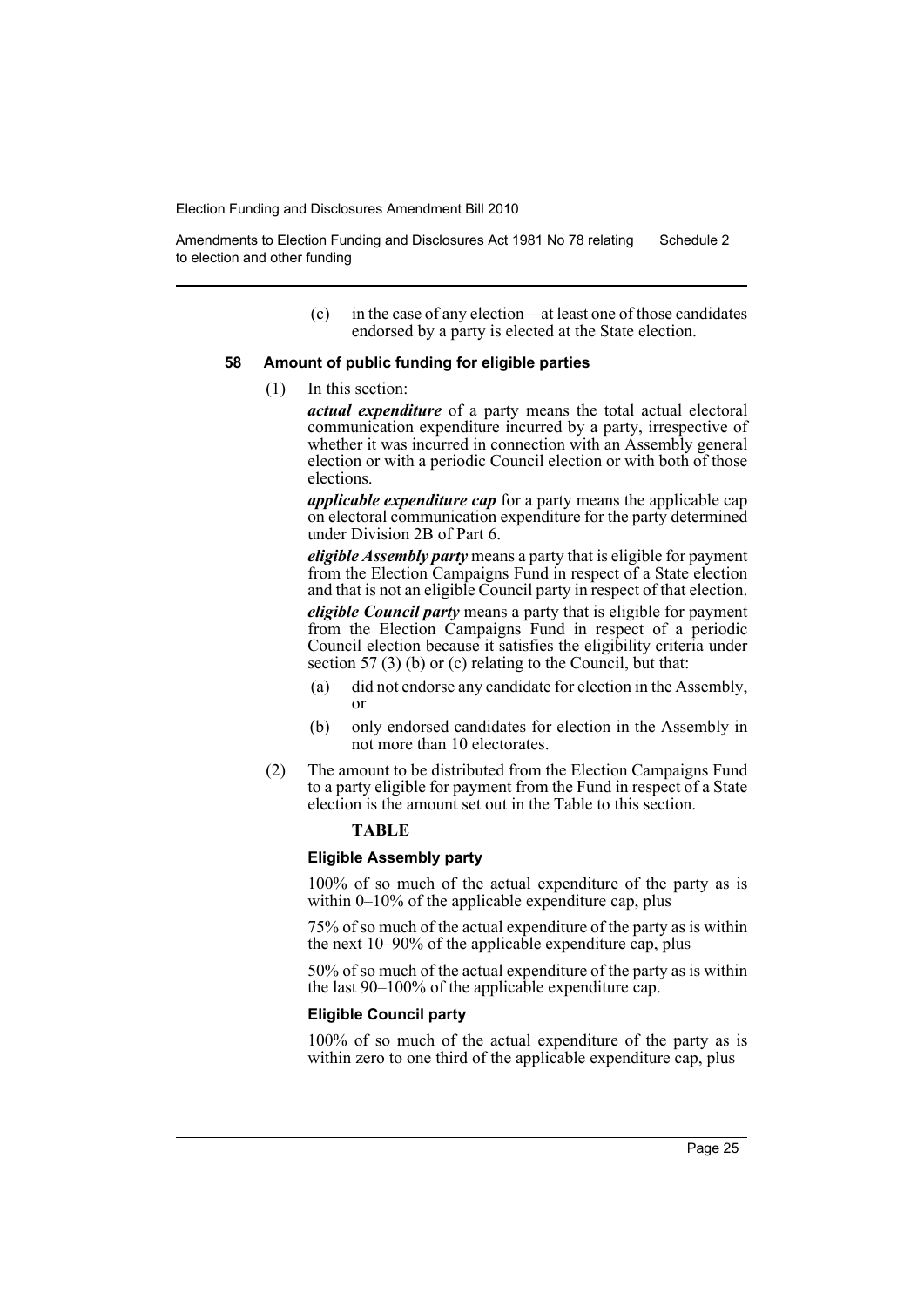(c) in the case of any election—at least one of those candidates endorsed by a party is elected at the State election.

### 58 Amount of public funding for eligible parties

(1) In this section:

***actual expenditure*** of a party means the total actual electoral communication expenditure incurred by a party, irrespective of whether it was incurred in connection with an Assembly general election or with a periodic Council election or with both of those elections.

***applicable expenditure cap*** for a party means the applicable cap on electoral communication expenditure for the party determined under Division 2B of Part 6.

***eligible Assembly party*** means a party that is eligible for payment from the Election Campaigns Fund in respect of a State election and that is not an eligible Council party in respect of that election.

***eligible Council party*** means a party that is eligible for payment from the Election Campaigns Fund in respect of a periodic Council election because it satisfies the eligibility criteria under section 57 (3) (b) or (c) relating to the Council, but that:

- (a) did not endorse any candidate for election in the Assembly, or
- (b) only endorsed candidates for election in the Assembly in not more than 10 electorates.

(2) The amount to be distributed from the Election Campaigns Fund to a party eligible for payment from the Fund in respect of a State election is the amount set out in the Table to this section.

**TABLE**

**Eligible Assembly party**

100% of so much of the actual expenditure of the party as is within 0–10% of the applicable expenditure cap, plus

75% of so much of the actual expenditure of the party as is within the next 10–90% of the applicable expenditure cap, plus

50% of so much of the actual expenditure of the party as is within the last 90–100% of the applicable expenditure cap.

**Eligible Council party**

100% of so much of the actual expenditure of the party as is within zero to one third of the applicable expenditure cap, plus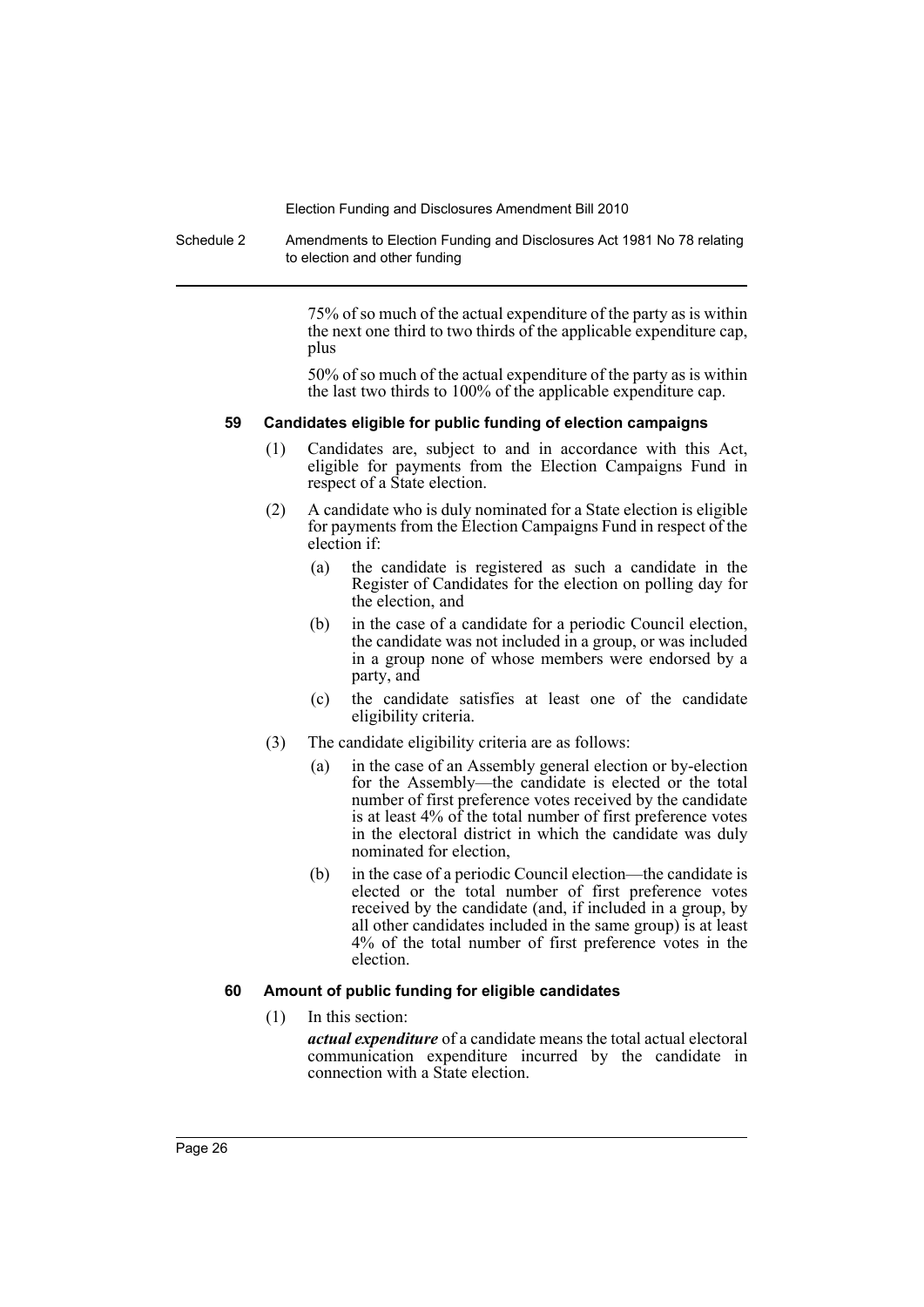75% of so much of the actual expenditure of the party as is within the next one third to two thirds of the applicable expenditure cap, plus

50% of so much of the actual expenditure of the party as is within the last two thirds to 100% of the applicable expenditure cap.

### 59 Candidates eligible for public funding of election campaigns

(1) Candidates are, subject to and in accordance with this Act, eligible for payments from the Election Campaigns Fund in respect of a State election.

(2) A candidate who is duly nominated for a State election is eligible for payments from the Election Campaigns Fund in respect of the election if:

- (a) the candidate is registered as such a candidate in the Register of Candidates for the election on polling day for the election, and
- (b) in the case of a candidate for a periodic Council election, the candidate was not included in a group, or was included in a group none of whose members were endorsed by a party, and
- (c) the candidate satisfies at least one of the candidate eligibility criteria.

(3) The candidate eligibility criteria are as follows:

- (a) in the case of an Assembly general election or by-election for the Assembly—the candidate is elected or the total number of first preference votes received by the candidate is at least 4% of the total number of first preference votes in the electoral district in which the candidate was duly nominated for election,
- (b) in the case of a periodic Council election—the candidate is elected or the total number of first preference votes received by the candidate (and, if included in a group, by all other candidates included in the same group) is at least 4% of the total number of first preference votes in the election.

### 60 Amount of public funding for eligible candidates

(1) In this section:

***actual expenditure*** of a candidate means the total actual electoral communication expenditure incurred by the candidate in connection with a State election.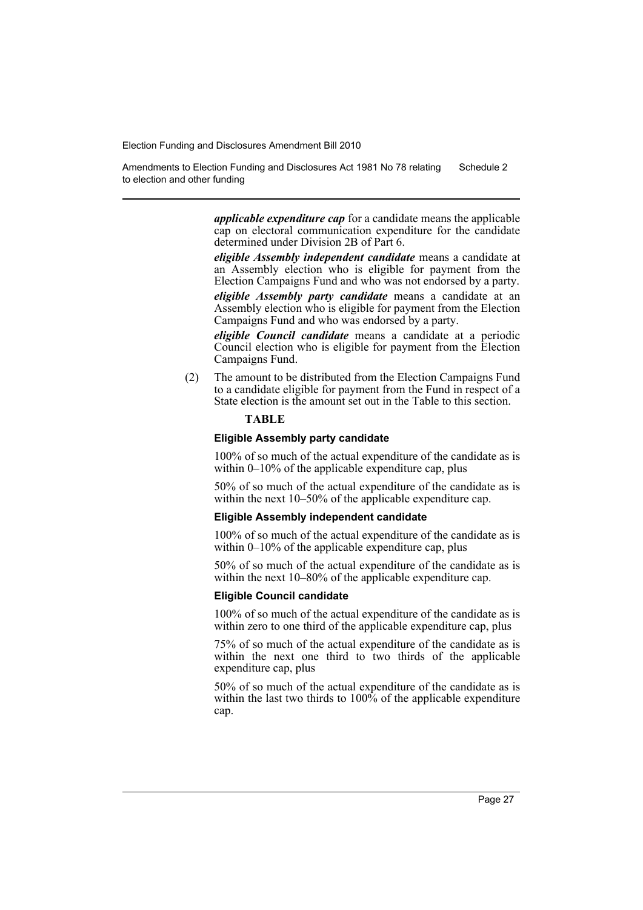***applicable expenditure cap*** for a candidate means the applicable cap on electoral communication expenditure for the candidate determined under Division 2B of Part 6.

***eligible Assembly independent candidate*** means a candidate at an Assembly election who is eligible for payment from the Election Campaigns Fund and who was not endorsed by a party.

***eligible Assembly party candidate*** means a candidate at an Assembly election who is eligible for payment from the Election Campaigns Fund and who was endorsed by a party.

***eligible Council candidate*** means a candidate at a periodic Council election who is eligible for payment from the Election Campaigns Fund.

(2) The amount to be distributed from the Election Campaigns Fund to a candidate eligible for payment from the Fund in respect of a State election is the amount set out in the Table to this section.

**TABLE**

**Eligible Assembly party candidate**

100% of so much of the actual expenditure of the candidate as is within 0–10% of the applicable expenditure cap, plus

50% of so much of the actual expenditure of the candidate as is within the next 10–50% of the applicable expenditure cap.

**Eligible Assembly independent candidate**

100% of so much of the actual expenditure of the candidate as is within 0–10% of the applicable expenditure cap, plus

50% of so much of the actual expenditure of the candidate as is within the next 10–80% of the applicable expenditure cap.

**Eligible Council candidate**

100% of so much of the actual expenditure of the candidate as is within zero to one third of the applicable expenditure cap, plus

75% of so much of the actual expenditure of the candidate as is within the next one third to two thirds of the applicable expenditure cap, plus

50% of so much of the actual expenditure of the candidate as is within the last two thirds to 100% of the applicable expenditure cap.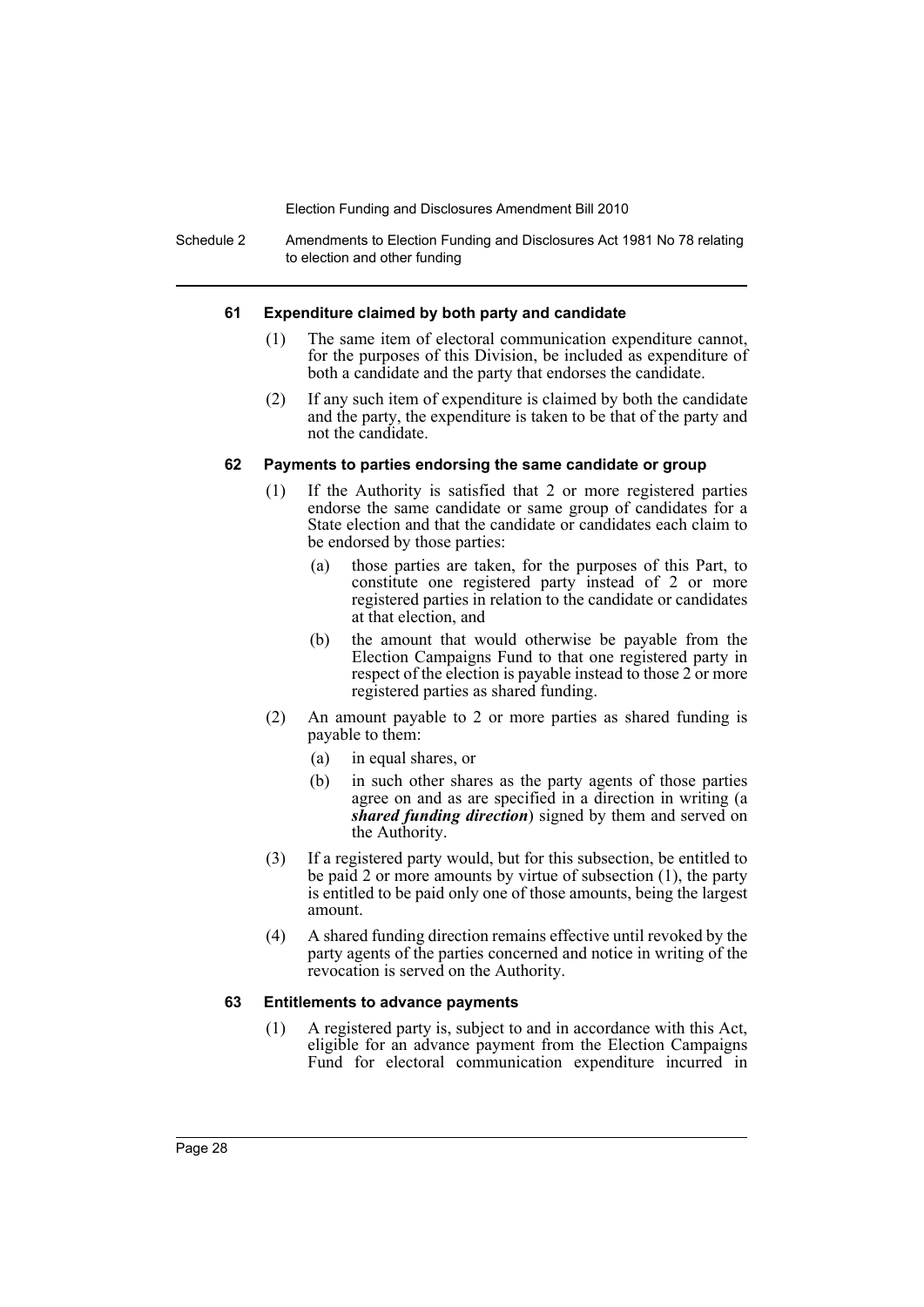#### 61 Expenditure claimed by both party and candidate

(1) The same item of electoral communication expenditure cannot, for the purposes of this Division, be included as expenditure of both a candidate and the party that endorses the candidate.

(2) If any such item of expenditure is claimed by both the candidate and the party, the expenditure is taken to be that of the party and not the candidate.

#### 62 Payments to parties endorsing the same candidate or group

(1) If the Authority is satisfied that 2 or more registered parties endorse the same candidate or same group of candidates for a State election and that the candidate or candidates each claim to be endorsed by those parties:

   (a) those parties are taken, for the purposes of this Part, to constitute one registered party instead of 2 or more registered parties in relation to the candidate or candidates at that election, and

   (b) the amount that would otherwise be payable from the Election Campaigns Fund to that one registered party in respect of the election is payable instead to those 2 or more registered parties as shared funding.

(2) An amount payable to 2 or more parties as shared funding is payable to them:

   (a) in equal shares, or

   (b) in such other shares as the party agents of those parties agree on and as are specified in a direction in writing (a ***shared funding direction***) signed by them and served on the Authority.

(3) If a registered party would, but for this subsection, be entitled to be paid 2 or more amounts by virtue of subsection (1), the party is entitled to be paid only one of those amounts, being the largest amount.

(4) A shared funding direction remains effective until revoked by the party agents of the parties concerned and notice in writing of the revocation is served on the Authority.

#### 63 Entitlements to advance payments

(1) A registered party is, subject to and in accordance with this Act, eligible for an advance payment from the Election Campaigns Fund for electoral communication expenditure incurred in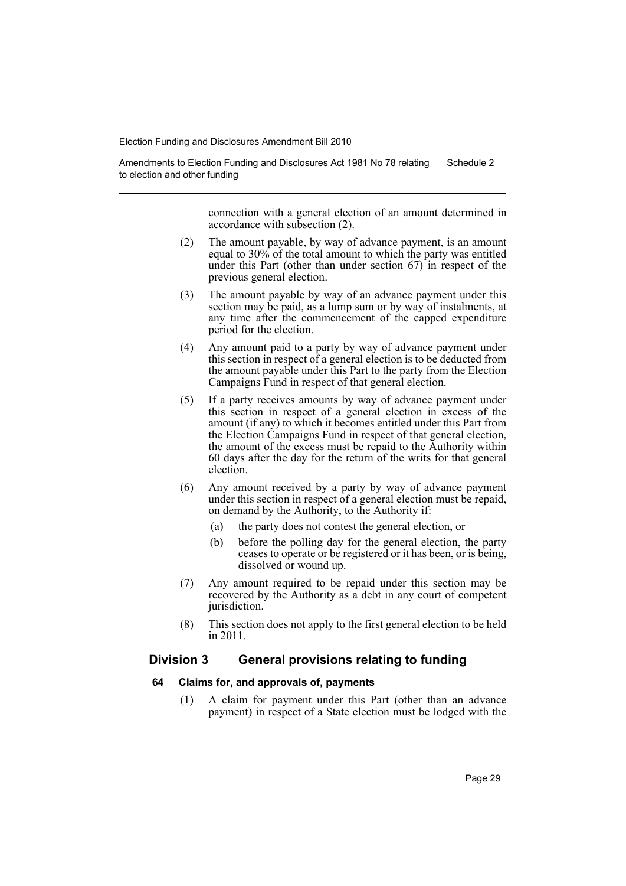connection with a general election of an amount determined in accordance with subsection (2).

(2) The amount payable, by way of advance payment, is an amount equal to 30% of the total amount to which the party was entitled under this Part (other than under section 67) in respect of the previous general election.

(3) The amount payable by way of an advance payment under this section may be paid, as a lump sum or by way of instalments, at any time after the commencement of the capped expenditure period for the election.

(4) Any amount paid to a party by way of advance payment under this section in respect of a general election is to be deducted from the amount payable under this Part to the party from the Election Campaigns Fund in respect of that general election.

(5) If a party receives amounts by way of advance payment under this section in respect of a general election in excess of the amount (if any) to which it becomes entitled under this Part from the Election Campaigns Fund in respect of that general election, the amount of the excess must be repaid to the Authority within 60 days after the day for the return of the writs for that general election.

(6) Any amount received by a party by way of advance payment under this section in respect of a general election must be repaid, on demand by the Authority, to the Authority if:

(a) the party does not contest the general election, or

(b) before the polling day for the general election, the party ceases to operate or be registered or it has been, or is being, dissolved or wound up.

(7) Any amount required to be repaid under this section may be recovered by the Authority as a debt in any court of competent jurisdiction.

(8) This section does not apply to the first general election to be held in 2011.

## Division 3 General provisions relating to funding

### 64 Claims for, and approvals of, payments

(1) A claim for payment under this Part (other than an advance payment) in respect of a State election must be lodged with the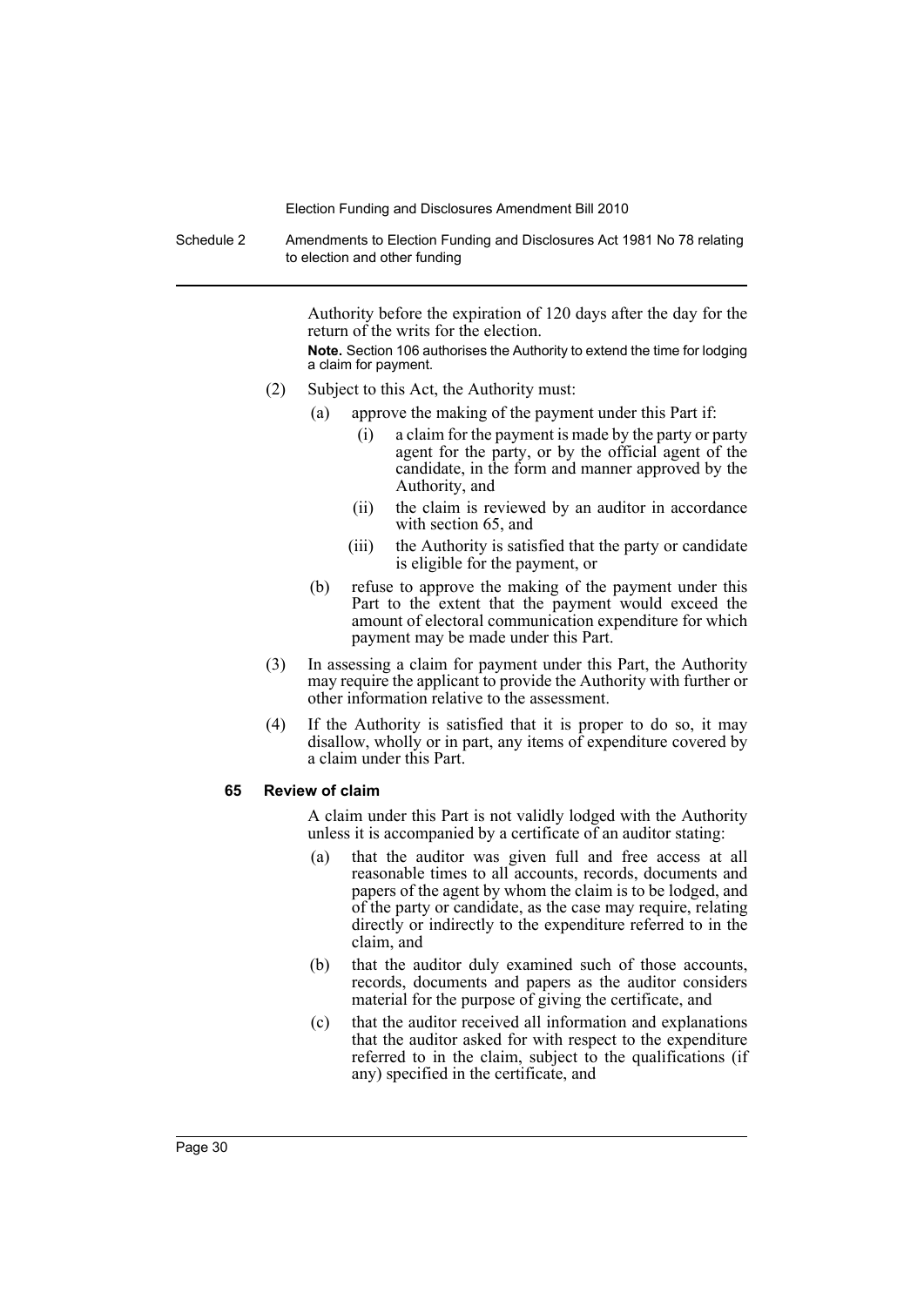Authority before the expiration of 120 days after the day for the return of the writs for the election.

**Note.** Section 106 authorises the Authority to extend the time for lodging a claim for payment.

(2) Subject to this Act, the Authority must:

- (a) approve the making of the payment under this Part if:
  - (i) a claim for the payment is made by the party or party agent for the party, or by the official agent of the candidate, in the form and manner approved by the Authority, and
  - (ii) the claim is reviewed by an auditor in accordance with section 65, and
  - (iii) the Authority is satisfied that the party or candidate is eligible for the payment, or
- (b) refuse to approve the making of the payment under this Part to the extent that the payment would exceed the amount of electoral communication expenditure for which payment may be made under this Part.

(3) In assessing a claim for payment under this Part, the Authority may require the applicant to provide the Authority with further or other information relative to the assessment.

(4) If the Authority is satisfied that it is proper to do so, it may disallow, wholly or in part, any items of expenditure covered by a claim under this Part.

**65 Review of claim**

A claim under this Part is not validly lodged with the Authority unless it is accompanied by a certificate of an auditor stating:

- (a) that the auditor was given full and free access at all reasonable times to all accounts, records, documents and papers of the agent by whom the claim is to be lodged, and of the party or candidate, as the case may require, relating directly or indirectly to the expenditure referred to in the claim, and
- (b) that the auditor duly examined such of those accounts, records, documents and papers as the auditor considers material for the purpose of giving the certificate, and
- (c) that the auditor received all information and explanations that the auditor asked for with respect to the expenditure referred to in the claim, subject to the qualifications (if any) specified in the certificate, and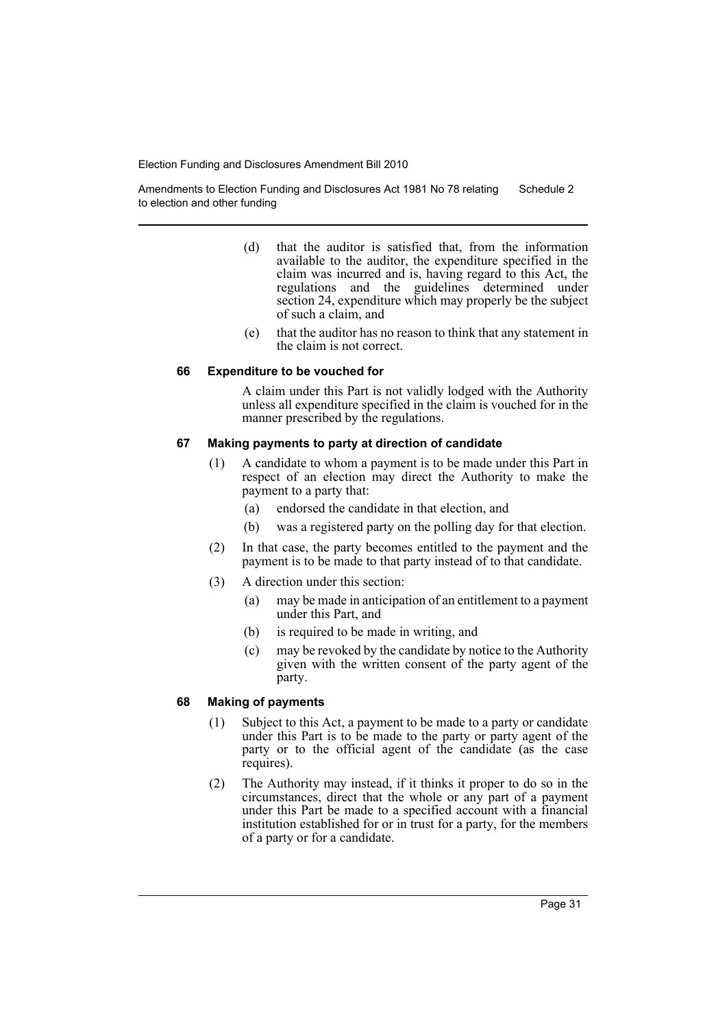(d) that the auditor is satisfied that, from the information available to the auditor, the expenditure specified in the claim was incurred and is, having regard to this Act, the regulations and the guidelines determined under section 24, expenditure which may properly be the subject of such a claim, and

(e) that the auditor has no reason to think that any statement in the claim is not correct.

#### 66 Expenditure to be vouched for

A claim under this Part is not validly lodged with the Authority unless all expenditure specified in the claim is vouched for in the manner prescribed by the regulations.

#### 67 Making payments to party at direction of candidate

(1) A candidate to whom a payment is to be made under this Part in respect of an election may direct the Authority to make the payment to a party that:

(a) endorsed the candidate in that election, and

(b) was a registered party on the polling day for that election.

(2) In that case, the party becomes entitled to the payment and the payment is to be made to that party instead of to that candidate.

(3) A direction under this section:

(a) may be made in anticipation of an entitlement to a payment under this Part, and

(b) is required to be made in writing, and

(c) may be revoked by the candidate by notice to the Authority given with the written consent of the party agent of the party.

#### 68 Making of payments

(1) Subject to this Act, a payment to be made to a party or candidate under this Part is to be made to the party or party agent of the party or to the official agent of the candidate (as the case requires).

(2) The Authority may instead, if it thinks it proper to do so in the circumstances, direct that the whole or any part of a payment under this Part be made to a specified account with a financial institution established for or in trust for a party, for the members of a party or for a candidate.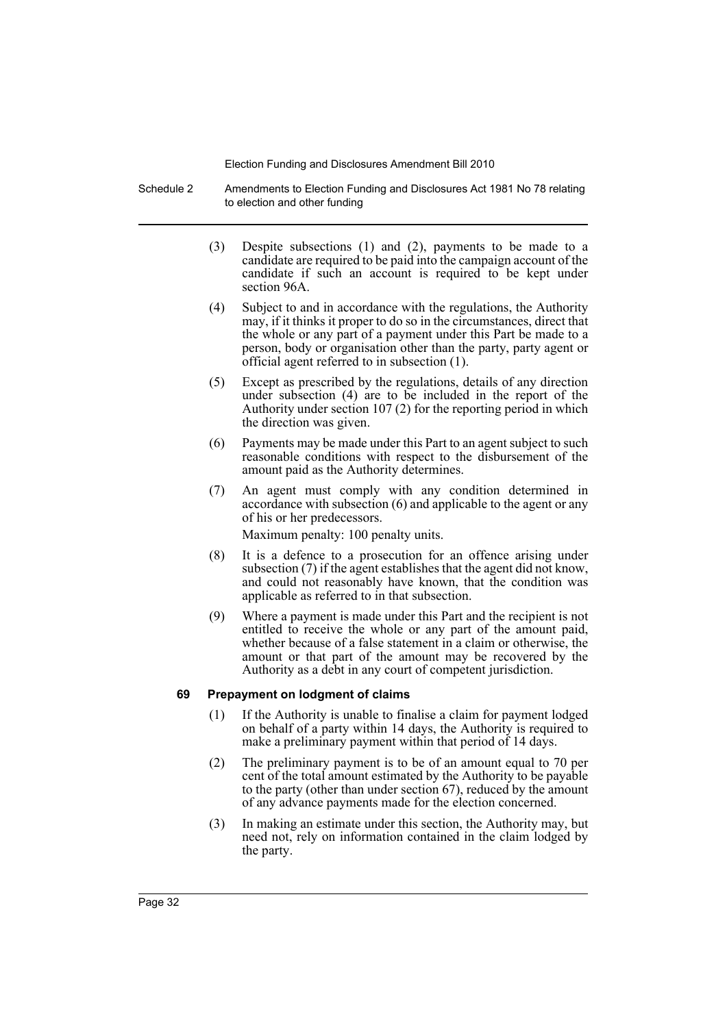(3) Despite subsections (1) and (2), payments to be made to a candidate are required to be paid into the campaign account of the candidate if such an account is required to be kept under section 96A.

(4) Subject to and in accordance with the regulations, the Authority may, if it thinks it proper to do so in the circumstances, direct that the whole or any part of a payment under this Part be made to a person, body or organisation other than the party, party agent or official agent referred to in subsection (1).

(5) Except as prescribed by the regulations, details of any direction under subsection (4) are to be included in the report of the Authority under section 107 (2) for the reporting period in which the direction was given.

(6) Payments may be made under this Part to an agent subject to such reasonable conditions with respect to the disbursement of the amount paid as the Authority determines.

(7) An agent must comply with any condition determined in accordance with subsection (6) and applicable to the agent or any of his or her predecessors.

Maximum penalty: 100 penalty units.

(8) It is a defence to a prosecution for an offence arising under subsection (7) if the agent establishes that the agent did not know, and could not reasonably have known, that the condition was applicable as referred to in that subsection.

(9) Where a payment is made under this Part and the recipient is not entitled to receive the whole or any part of the amount paid, whether because of a false statement in a claim or otherwise, the amount or that part of the amount may be recovered by the Authority as a debt in any court of competent jurisdiction.

**69 Prepayment on lodgment of claims**

(1) If the Authority is unable to finalise a claim for payment lodged on behalf of a party within 14 days, the Authority is required to make a preliminary payment within that period of 14 days.

(2) The preliminary payment is to be of an amount equal to 70 per cent of the total amount estimated by the Authority to be payable to the party (other than under section 67), reduced by the amount of any advance payments made for the election concerned.

(3) In making an estimate under this section, the Authority may, but need not, rely on information contained in the claim lodged by the party.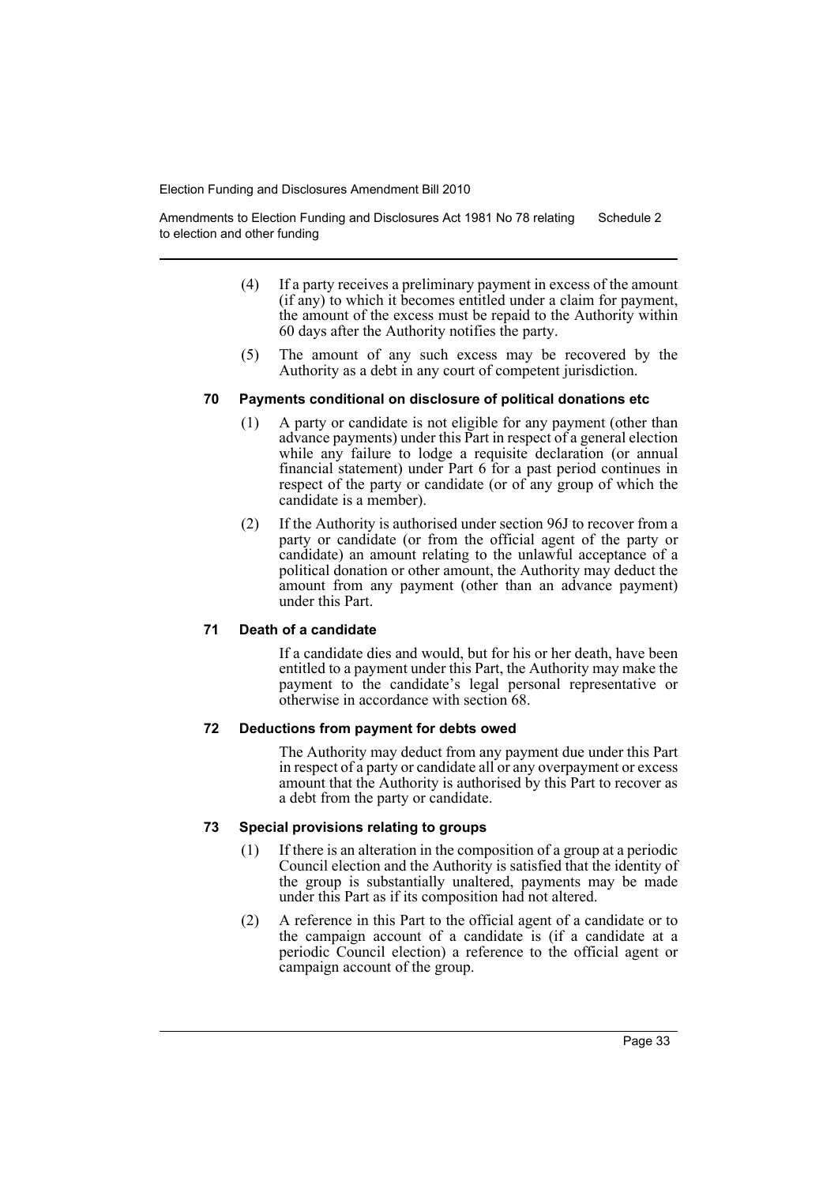(4) If a party receives a preliminary payment in excess of the amount (if any) to which it becomes entitled under a claim for payment, the amount of the excess must be repaid to the Authority within 60 days after the Authority notifies the party.

(5) The amount of any such excess may be recovered by the Authority as a debt in any court of competent jurisdiction.

### 70 Payments conditional on disclosure of political donations etc

(1) A party or candidate is not eligible for any payment (other than advance payments) under this Part in respect of a general election while any failure to lodge a requisite declaration (or annual financial statement) under Part 6 for a past period continues in respect of the party or candidate (or of any group of which the candidate is a member).

(2) If the Authority is authorised under section 96J to recover from a party or candidate (or from the official agent of the party or candidate) an amount relating to the unlawful acceptance of a political donation or other amount, the Authority may deduct the amount from any payment (other than an advance payment) under this Part.

### 71 Death of a candidate

If a candidate dies and would, but for his or her death, have been entitled to a payment under this Part, the Authority may make the payment to the candidate's legal personal representative or otherwise in accordance with section 68.

### 72 Deductions from payment for debts owed

The Authority may deduct from any payment due under this Part in respect of a party or candidate all or any overpayment or excess amount that the Authority is authorised by this Part to recover as a debt from the party or candidate.

### 73 Special provisions relating to groups

(1) If there is an alteration in the composition of a group at a periodic Council election and the Authority is satisfied that the identity of the group is substantially unaltered, payments may be made under this Part as if its composition had not altered.

(2) A reference in this Part to the official agent of a candidate or to the campaign account of a candidate is (if a candidate at a periodic Council election) a reference to the official agent or campaign account of the group.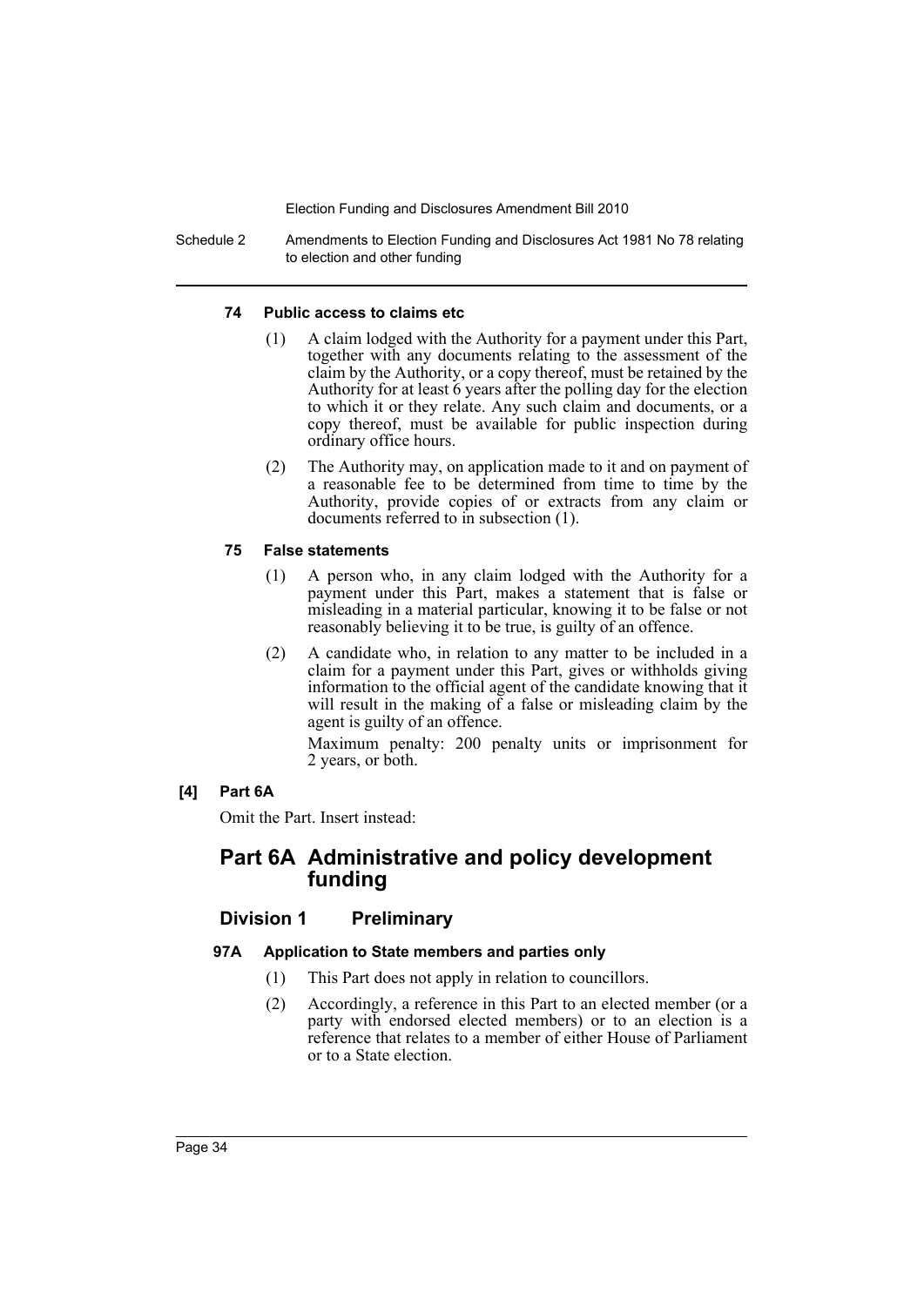#### 74 Public access to claims etc

(1) A claim lodged with the Authority for a payment under this Part, together with any documents relating to the assessment of the claim by the Authority, or a copy thereof, must be retained by the Authority for at least 6 years after the polling day for the election to which it or they relate. Any such claim and documents, or a copy thereof, must be available for public inspection during ordinary office hours.

(2) The Authority may, on application made to it and on payment of a reasonable fee to be determined from time to time by the Authority, provide copies of or extracts from any claim or documents referred to in subsection (1).

#### 75 False statements

(1) A person who, in any claim lodged with the Authority for a payment under this Part, makes a statement that is false or misleading in a material particular, knowing it to be false or not reasonably believing it to be true, is guilty of an offence.

(2) A candidate who, in relation to any matter to be included in a claim for a payment under this Part, gives or withholds giving information to the official agent of the candidate knowing that it will result in the making of a false or misleading claim by the agent is guilty of an offence.

Maximum penalty: 200 penalty units or imprisonment for 2 years, or both.

**[4] Part 6A**

Omit the Part. Insert instead:

## Part 6A Administrative and policy development funding

### Division 1 Preliminary

#### 97A Application to State members and parties only

(1) This Part does not apply in relation to councillors.

(2) Accordingly, a reference in this Part to an elected member (or a party with endorsed elected members) or to an election is a reference that relates to a member of either House of Parliament or to a State election.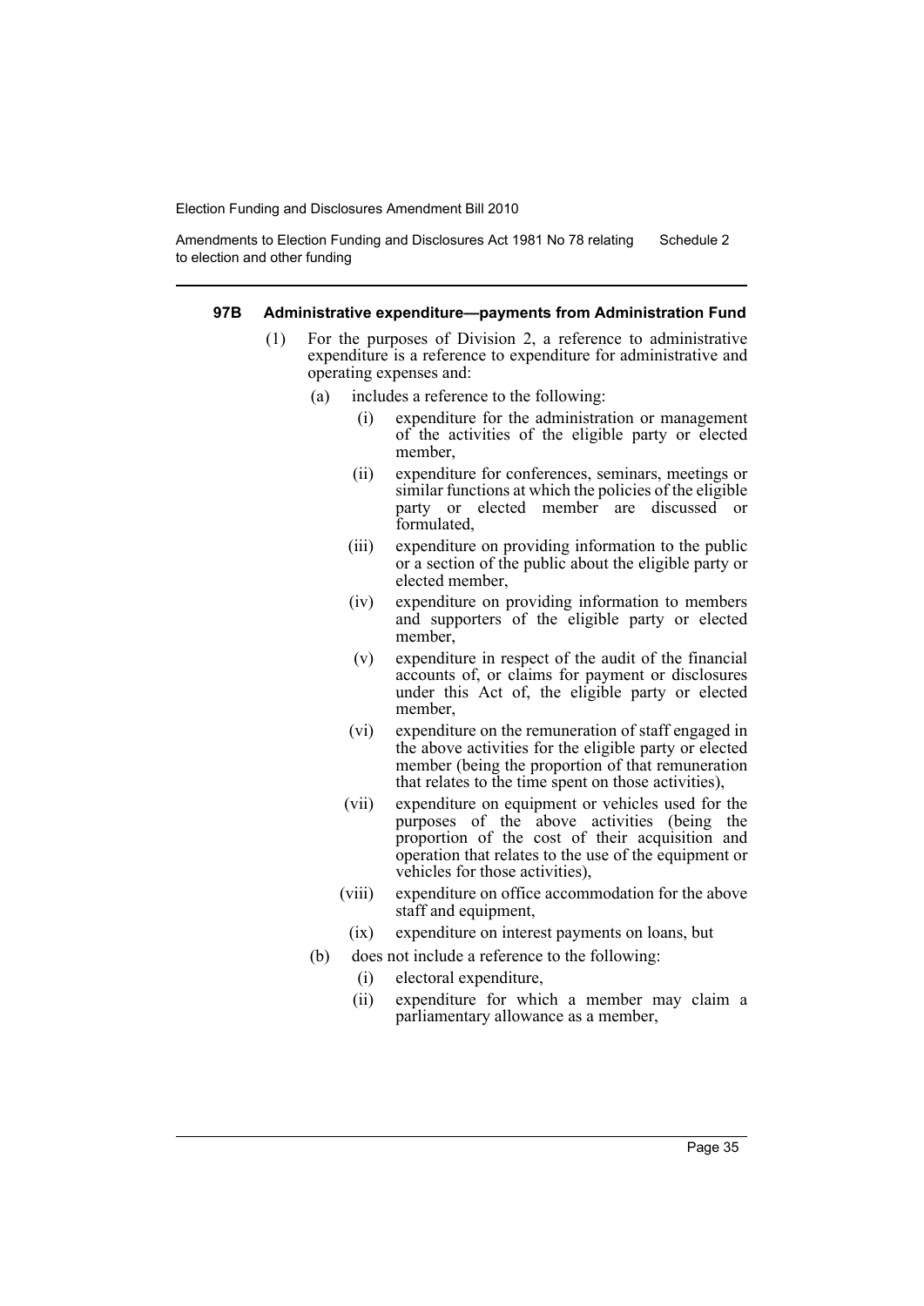#### 97B Administrative expenditure—payments from Administration Fund

(1) For the purposes of Division 2, a reference to administrative expenditure is a reference to expenditure for administrative and operating expenses and:

- (a) includes a reference to the following:
  - (i) expenditure for the administration or management of the activities of the eligible party or elected member,
  - (ii) expenditure for conferences, seminars, meetings or similar functions at which the policies of the eligible party or elected member are discussed or formulated,
  - (iii) expenditure on providing information to the public or a section of the public about the eligible party or elected member,
  - (iv) expenditure on providing information to members and supporters of the eligible party or elected member,
  - (v) expenditure in respect of the audit of the financial accounts of, or claims for payment or disclosures under this Act of, the eligible party or elected member,
  - (vi) expenditure on the remuneration of staff engaged in the above activities for the eligible party or elected member (being the proportion of that remuneration that relates to the time spent on those activities),
  - (vii) expenditure on equipment or vehicles used for the purposes of the above activities (being the proportion of the cost of their acquisition and operation that relates to the use of the equipment or vehicles for those activities),
  - (viii) expenditure on office accommodation for the above staff and equipment,
  - (ix) expenditure on interest payments on loans, but
- (b) does not include a reference to the following:
  - (i) electoral expenditure,
  - (ii) expenditure for which a member may claim a parliamentary allowance as a member,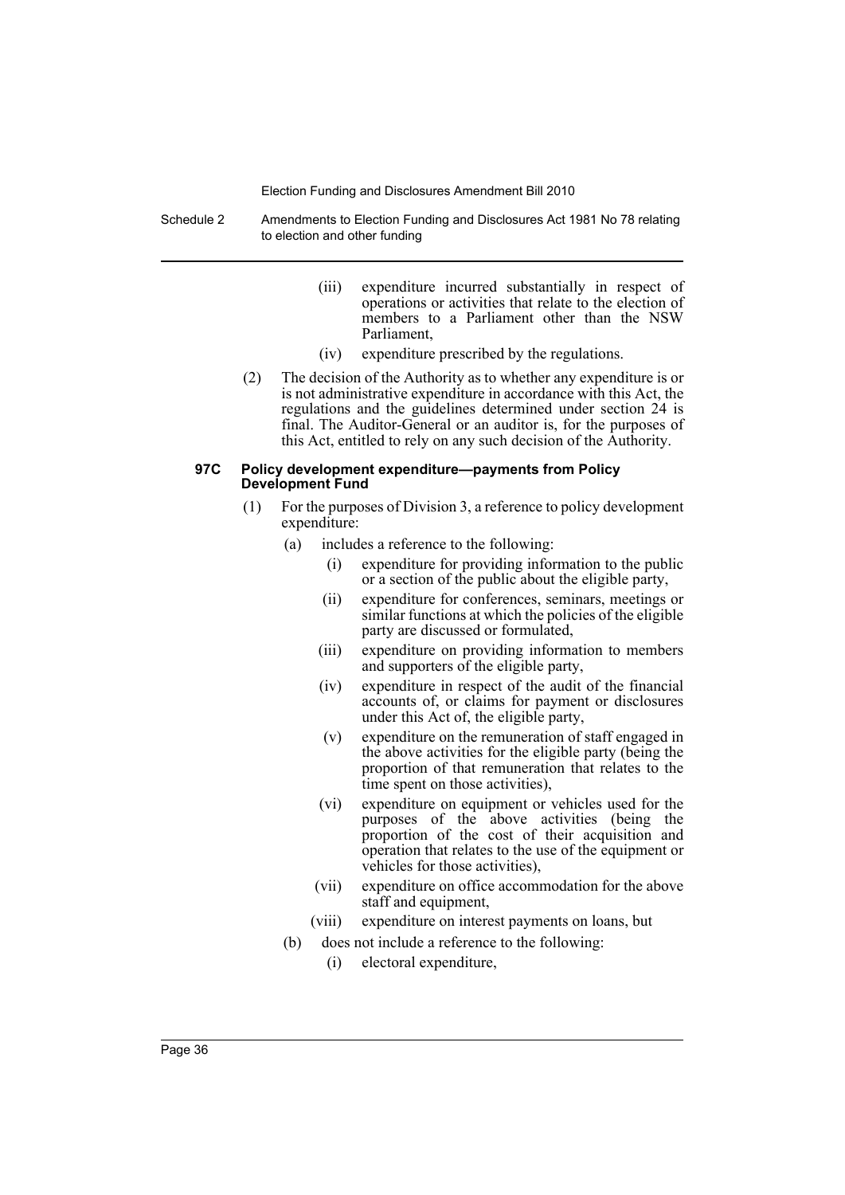(iii) expenditure incurred substantially in respect of operations or activities that relate to the election of members to a Parliament other than the NSW Parliament,

(iv) expenditure prescribed by the regulations.

(2) The decision of the Authority as to whether any expenditure is or is not administrative expenditure in accordance with this Act, the regulations and the guidelines determined under section 24 is final. The Auditor-General or an auditor is, for the purposes of this Act, entitled to rely on any such decision of the Authority.

**97C Policy development expenditure—payments from Policy Development Fund**

(1) For the purposes of Division 3, a reference to policy development expenditure:

(a) includes a reference to the following:

(i) expenditure for providing information to the public or a section of the public about the eligible party,

(ii) expenditure for conferences, seminars, meetings or similar functions at which the policies of the eligible party are discussed or formulated,

(iii) expenditure on providing information to members and supporters of the eligible party,

(iv) expenditure in respect of the audit of the financial accounts of, or claims for payment or disclosures under this Act of, the eligible party,

(v) expenditure on the remuneration of staff engaged in the above activities for the eligible party (being the proportion of that remuneration that relates to the time spent on those activities),

(vi) expenditure on equipment or vehicles used for the purposes of the above activities (being the proportion of the cost of their acquisition and operation that relates to the use of the equipment or vehicles for those activities),

(vii) expenditure on office accommodation for the above staff and equipment,

(viii) expenditure on interest payments on loans, but

(b) does not include a reference to the following:

(i) electoral expenditure,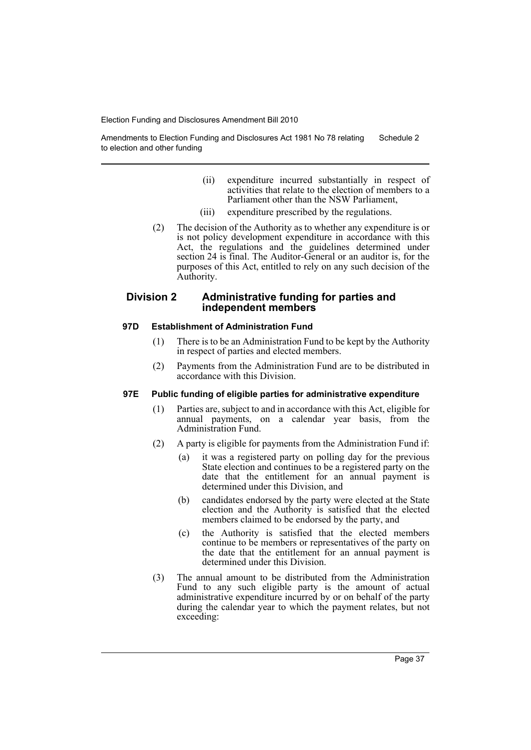(ii) expenditure incurred substantially in respect of activities that relate to the election of members to a Parliament other than the NSW Parliament,

(iii) expenditure prescribed by the regulations.

(2) The decision of the Authority as to whether any expenditure is or is not policy development expenditure in accordance with this Act, the regulations and the guidelines determined under section 24 is final. The Auditor-General or an auditor is, for the purposes of this Act, entitled to rely on any such decision of the Authority.

## Division 2 Administrative funding for parties and independent members

### 97D Establishment of Administration Fund

(1) There is to be an Administration Fund to be kept by the Authority in respect of parties and elected members.

(2) Payments from the Administration Fund are to be distributed in accordance with this Division.

### 97E Public funding of eligible parties for administrative expenditure

(1) Parties are, subject to and in accordance with this Act, eligible for annual payments, on a calendar year basis, from the Administration Fund.

(2) A party is eligible for payments from the Administration Fund if:

(a) it was a registered party on polling day for the previous State election and continues to be a registered party on the date that the entitlement for an annual payment is determined under this Division, and

(b) candidates endorsed by the party were elected at the State election and the Authority is satisfied that the elected members claimed to be endorsed by the party, and

(c) the Authority is satisfied that the elected members continue to be members or representatives of the party on the date that the entitlement for an annual payment is determined under this Division.

(3) The annual amount to be distributed from the Administration Fund to any such eligible party is the amount of actual administrative expenditure incurred by or on behalf of the party during the calendar year to which the payment relates, but not exceeding: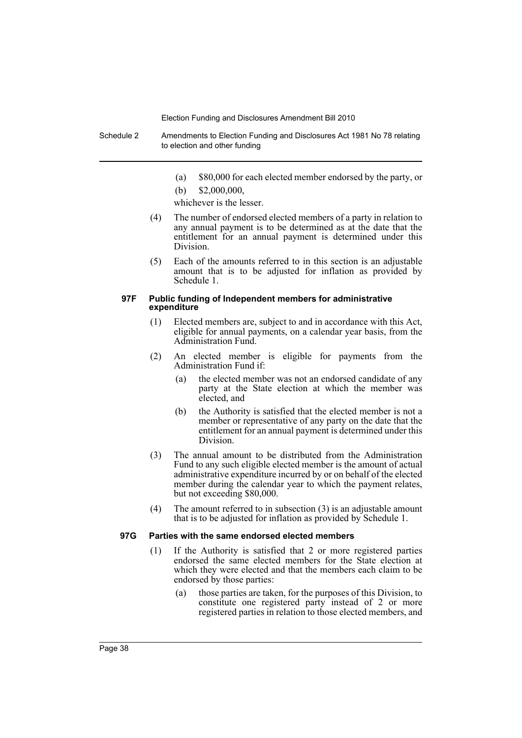(a) $80,000 for each elected member endorsed by the party, or

(b) $2,000,000,

whichever is the lesser.

(4) The number of endorsed elected members of a party in relation to any annual payment is to be determined as at the date that the entitlement for an annual payment is determined under this Division.

(5) Each of the amounts referred to in this section is an adjustable amount that is to be adjusted for inflation as provided by Schedule 1.

#### 97F Public funding of Independent members for administrative expenditure

(1) Elected members are, subject to and in accordance with this Act, eligible for annual payments, on a calendar year basis, from the Administration Fund.

(2) An elected member is eligible for payments from the Administration Fund if:

(a) the elected member was not an endorsed candidate of any party at the State election at which the member was elected, and

(b) the Authority is satisfied that the elected member is not a member or representative of any party on the date that the entitlement for an annual payment is determined under this Division.

(3) The annual amount to be distributed from the Administration Fund to any such eligible elected member is the amount of actual administrative expenditure incurred by or on behalf of the elected member during the calendar year to which the payment relates, but not exceeding $80,000.

(4) The amount referred to in subsection (3) is an adjustable amount that is to be adjusted for inflation as provided by Schedule 1.

#### 97G Parties with the same endorsed elected members

(1) If the Authority is satisfied that 2 or more registered parties endorsed the same elected members for the State election at which they were elected and that the members each claim to be endorsed by those parties:

(a) those parties are taken, for the purposes of this Division, to constitute one registered party instead of 2 or more registered parties in relation to those elected members, and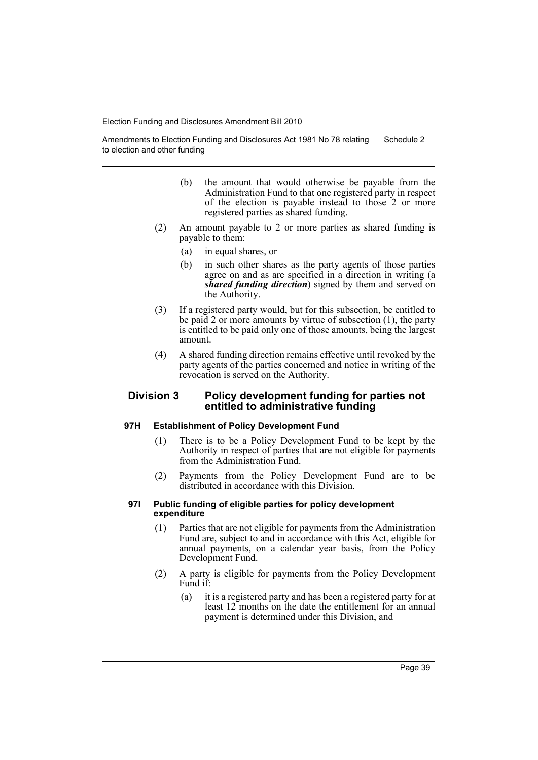(b) the amount that would otherwise be payable from the Administration Fund to that one registered party in respect of the election is payable instead to those 2 or more registered parties as shared funding.

(2) An amount payable to 2 or more parties as shared funding is payable to them:

(a) in equal shares, or

(b) in such other shares as the party agents of those parties agree on and as are specified in a direction in writing (a ***shared funding direction***) signed by them and served on the Authority.

(3) If a registered party would, but for this subsection, be entitled to be paid 2 or more amounts by virtue of subsection (1), the party is entitled to be paid only one of those amounts, being the largest amount.

(4) A shared funding direction remains effective until revoked by the party agents of the parties concerned and notice in writing of the revocation is served on the Authority.

## Division 3 Policy development funding for parties not entitled to administrative funding

### 97H Establishment of Policy Development Fund

(1) There is to be a Policy Development Fund to be kept by the Authority in respect of parties that are not eligible for payments from the Administration Fund.

(2) Payments from the Policy Development Fund are to be distributed in accordance with this Division.

### 97I Public funding of eligible parties for policy development expenditure

(1) Parties that are not eligible for payments from the Administration Fund are, subject to and in accordance with this Act, eligible for annual payments, on a calendar year basis, from the Policy Development Fund.

(2) A party is eligible for payments from the Policy Development Fund if:

(a) it is a registered party and has been a registered party for at least 12 months on the date the entitlement for an annual payment is determined under this Division, and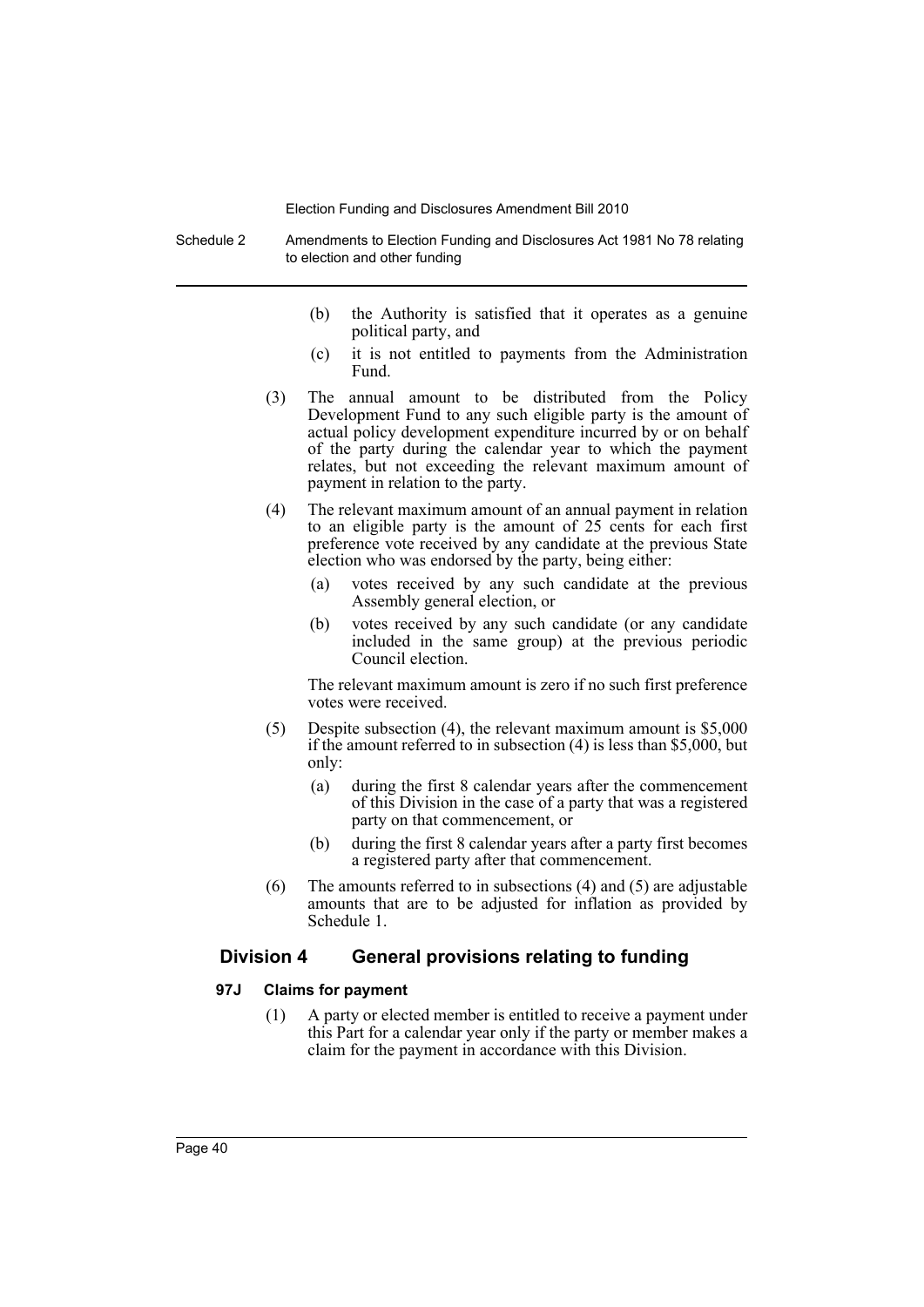(b) the Authority is satisfied that it operates as a genuine political party, and

(c) it is not entitled to payments from the Administration Fund.

(3) The annual amount to be distributed from the Policy Development Fund to any such eligible party is the amount of actual policy development expenditure incurred by or on behalf of the party during the calendar year to which the payment relates, but not exceeding the relevant maximum amount of payment in relation to the party.

(4) The relevant maximum amount of an annual payment in relation to an eligible party is the amount of 25 cents for each first preference vote received by any candidate at the previous State election who was endorsed by the party, being either:

(a) votes received by any such candidate at the previous Assembly general election, or

(b) votes received by any such candidate (or any candidate included in the same group) at the previous periodic Council election.

The relevant maximum amount is zero if no such first preference votes were received.

(5) Despite subsection (4), the relevant maximum amount is $5,000 if the amount referred to in subsection (4) is less than $5,000, but only:

(a) during the first 8 calendar years after the commencement of this Division in the case of a party that was a registered party on that commencement, or

(b) during the first 8 calendar years after a party first becomes a registered party after that commencement.

(6) The amounts referred to in subsections (4) and (5) are adjustable amounts that are to be adjusted for inflation as provided by Schedule 1.

## Division 4 General provisions relating to funding

### 97J Claims for payment

(1) A party or elected member is entitled to receive a payment under this Part for a calendar year only if the party or member makes a claim for the payment in accordance with this Division.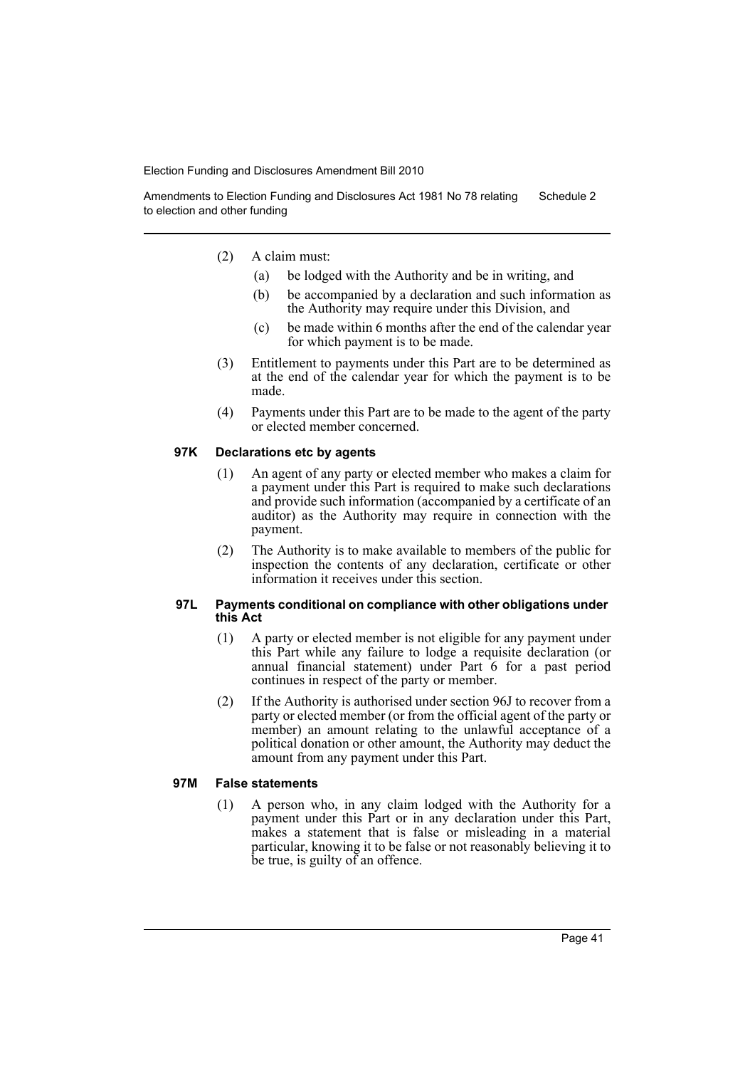(2) A claim must:

  (a) be lodged with the Authority and be in writing, and

  (b) be accompanied by a declaration and such information as the Authority may require under this Division, and

  (c) be made within 6 months after the end of the calendar year for which payment is to be made.

(3) Entitlement to payments under this Part are to be determined as at the end of the calendar year for which the payment is to be made.

(4) Payments under this Part are to be made to the agent of the party or elected member concerned.

#### 97K Declarations etc by agents

(1) An agent of any party or elected member who makes a claim for a payment under this Part is required to make such declarations and provide such information (accompanied by a certificate of an auditor) as the Authority may require in connection with the payment.

(2) The Authority is to make available to members of the public for inspection the contents of any declaration, certificate or other information it receives under this section.

#### 97L Payments conditional on compliance with other obligations under this Act

(1) A party or elected member is not eligible for any payment under this Part while any failure to lodge a requisite declaration (or annual financial statement) under Part 6 for a past period continues in respect of the party or member.

(2) If the Authority is authorised under section 96J to recover from a party or elected member (or from the official agent of the party or member) an amount relating to the unlawful acceptance of a political donation or other amount, the Authority may deduct the amount from any payment under this Part.

#### 97M False statements

(1) A person who, in any claim lodged with the Authority for a payment under this Part or in any declaration under this Part, makes a statement that is false or misleading in a material particular, knowing it to be false or not reasonably believing it to be true, is guilty of an offence.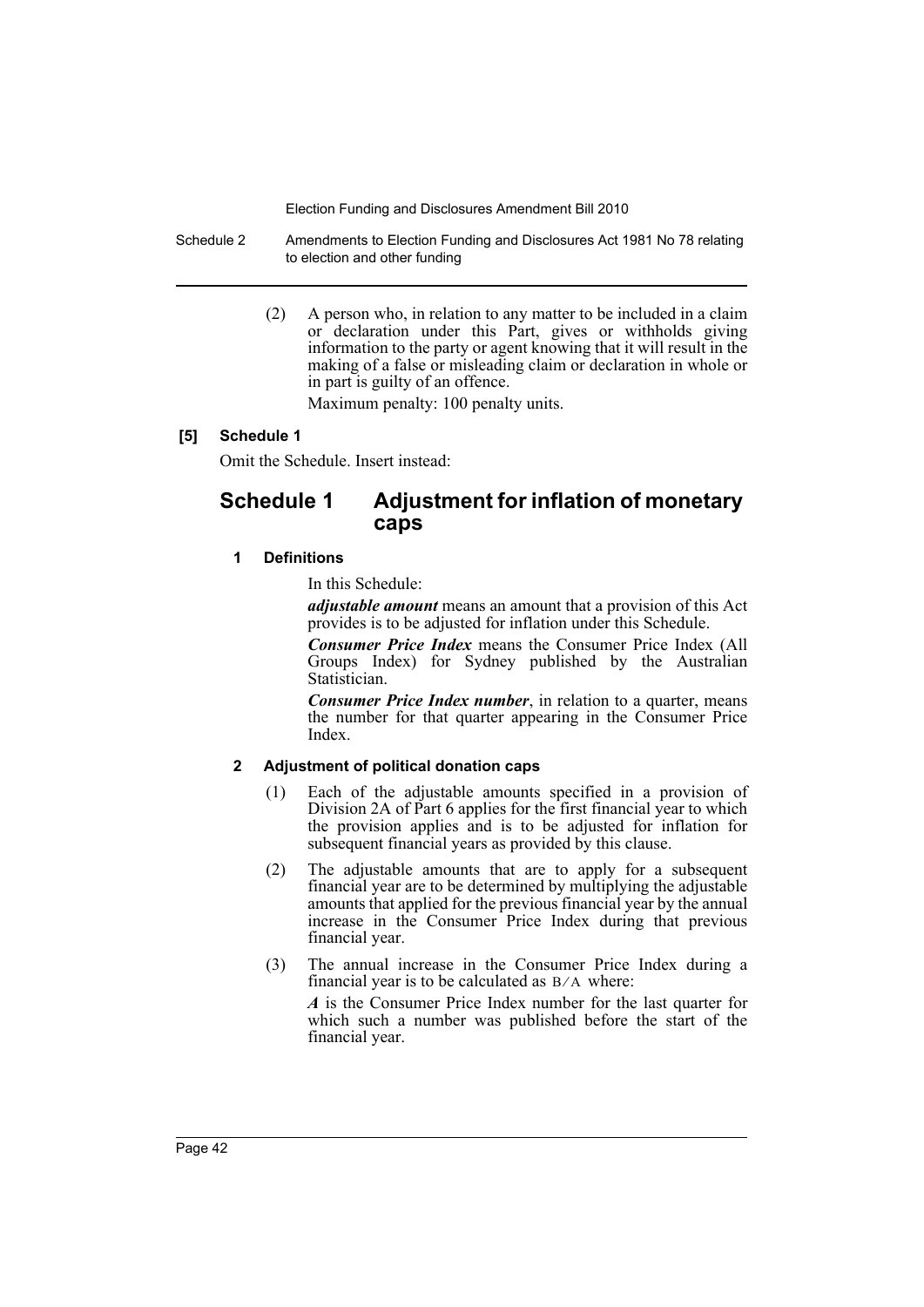(2) A person who, in relation to any matter to be included in a claim or declaration under this Part, gives or withholds giving information to the party or agent knowing that it will result in the making of a false or misleading claim or declaration in whole or in part is guilty of an offence.

Maximum penalty: 100 penalty units.

**[5] Schedule 1**

Omit the Schedule. Insert instead:

# Schedule 1 Adjustment for inflation of monetary caps

### 1 Definitions

In this Schedule:

***adjustable amount*** means an amount that a provision of this Act provides is to be adjusted for inflation under this Schedule.

***Consumer Price Index*** means the Consumer Price Index (All Groups Index) for Sydney published by the Australian Statistician.

***Consumer Price Index number***, in relation to a quarter, means the number for that quarter appearing in the Consumer Price Index.

### 2 Adjustment of political donation caps

(1) Each of the adjustable amounts specified in a provision of Division 2A of Part 6 applies for the first financial year to which the provision applies and is to be adjusted for inflation for subsequent financial years as provided by this clause.

(2) The adjustable amounts that are to apply for a subsequent financial year are to be determined by multiplying the adjustable amounts that applied for the previous financial year by the annual increase in the Consumer Price Index during that previous financial year.

(3) The annual increase in the Consumer Price Index during a financial year is to be calculated as $B/A$ where:

***A*** is the Consumer Price Index number for the last quarter for which such a number was published before the start of the financial year.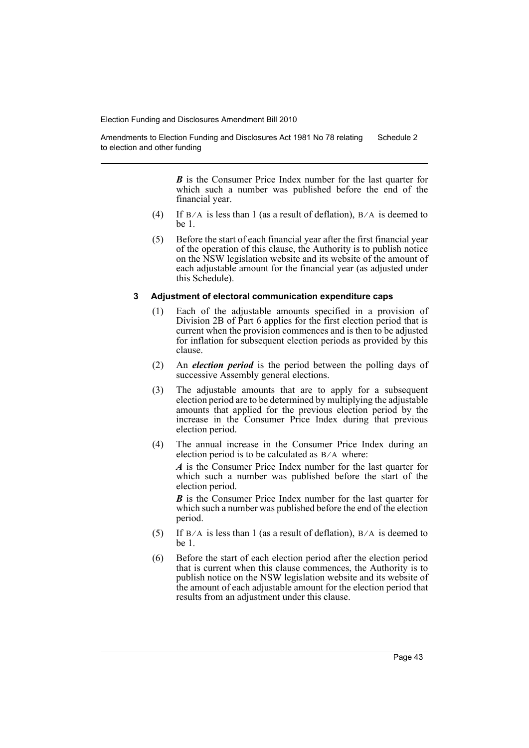***B*** is the Consumer Price Index number for the last quarter for which such a number was published before the end of the financial year.

(4) If $B/A$ is less than 1 (as a result of deflation), $B/A$ is deemed to be 1.

(5) Before the start of each financial year after the first financial year of the operation of this clause, the Authority is to publish notice on the NSW legislation website and its website of the amount of each adjustable amount for the financial year (as adjusted under this Schedule).

### 3 Adjustment of electoral communication expenditure caps

(1) Each of the adjustable amounts specified in a provision of Division 2B of Part 6 applies for the first election period that is current when the provision commences and is then to be adjusted for inflation for subsequent election periods as provided by this clause.

(2) An ***election period*** is the period between the polling days of successive Assembly general elections.

(3) The adjustable amounts that are to apply for a subsequent election period are to be determined by multiplying the adjustable amounts that applied for the previous election period by the increase in the Consumer Price Index during that previous election period.

(4) The annual increase in the Consumer Price Index during an election period is to be calculated as $B/A$ where:

***A*** is the Consumer Price Index number for the last quarter for which such a number was published before the start of the election period.

***B*** is the Consumer Price Index number for the last quarter for which such a number was published before the end of the election period.

(5) If $B/A$ is less than 1 (as a result of deflation), $B/A$ is deemed to be 1.

(6) Before the start of each election period after the election period that is current when this clause commences, the Authority is to publish notice on the NSW legislation website and its website of the amount of each adjustable amount for the election period that results from an adjustment under this clause.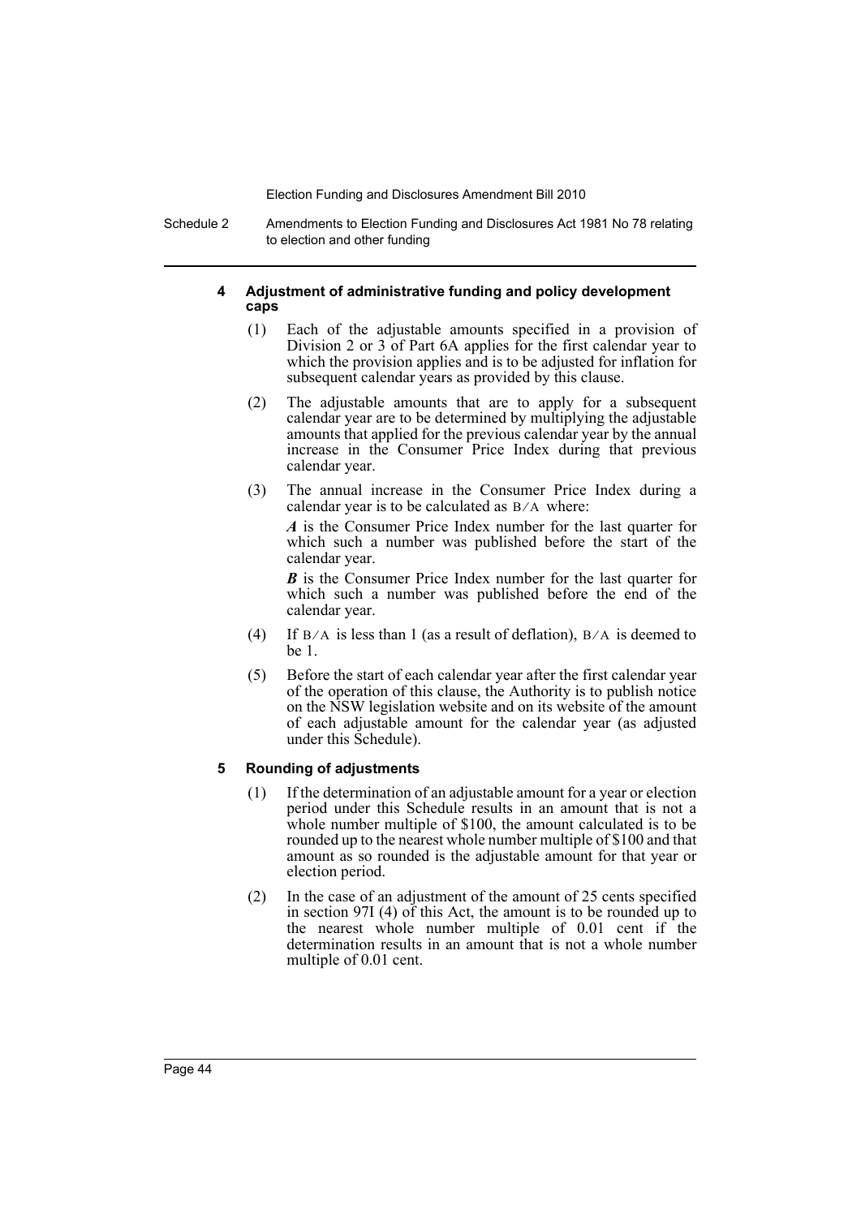#### 4 Adjustment of administrative funding and policy development caps

(1) Each of the adjustable amounts specified in a provision of Division 2 or 3 of Part 6A applies for the first calendar year to which the provision applies and is to be adjusted for inflation for subsequent calendar years as provided by this clause.

(2) The adjustable amounts that are to apply for a subsequent calendar year are to be determined by multiplying the adjustable amounts that applied for the previous calendar year by the annual increase in the Consumer Price Index during that previous calendar year.

(3) The annual increase in the Consumer Price Index during a calendar year is to be calculated as $B/A$ where:

***A*** is the Consumer Price Index number for the last quarter for which such a number was published before the start of the calendar year.

***B*** is the Consumer Price Index number for the last quarter for which such a number was published before the end of the calendar year.

(4) If $B/A$ is less than 1 (as a result of deflation), $B/A$ is deemed to be 1.

(5) Before the start of each calendar year after the first calendar year of the operation of this clause, the Authority is to publish notice on the NSW legislation website and on its website of the amount of each adjustable amount for the calendar year (as adjusted under this Schedule).

#### 5 Rounding of adjustments

(1) If the determination of an adjustable amount for a year or election period under this Schedule results in an amount that is not a whole number multiple of \$100, the amount calculated is to be rounded up to the nearest whole number multiple of \$100 and that amount as so rounded is the adjustable amount for that year or election period.

(2) In the case of an adjustment of the amount of 25 cents specified in section 97I (4) of this Act, the amount is to be rounded up to the nearest whole number multiple of 0.01 cent if the determination results in an amount that is not a whole number multiple of 0.01 cent.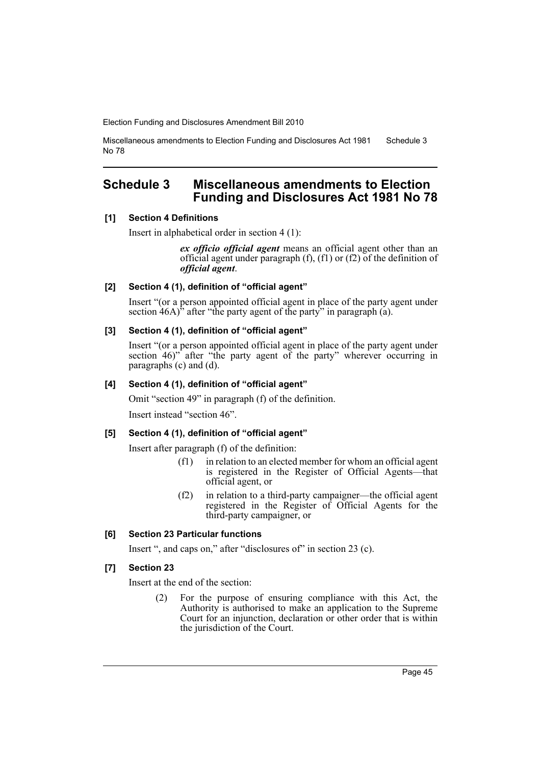## Schedule 3 Miscellaneous amendments to Election Funding and Disclosures Act 1981 No 78

**[1] Section 4 Definitions**

Insert in alphabetical order in section 4 (1):

> ***ex officio official agent*** means an official agent other than an official agent under paragraph (f), (f1) or (f2) of the definition of ***official agent***.

**[2] Section 4 (1), definition of "official agent"**

Insert "(or a person appointed official agent in place of the party agent under section 46A)" after "the party agent of the party" in paragraph (a).

**[3] Section 4 (1), definition of "official agent"**

Insert "(or a person appointed official agent in place of the party agent under section 46)" after "the party agent of the party" wherever occurring in paragraphs (c) and (d).

**[4] Section 4 (1), definition of "official agent"**

Omit "section 49" in paragraph (f) of the definition.

Insert instead "section 46".

**[5] Section 4 (1), definition of "official agent"**

Insert after paragraph (f) of the definition:

> (f1) in relation to an elected member for whom an official agent is registered in the Register of Official Agents—that official agent, or
>
> (f2) in relation to a third-party campaigner—the official agent registered in the Register of Official Agents for the third-party campaigner, or

**[6] Section 23 Particular functions**

Insert ", and caps on," after "disclosures of" in section 23 (c).

**[7] Section 23**

Insert at the end of the section:

> (2) For the purpose of ensuring compliance with this Act, the Authority is authorised to make an application to the Supreme Court for an injunction, declaration or other order that is within the jurisdiction of the Court.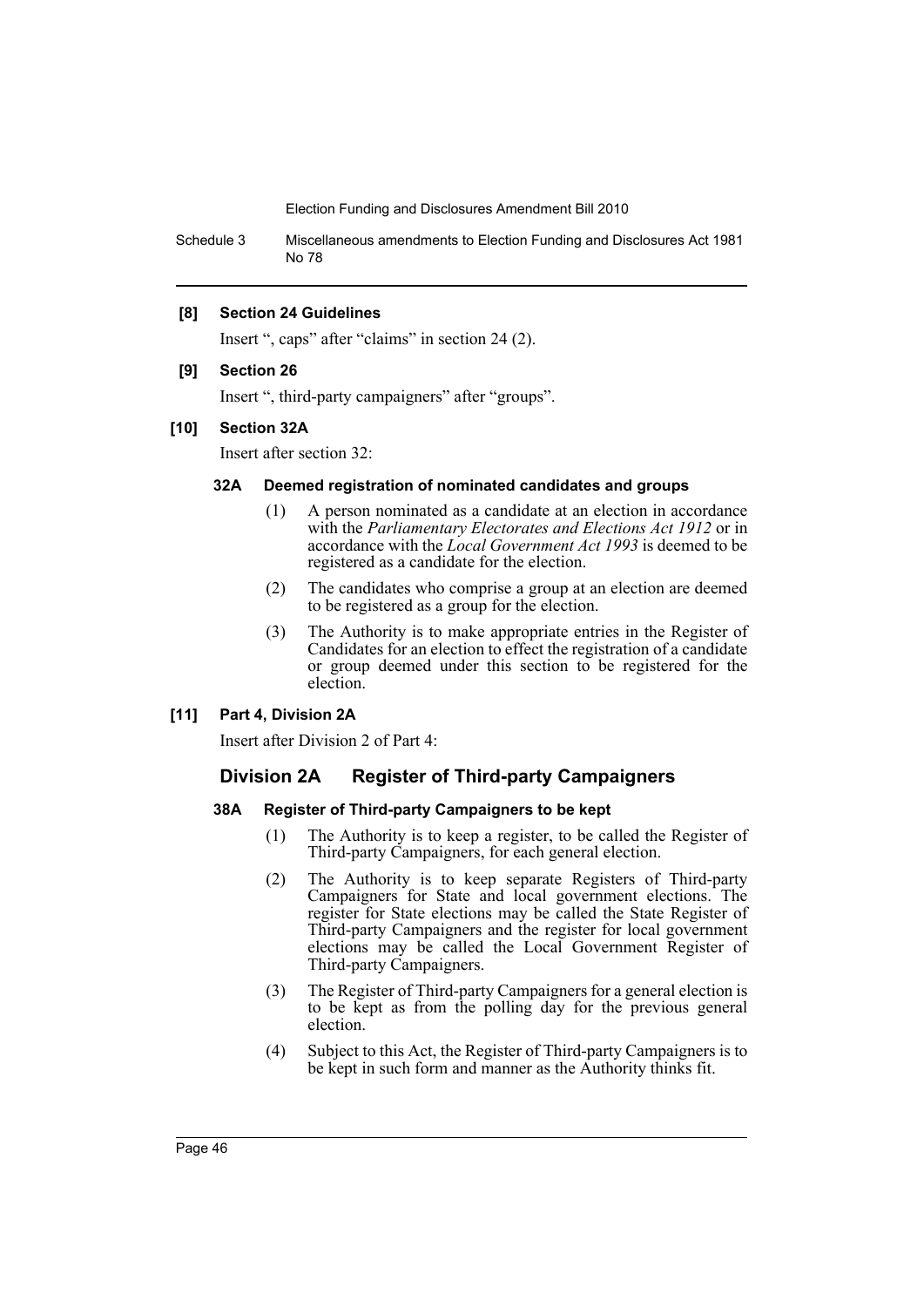**[8] Section 24 Guidelines**

Insert ", caps" after "claims" in section 24 (2).

**[9] Section 26**

Insert ", third-party campaigners" after "groups".

**[10] Section 32A**

Insert after section 32:

**32A Deemed registration of nominated candidates and groups**

(1) A person nominated as a candidate at an election in accordance with the *Parliamentary Electorates and Elections Act 1912* or in accordance with the *Local Government Act 1993* is deemed to be registered as a candidate for the election.

(2) The candidates who comprise a group at an election are deemed to be registered as a group for the election.

(3) The Authority is to make appropriate entries in the Register of Candidates for an election to effect the registration of a candidate or group deemed under this section to be registered for the election.

**[11] Part 4, Division 2A**

Insert after Division 2 of Part 4:

## Division 2A Register of Third-party Campaigners

**38A Register of Third-party Campaigners to be kept**

(1) The Authority is to keep a register, to be called the Register of Third-party Campaigners, for each general election.

(2) The Authority is to keep separate Registers of Third-party Campaigners for State and local government elections. The register for State elections may be called the State Register of Third-party Campaigners and the register for local government elections may be called the Local Government Register of Third-party Campaigners.

(3) The Register of Third-party Campaigners for a general election is to be kept as from the polling day for the previous general election.

(4) Subject to this Act, the Register of Third-party Campaigners is to be kept in such form and manner as the Authority thinks fit.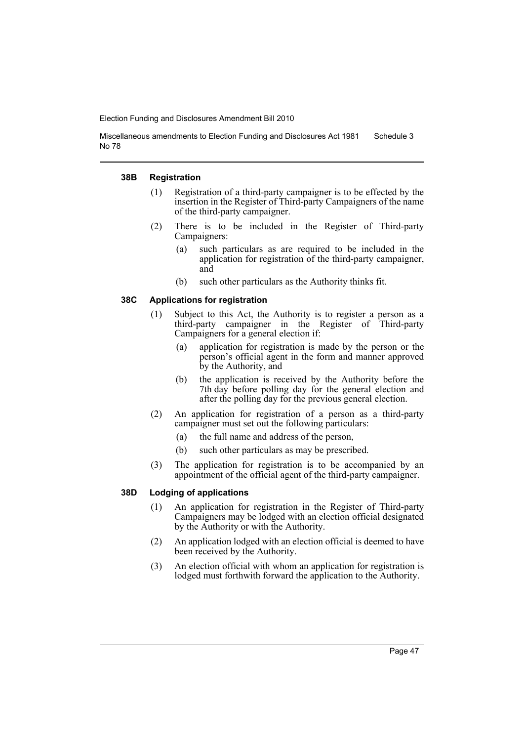#### 38B Registration

(1) Registration of a third-party campaigner is to be effected by the insertion in the Register of Third-party Campaigners of the name of the third-party campaigner.

(2) There is to be included in the Register of Third-party Campaigners:

- (a) such particulars as are required to be included in the application for registration of the third-party campaigner, and
- (b) such other particulars as the Authority thinks fit.

#### 38C Applications for registration

(1) Subject to this Act, the Authority is to register a person as a third-party campaigner in the Register of Third-party Campaigners for a general election if:

- (a) application for registration is made by the person or the person's official agent in the form and manner approved by the Authority, and
- (b) the application is received by the Authority before the 7th day before polling day for the general election and after the polling day for the previous general election.

(2) An application for registration of a person as a third-party campaigner must set out the following particulars:

- (a) the full name and address of the person,
- (b) such other particulars as may be prescribed.

(3) The application for registration is to be accompanied by an appointment of the official agent of the third-party campaigner.

#### 38D Lodging of applications

(1) An application for registration in the Register of Third-party Campaigners may be lodged with an election official designated by the Authority or with the Authority.

(2) An application lodged with an election official is deemed to have been received by the Authority.

(3) An election official with whom an application for registration is lodged must forthwith forward the application to the Authority.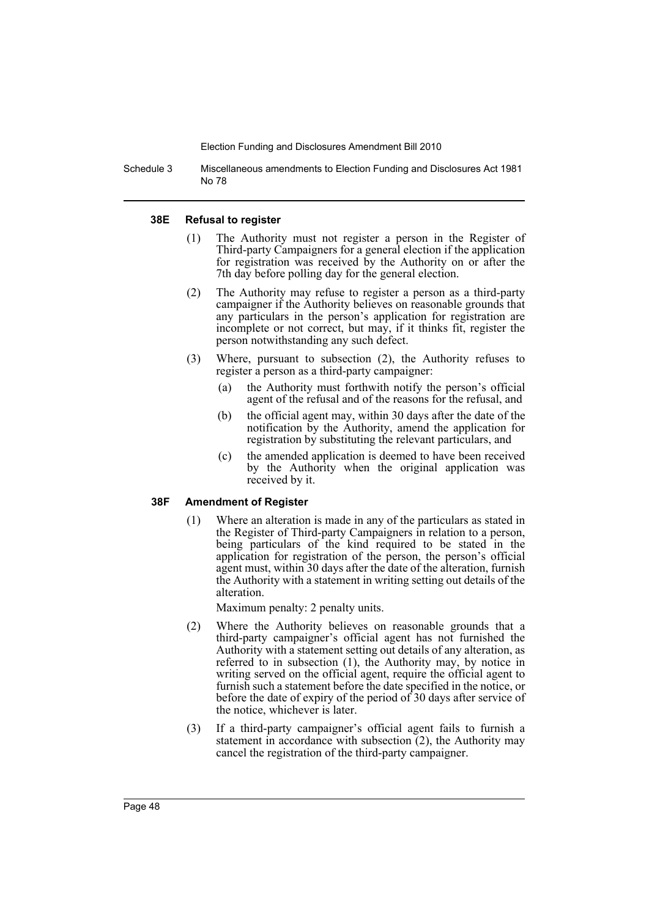#### 38E Refusal to register

(1) The Authority must not register a person in the Register of Third-party Campaigners for a general election if the application for registration was received by the Authority on or after the 7th day before polling day for the general election.

(2) The Authority may refuse to register a person as a third-party campaigner if the Authority believes on reasonable grounds that any particulars in the person's application for registration are incomplete or not correct, but may, if it thinks fit, register the person notwithstanding any such defect.

(3) Where, pursuant to subsection (2), the Authority refuses to register a person as a third-party campaigner:

- (a) the Authority must forthwith notify the person's official agent of the refusal and of the reasons for the refusal, and
- (b) the official agent may, within 30 days after the date of the notification by the Authority, amend the application for registration by substituting the relevant particulars, and
- (c) the amended application is deemed to have been received by the Authority when the original application was received by it.

#### 38F Amendment of Register

(1) Where an alteration is made in any of the particulars as stated in the Register of Third-party Campaigners in relation to a person, being particulars of the kind required to be stated in the application for registration of the person, the person's official agent must, within 30 days after the date of the alteration, furnish the Authority with a statement in writing setting out details of the alteration.

Maximum penalty: 2 penalty units.

(2) Where the Authority believes on reasonable grounds that a third-party campaigner's official agent has not furnished the Authority with a statement setting out details of any alteration, as referred to in subsection (1), the Authority may, by notice in writing served on the official agent, require the official agent to furnish such a statement before the date specified in the notice, or before the date of expiry of the period of 30 days after service of the notice, whichever is later.

(3) If a third-party campaigner's official agent fails to furnish a statement in accordance with subsection (2), the Authority may cancel the registration of the third-party campaigner.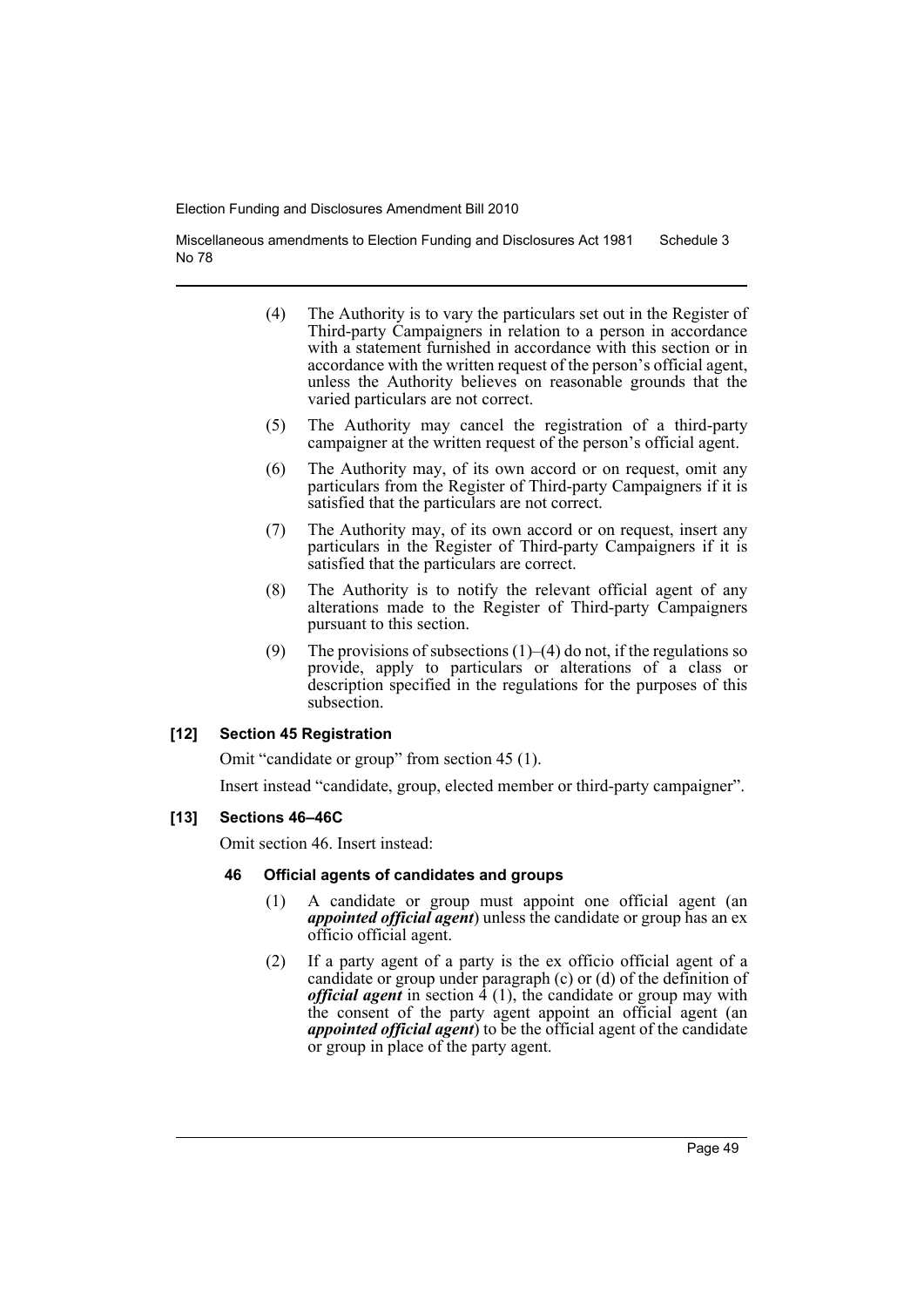(4) The Authority is to vary the particulars set out in the Register of Third-party Campaigners in relation to a person in accordance with a statement furnished in accordance with this section or in accordance with the written request of the person's official agent, unless the Authority believes on reasonable grounds that the varied particulars are not correct.

(5) The Authority may cancel the registration of a third-party campaigner at the written request of the person's official agent.

(6) The Authority may, of its own accord or on request, omit any particulars from the Register of Third-party Campaigners if it is satisfied that the particulars are not correct.

(7) The Authority may, of its own accord or on request, insert any particulars in the Register of Third-party Campaigners if it is satisfied that the particulars are correct.

(8) The Authority is to notify the relevant official agent of any alterations made to the Register of Third-party Campaigners pursuant to this section.

(9) The provisions of subsections (1)–(4) do not, if the regulations so provide, apply to particulars or alterations of a class or description specified in the regulations for the purposes of this subsection.

### [12] Section 45 Registration

Omit "candidate or group" from section 45 (1).

Insert instead "candidate, group, elected member or third-party campaigner".

### [13] Sections 46–46C

Omit section 46. Insert instead:

#### 46 Official agents of candidates and groups

(1) A candidate or group must appoint one official agent (an ***appointed official agent***) unless the candidate or group has an ex officio official agent.

(2) If a party agent of a party is the ex officio official agent of a candidate or group under paragraph (c) or (d) of the definition of ***official agent*** in section 4 (1), the candidate or group may with the consent of the party agent appoint an official agent (an ***appointed official agent***) to be the official agent of the candidate or group in place of the party agent.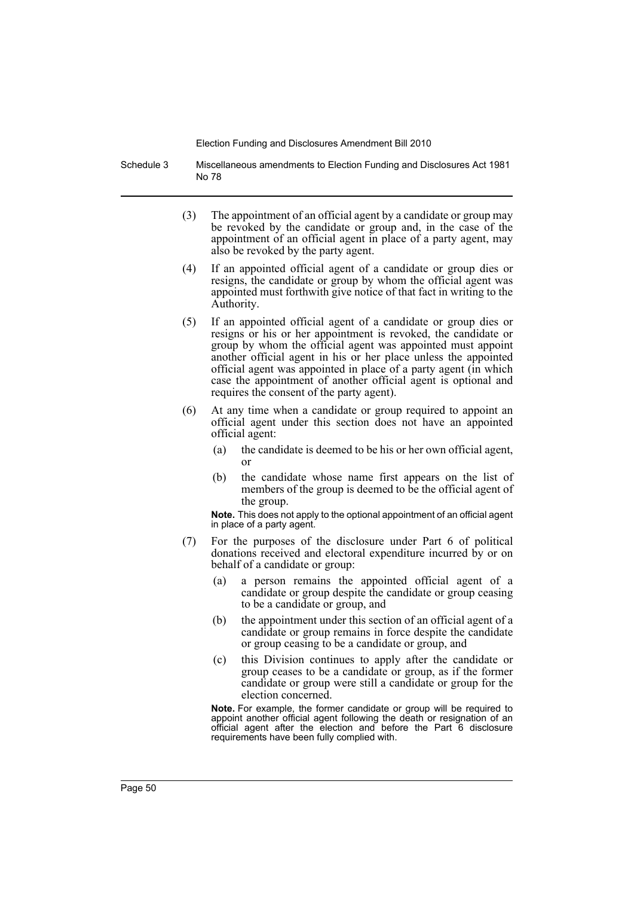(3) The appointment of an official agent by a candidate or group may be revoked by the candidate or group and, in the case of the appointment of an official agent in place of a party agent, may also be revoked by the party agent.

(4) If an appointed official agent of a candidate or group dies or resigns, the candidate or group by whom the official agent was appointed must forthwith give notice of that fact in writing to the Authority.

(5) If an appointed official agent of a candidate or group dies or resigns or his or her appointment is revoked, the candidate or group by whom the official agent was appointed must appoint another official agent in his or her place unless the appointed official agent was appointed in place of a party agent (in which case the appointment of another official agent is optional and requires the consent of the party agent).

(6) At any time when a candidate or group required to appoint an official agent under this section does not have an appointed official agent:

- (a) the candidate is deemed to be his or her own official agent, or
- (b) the candidate whose name first appears on the list of members of the group is deemed to be the official agent of the group.

**Note.** This does not apply to the optional appointment of an official agent in place of a party agent.

(7) For the purposes of the disclosure under Part 6 of political donations received and electoral expenditure incurred by or on behalf of a candidate or group:

- (a) a person remains the appointed official agent of a candidate or group despite the candidate or group ceasing to be a candidate or group, and
- (b) the appointment under this section of an official agent of a candidate or group remains in force despite the candidate or group ceasing to be a candidate or group, and
- (c) this Division continues to apply after the candidate or group ceases to be a candidate or group, as if the former candidate or group were still a candidate or group for the election concerned.

**Note.** For example, the former candidate or group will be required to appoint another official agent following the death or resignation of an official agent after the election and before the Part 6 disclosure requirements have been fully complied with.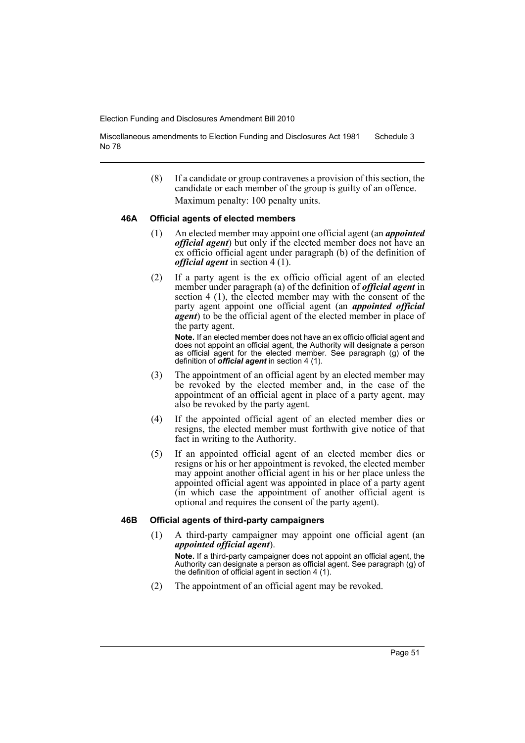(8) If a candidate or group contravenes a provision of this section, the candidate or each member of the group is guilty of an offence.

Maximum penalty: 100 penalty units.

### 46A Official agents of elected members

(1) An elected member may appoint one official agent (an ***appointed official agent***) but only if the elected member does not have an ex officio official agent under paragraph (b) of the definition of ***official agent*** in section 4 (1).

(2) If a party agent is the ex officio official agent of an elected member under paragraph (a) of the definition of ***official agent*** in section 4 (1), the elected member may with the consent of the party agent appoint one official agent (an ***appointed official agent***) to be the official agent of the elected member in place of the party agent.

**Note.** If an elected member does not have an ex officio official agent and does not appoint an official agent, the Authority will designate a person as official agent for the elected member. See paragraph (g) of the definition of ***official agent*** in section 4 (1).

(3) The appointment of an official agent by an elected member may be revoked by the elected member and, in the case of the appointment of an official agent in place of a party agent, may also be revoked by the party agent.

(4) If the appointed official agent of an elected member dies or resigns, the elected member must forthwith give notice of that fact in writing to the Authority.

(5) If an appointed official agent of an elected member dies or resigns or his or her appointment is revoked, the elected member may appoint another official agent in his or her place unless the appointed official agent was appointed in place of a party agent (in which case the appointment of another official agent is optional and requires the consent of the party agent).

### 46B Official agents of third-party campaigners

(1) A third-party campaigner may appoint one official agent (an ***appointed official agent***).

**Note.** If a third-party campaigner does not appoint an official agent, the Authority can designate a person as official agent. See paragraph (g) of the definition of official agent in section 4 (1).

(2) The appointment of an official agent may be revoked.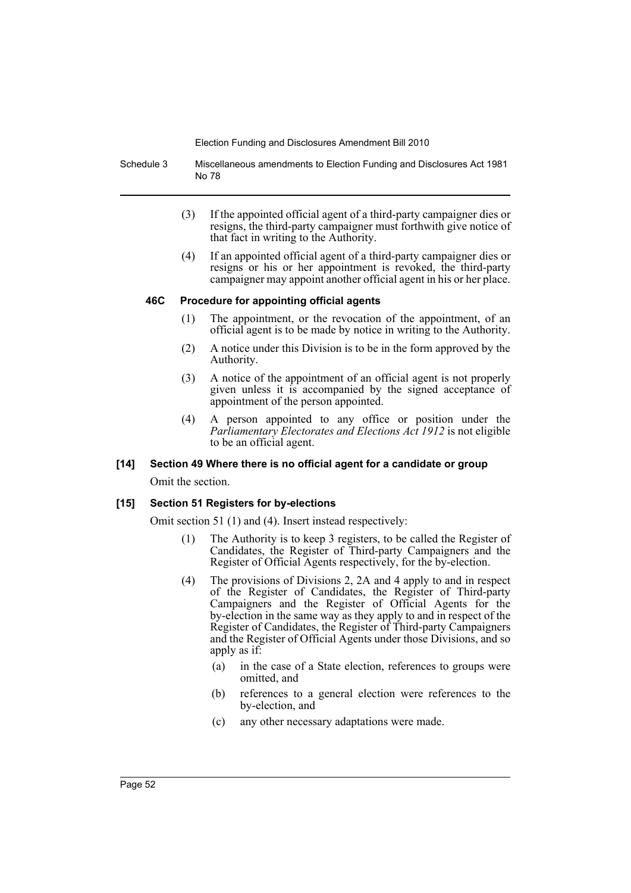(3) If the appointed official agent of a third-party campaigner dies or resigns, the third-party campaigner must forthwith give notice of that fact in writing to the Authority.

(4) If an appointed official agent of a third-party campaigner dies or resigns or his or her appointment is revoked, the third-party campaigner may appoint another official agent in his or her place.

### 46C Procedure for appointing official agents

(1) The appointment, or the revocation of the appointment, of an official agent is to be made by notice in writing to the Authority.

(2) A notice under this Division is to be in the form approved by the Authority.

(3) A notice of the appointment of an official agent is not properly given unless it is accompanied by the signed acceptance of appointment of the person appointed.

(4) A person appointed to any office or position under the *Parliamentary Electorates and Elections Act 1912* is not eligible to be an official agent.

### [14] Section 49 Where there is no official agent for a candidate or group

Omit the section.

### [15] Section 51 Registers for by-elections

Omit section 51 (1) and (4). Insert instead respectively:

(1) The Authority is to keep 3 registers, to be called the Register of Candidates, the Register of Third-party Campaigners and the Register of Official Agents respectively, for the by-election.

(4) The provisions of Divisions 2, 2A and 4 apply to and in respect of the Register of Candidates, the Register of Third-party Campaigners and the Register of Official Agents for the by-election in the same way as they apply to and in respect of the Register of Candidates, the Register of Third-party Campaigners and the Register of Official Agents under those Divisions, and so apply as if:

(a) in the case of a State election, references to groups were omitted, and

(b) references to a general election were references to the by-election, and

(c) any other necessary adaptations were made.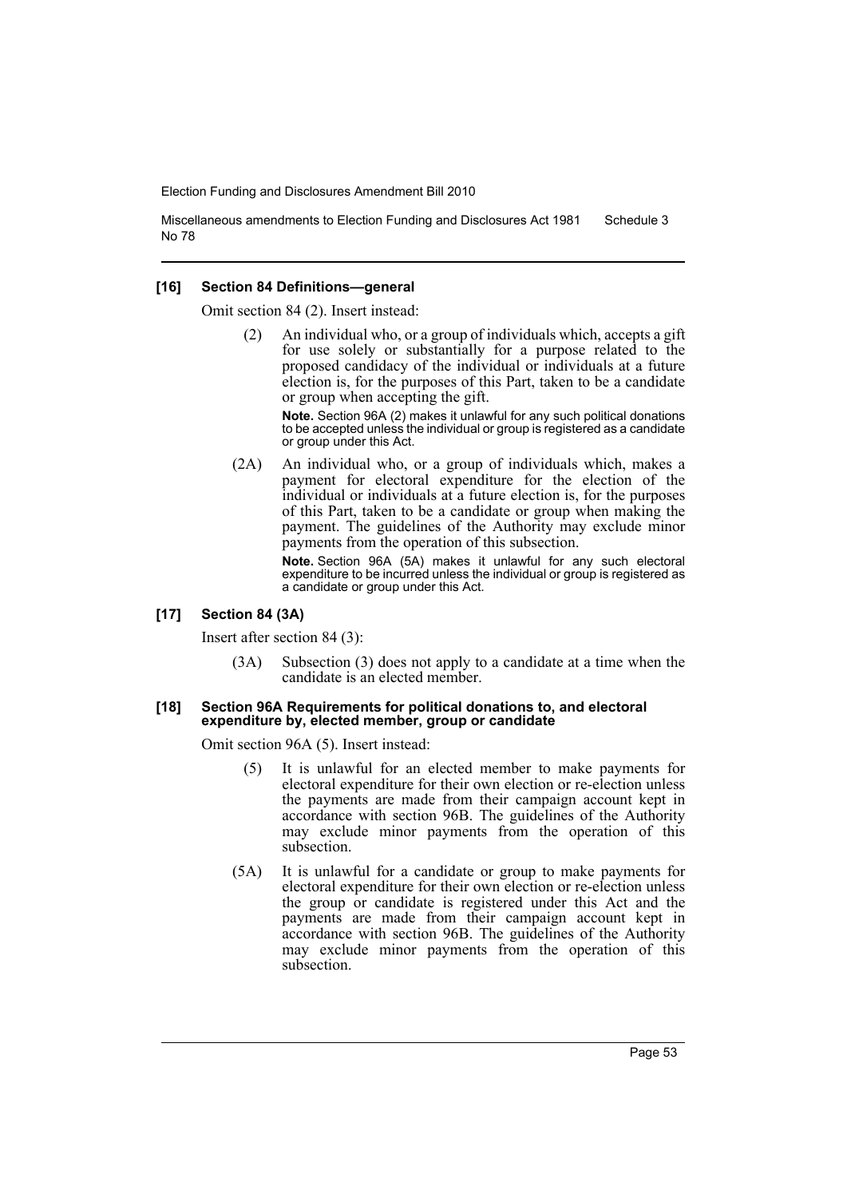### [16] Section 84 Definitions—general

Omit section 84 (2). Insert instead:

> (2) An individual who, or a group of individuals which, accepts a gift for use solely or substantially for a purpose related to the proposed candidacy of the individual or individuals at a future election is, for the purposes of this Part, taken to be a candidate or group when accepting the gift.
>
> **Note.** Section 96A (2) makes it unlawful for any such political donations to be accepted unless the individual or group is registered as a candidate or group under this Act.
>
> (2A) An individual who, or a group of individuals which, makes a payment for electoral expenditure for the election of the individual or individuals at a future election is, for the purposes of this Part, taken to be a candidate or group when making the payment. The guidelines of the Authority may exclude minor payments from the operation of this subsection.
>
> **Note.** Section 96A (5A) makes it unlawful for any such electoral expenditure to be incurred unless the individual or group is registered as a candidate or group under this Act.

### [17] Section 84 (3A)

Insert after section 84 (3):

> (3A) Subsection (3) does not apply to a candidate at a time when the candidate is an elected member.

### [18] Section 96A Requirements for political donations to, and electoral expenditure by, elected member, group or candidate

Omit section 96A (5). Insert instead:

> (5) It is unlawful for an elected member to make payments for electoral expenditure for their own election or re-election unless the payments are made from their campaign account kept in accordance with section 96B. The guidelines of the Authority may exclude minor payments from the operation of this subsection.
>
> (5A) It is unlawful for a candidate or group to make payments for electoral expenditure for their own election or re-election unless the group or candidate is registered under this Act and the payments are made from their campaign account kept in accordance with section 96B. The guidelines of the Authority may exclude minor payments from the operation of this subsection.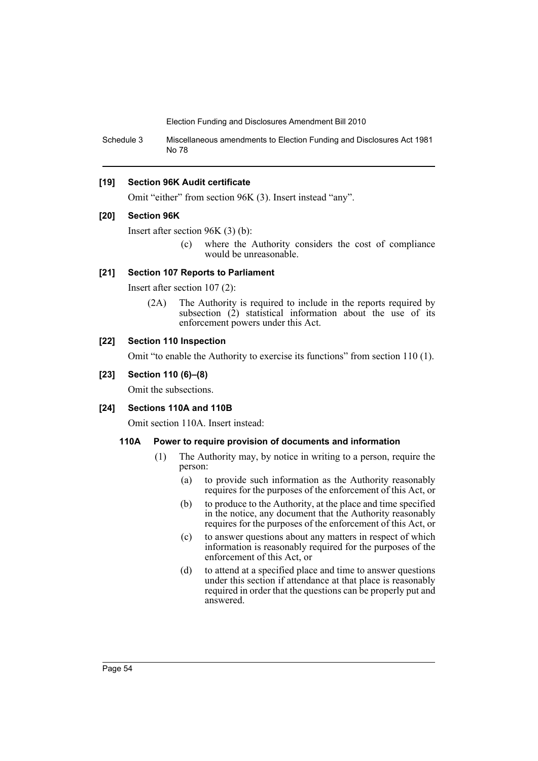**[19] Section 96K Audit certificate**

Omit "either" from section 96K (3). Insert instead "any".

**[20] Section 96K**

Insert after section 96K (3) (b):

> (c) where the Authority considers the cost of compliance would be unreasonable.

**[21] Section 107 Reports to Parliament**

Insert after section 107 (2):

> (2A) The Authority is required to include in the reports required by subsection (2) statistical information about the use of its enforcement powers under this Act.

**[22] Section 110 Inspection**

Omit "to enable the Authority to exercise its functions" from section 110 (1).

**[23] Section 110 (6)–(8)**

Omit the subsections.

**[24] Sections 110A and 110B**

Omit section 110A. Insert instead:

**110A Power to require provision of documents and information**

> (1) The Authority may, by notice in writing to a person, require the person:
>
> (a) to provide such information as the Authority reasonably requires for the purposes of the enforcement of this Act, or
>
> (b) to produce to the Authority, at the place and time specified in the notice, any document that the Authority reasonably requires for the purposes of the enforcement of this Act, or
>
> (c) to answer questions about any matters in respect of which information is reasonably required for the purposes of the enforcement of this Act, or
>
> (d) to attend at a specified place and time to answer questions under this section if attendance at that place is reasonably required in order that the questions can be properly put and answered.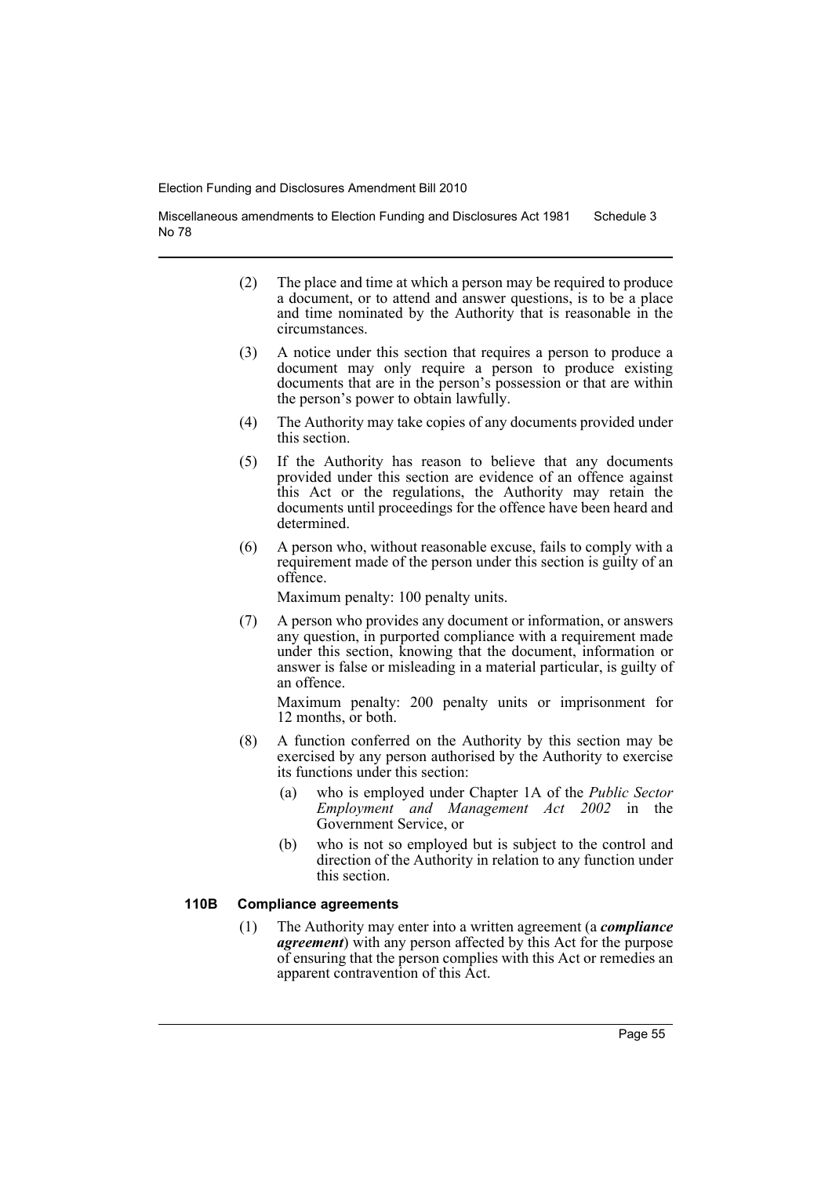(2) The place and time at which a person may be required to produce a document, or to attend and answer questions, is to be a place and time nominated by the Authority that is reasonable in the circumstances.

(3) A notice under this section that requires a person to produce a document may only require a person to produce existing documents that are in the person's possession or that are within the person's power to obtain lawfully.

(4) The Authority may take copies of any documents provided under this section.

(5) If the Authority has reason to believe that any documents provided under this section are evidence of an offence against this Act or the regulations, the Authority may retain the documents until proceedings for the offence have been heard and determined.

(6) A person who, without reasonable excuse, fails to comply with a requirement made of the person under this section is guilty of an offence.

Maximum penalty: 100 penalty units.

(7) A person who provides any document or information, or answers any question, in purported compliance with a requirement made under this section, knowing that the document, information or answer is false or misleading in a material particular, is guilty of an offence.

Maximum penalty: 200 penalty units or imprisonment for 12 months, or both.

(8) A function conferred on the Authority by this section may be exercised by any person authorised by the Authority to exercise its functions under this section:

(a) who is employed under Chapter 1A of the *Public Sector Employment and Management Act 2002* in the Government Service, or

(b) who is not so employed but is subject to the control and direction of the Authority in relation to any function under this section.

**110B Compliance agreements**

(1) The Authority may enter into a written agreement (a ***compliance agreement***) with any person affected by this Act for the purpose of ensuring that the person complies with this Act or remedies an apparent contravention of this Act.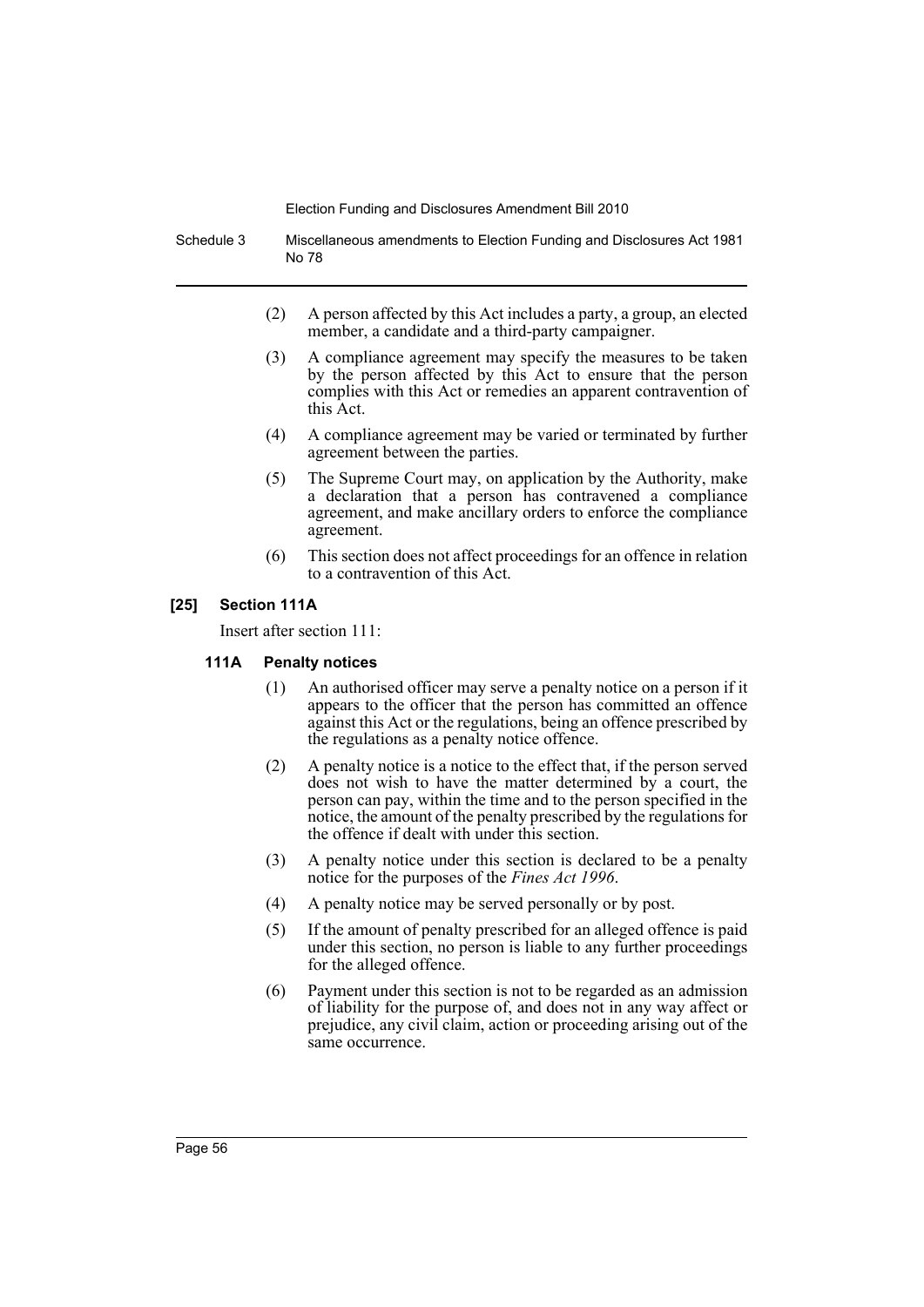(2) A person affected by this Act includes a party, a group, an elected member, a candidate and a third-party campaigner.

(3) A compliance agreement may specify the measures to be taken by the person affected by this Act to ensure that the person complies with this Act or remedies an apparent contravention of this Act.

(4) A compliance agreement may be varied or terminated by further agreement between the parties.

(5) The Supreme Court may, on application by the Authority, make a declaration that a person has contravened a compliance agreement, and make ancillary orders to enforce the compliance agreement.

(6) This section does not affect proceedings for an offence in relation to a contravention of this Act.

### [25] Section 111A

Insert after section 111:

#### 111A Penalty notices

(1) An authorised officer may serve a penalty notice on a person if it appears to the officer that the person has committed an offence against this Act or the regulations, being an offence prescribed by the regulations as a penalty notice offence.

(2) A penalty notice is a notice to the effect that, if the person served does not wish to have the matter determined by a court, the person can pay, within the time and to the person specified in the notice, the amount of the penalty prescribed by the regulations for the offence if dealt with under this section.

(3) A penalty notice under this section is declared to be a penalty notice for the purposes of the *Fines Act 1996*.

(4) A penalty notice may be served personally or by post.

(5) If the amount of penalty prescribed for an alleged offence is paid under this section, no person is liable to any further proceedings for the alleged offence.

(6) Payment under this section is not to be regarded as an admission of liability for the purpose of, and does not in any way affect or prejudice, any civil claim, action or proceeding arising out of the same occurrence.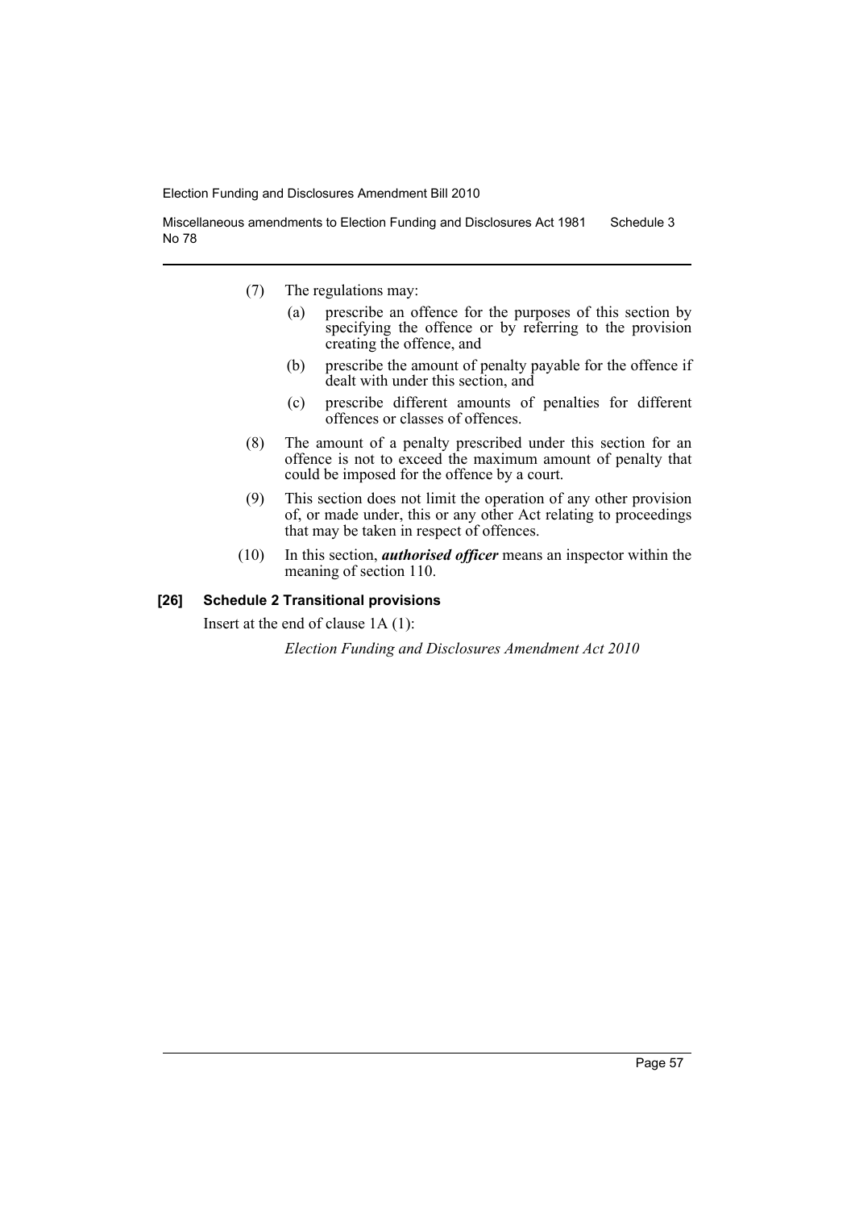(7) The regulations may:

(a) prescribe an offence for the purposes of this section by specifying the offence or by referring to the provision creating the offence, and

(b) prescribe the amount of penalty payable for the offence if dealt with under this section, and

(c) prescribe different amounts of penalties for different offences or classes of offences.

(8) The amount of a penalty prescribed under this section for an offence is not to exceed the maximum amount of penalty that could be imposed for the offence by a court.

(9) This section does not limit the operation of any other provision of, or made under, this or any other Act relating to proceedings that may be taken in respect of offences.

(10) In this section, ***authorised officer*** means an inspector within the meaning of section 110.

**[26] Schedule 2 Transitional provisions**

Insert at the end of clause 1A (1):

*Election Funding and Disclosures Amendment Act 2010*